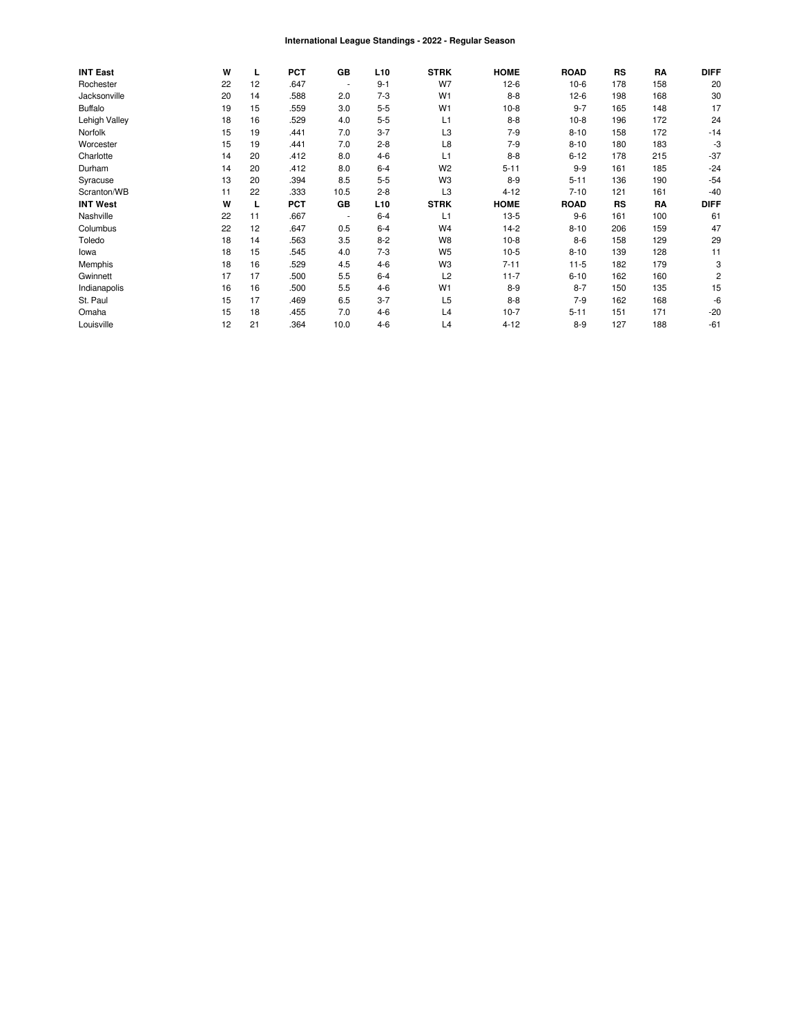# International League Standings - 2022 - Regular Season

| INT East | W | L | PCT | GB | L10 | STRK | HOME | ROAD | RS | RA | DIFF |
|---|---|---|---|---|---|---|---|---|---|---|---|
| Rochester | 22 | 12 | .647 | - | 9-1 | W7 | 12-6 | 10-6 | 178 | 158 | 20 |
| Jacksonville | 20 | 14 | .588 | 2.0 | 7-3 | W1 | 8-8 | 12-6 | 198 | 168 | 30 |
| Buffalo | 19 | 15 | .559 | 3.0 | 5-5 | W1 | 10-8 | 9-7 | 165 | 148 | 17 |
| Lehigh Valley | 18 | 16 | .529 | 4.0 | 5-5 | L1 | 8-8 | 10-8 | 196 | 172 | 24 |
| Norfolk | 15 | 19 | .441 | 7.0 | 3-7 | L3 | 7-9 | 8-10 | 158 | 172 | -14 |
| Worcester | 15 | 19 | .441 | 7.0 | 2-8 | L8 | 7-9 | 8-10 | 180 | 183 | -3 |
| Charlotte | 14 | 20 | .412 | 8.0 | 4-6 | L1 | 8-8 | 6-12 | 178 | 215 | -37 |
| Durham | 14 | 20 | .412 | 8.0 | 6-4 | W2 | 5-11 | 9-9 | 161 | 185 | -24 |
| Syracuse | 13 | 20 | .394 | 8.5 | 5-5 | W3 | 8-9 | 5-11 | 136 | 190 | -54 |
| Scranton/WB | 11 | 22 | .333 | 10.5 | 2-8 | L3 | 4-12 | 7-10 | 121 | 161 | -40 |
| **INT West** | **W** | **L** | **PCT** | **GB** | **L10** | **STRK** | **HOME** | **ROAD** | **RS** | **RA** | **DIFF** |
| Nashville | 22 | 11 | .667 | - | 6-4 | L1 | 13-5 | 9-6 | 161 | 100 | 61 |
| Columbus | 22 | 12 | .647 | 0.5 | 6-4 | W4 | 14-2 | 8-10 | 206 | 159 | 47 |
| Toledo | 18 | 14 | .563 | 3.5 | 8-2 | W8 | 10-8 | 8-6 | 158 | 129 | 29 |
| Iowa | 18 | 15 | .545 | 4.0 | 7-3 | W5 | 10-5 | 8-10 | 139 | 128 | 11 |
| Memphis | 18 | 16 | .529 | 4.5 | 4-6 | W3 | 7-11 | 11-5 | 182 | 179 | 3 |
| Gwinnett | 17 | 17 | .500 | 5.5 | 6-4 | L2 | 11-7 | 6-10 | 162 | 160 | 2 |
| Indianapolis | 16 | 16 | .500 | 5.5 | 4-6 | W1 | 8-9 | 8-7 | 150 | 135 | 15 |
| St. Paul | 15 | 17 | .469 | 6.5 | 3-7 | L5 | 8-8 | 7-9 | 162 | 168 | -6 |
| Omaha | 15 | 18 | .455 | 7.0 | 4-6 | L4 | 10-7 | 5-11 | 151 | 171 | -20 |
| Louisville | 12 | 21 | .364 | 10.0 | 4-6 | L4 | 4-12 | 8-9 | 127 | 188 | -61 |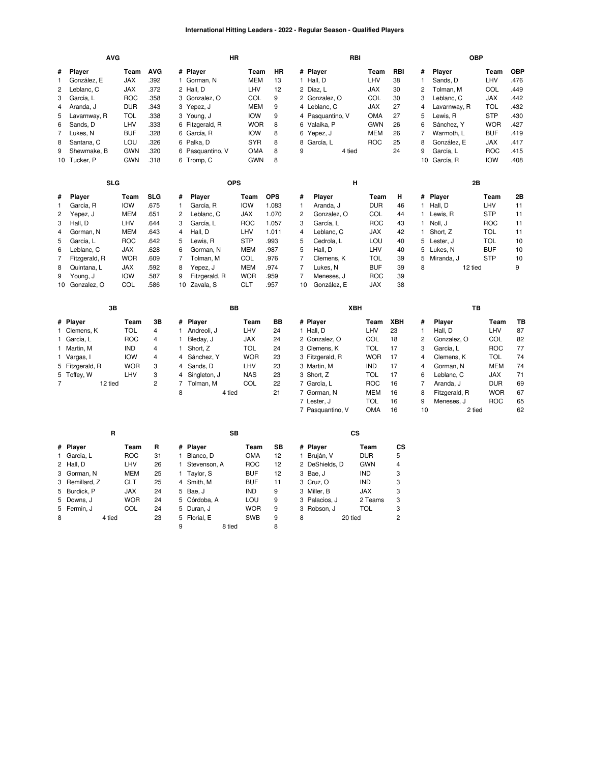# International Hitting Leaders - 2022 - Regular Season - Qualified Players

## AVG

| # | Player | Team | AVG |
|---|---|---|---|
| 1 | González, E | JAX | .392 |
| 2 | Leblanc, C | JAX | .372 |
| 3 | García, L | ROC | .358 |
| 4 | Aranda, J | DUR | .343 |
| 5 | Lavarnway, R | TOL | .338 |
| 6 | Sands, D | LHV | .333 |
| 7 | Lukes, N | BUF | .328 |
| 8 | Santana, C | LOU | .326 |
| 9 | Shewmake, B | GWN | .320 |
| 10 | Tucker, P | GWN | .318 |

## HR

| # | Player | Team | HR |
|---|---|---|---|
| 1 | Gorman, N | MEM | 13 |
| 2 | Hall, D | LHV | 12 |
| 3 | Gonzalez, O | COL | 9 |
| 3 | Yepez, J | MEM | 9 |
| 3 | Young, J | IOW | 9 |
| 6 | Fitzgerald, R | WOR | 8 |
| 6 | García, R | IOW | 8 |
| 6 | Palka, D | SYR | 8 |
| 6 | Pasquantino, V | OMA | 8 |
| 6 | Tromp, C | GWN | 8 |

## RBI

| # | Player | Team | RBI |
|---|---|---|---|
| 1 | Hall, D | LHV | 38 |
| 2 | Díaz, L | JAX | 30 |
| 2 | Gonzalez, O | COL | 30 |
| 4 | Leblanc, C | JAX | 27 |
| 4 | Pasquantino, V | OMA | 27 |
| 6 | Valaika, P | GWN | 26 |
| 6 | Yepez, J | MEM | 26 |
| 8 | García, L | ROC | 25 |
| 9 | 4 tied | | 24 |

## OBP

| # | Player | Team | OBP |
|---|---|---|---|
| 1 | Sands, D | LHV | .476 |
| 2 | Tolman, M | COL | .449 |
| 3 | Leblanc, C | JAX | .442 |
| 4 | Lavarnway, R | TOL | .432 |
| 5 | Lewis, R | STP | .430 |
| 6 | Sánchez, Y | WOR | .427 |
| 7 | Warmoth, L | BUF | .419 |
| 8 | González, E | JAX | .417 |
| 9 | García, L | ROC | .415 |
| 10 | García, R | IOW | .408 |

## SLG

| # | Player | Team | SLG |
|---|---|---|---|
| 1 | García, R | IOW | .675 |
| 2 | Yepez, J | MEM | .651 |
| 3 | Hall, D | LHV | .644 |
| 4 | Gorman, N | MEM | .643 |
| 5 | García, L | ROC | .642 |
| 6 | Leblanc, C | JAX | .628 |
| 7 | Fitzgerald, R | WOR | .609 |
| 8 | Quintana, L | JAX | .592 |
| 9 | Young, J | IOW | .587 |
| 10 | Gonzalez, O | COL | .586 |

## OPS

| # | Player | Team | OPS |
|---|---|---|---|
| 1 | García, R | IOW | 1.083 |
| 2 | Leblanc, C | JAX | 1.070 |
| 3 | García, L | ROC | 1.057 |
| 4 | Hall, D | LHV | 1.011 |
| 5 | Lewis, R | STP | .993 |
| 6 | Gorman, N | MEM | .987 |
| 7 | Tolman, M | COL | .976 |
| 8 | Yepez, J | MEM | .974 |
| 9 | Fitzgerald, R | WOR | .959 |
| 10 | Zavala, S | CLT | .957 |

## H

| # | Player | Team | H |
|---|---|---|---|
| 1 | Aranda, J | DUR | 46 |
| 2 | Gonzalez, O | COL | 44 |
| 3 | García, L | ROC | 43 |
| 4 | Leblanc, C | JAX | 42 |
| 5 | Cedrola, L | LOU | 40 |
| 5 | Hall, D | LHV | 40 |
| 7 | Clemens, K | TOL | 39 |
| 7 | Lukes, N | BUF | 39 |
| 7 | Meneses, J | ROC | 39 |
| 10 | González, E | JAX | 38 |

## 2B

| # | Player | Team | 2B |
|---|---|---|---|
| 1 | Hall, D | LHV | 11 |
| 1 | Lewis, R | STP | 11 |
| 1 | Noll, J | ROC | 11 |
| 1 | Short, Z | TOL | 11 |
| 5 | Lester, J | TOL | 10 |
| 5 | Lukes, N | BUF | 10 |
| 5 | Miranda, J | STP | 10 |
| 8 | 12 tied | | 9 |

## 3B

| # | Player | Team | 3B |
|---|---|---|---|
| 1 | Clemens, K | TOL | 4 |
| 1 | García, L | ROC | 4 |
| 1 | Martin, M | IND | 4 |
| 1 | Vargas, I | IOW | 4 |
| 5 | Fitzgerald, R | WOR | 3 |
| 5 | Toffey, W | LHV | 3 |
| 7 | 12 tied | | 2 |

## BB

| # | Player | Team | BB |
|---|---|---|---|
| 1 | Andreoli, J | LHV | 24 |
| 1 | Bleday, J | JAX | 24 |
| 1 | Short, Z | TOL | 24 |
| 4 | Sánchez, Y | WOR | 23 |
| 4 | Sands, D | LHV | 23 |
| 4 | Singleton, J | NAS | 23 |
| 7 | Tolman, M | COL | 22 |
| 8 | 4 tied | | 21 |

## XBH

| # | Player | Team | XBH |
|---|---|---|---|
| 1 | Hall, D | LHV | 23 |
| 2 | Gonzalez, O | COL | 18 |
| 3 | Clemens, K | TOL | 17 |
| 3 | Fitzgerald, R | WOR | 17 |
| 3 | Martin, M | IND | 17 |
| 3 | Short, Z | TOL | 17 |
| 7 | García, L | ROC | 16 |
| 7 | Gorman, N | MEM | 16 |
| 7 | Lester, J | TOL | 16 |
| 7 | Pasquantino, V | OMA | 16 |

## TB

| # | Player | Team | TB |
|---|---|---|---|
| 1 | Hall, D | LHV | 87 |
| 2 | Gonzalez, O | COL | 82 |
| 3 | García, L | ROC | 77 |
| 4 | Clemens, K | TOL | 74 |
| 4 | Gorman, N | MEM | 74 |
| 6 | Leblanc, C | JAX | 71 |
| 7 | Aranda, J | DUR | 69 |
| 8 | Fitzgerald, R | WOR | 67 |
| 9 | Meneses, J | ROC | 65 |
| 10 | 2 tied | | 62 |

## R

| # | Player | Team | R |
|---|---|---|---|
| 1 | García, L | ROC | 31 |
| 2 | Hall, D | LHV | 26 |
| 3 | Gorman, N | MEM | 25 |
| 3 | Remillard, Z | CLT | 25 |
| 5 | Burdick, P | JAX | 24 |
| 5 | Downs, J | WOR | 24 |
| 5 | Fermin, J | COL | 24 |
| 8 | 4 tied | | 23 |

## SB

| # | Player | Team | SB |
|---|---|---|---|
| 1 | Blanco, D | OMA | 12 |
| 1 | Stevenson, A | ROC | 12 |
| 1 | Taylor, S | BUF | 12 |
| 4 | Smith, M | BUF | 11 |
| 5 | Bae, J | IND | 9 |
| 5 | Córdoba, A | LOU | 9 |
| 5 | Duran, J | WOR | 9 |
| 5 | Florial, E | SWB | 9 |
| 9 | 8 tied | | 8 |

## CS

| # | Player | Team | CS |
|---|---|---|---|
| 1 | Bruján, V | DUR | 5 |
| 2 | DeShields, D | GWN | 4 |
| 3 | Bae, J | IND | 3 |
| 3 | Cruz, O | IND | 3 |
| 3 | Miller, B | JAX | 3 |
| 3 | Palacios, J | 2 Teams | 3 |
| 3 | Robson, J | TOL | 3 |
| 8 | 20 tied | | 2 |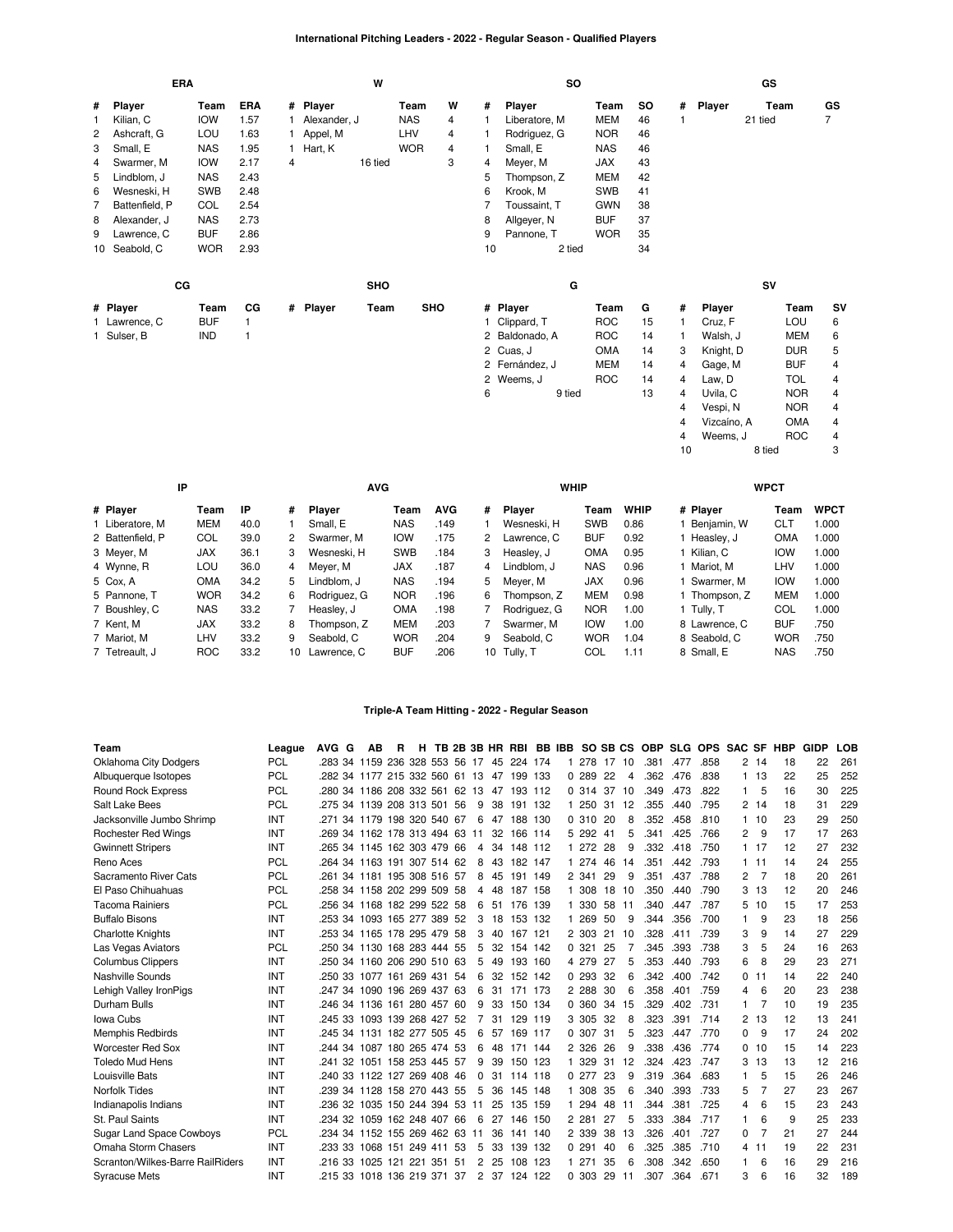# International Pitching Leaders - 2022 - Regular Season - Qualified Players

### ERA

| # | Player | Team | ERA |
|---|---|---|---|
| 1 | Kilian, C | IOW | 1.57 |
| 2 | Ashcraft, G | LOU | 1.63 |
| 3 | Small, E | NAS | 1.95 |
| 4 | Swarmer, M | IOW | 2.17 |
| 5 | Lindblom, J | NAS | 2.43 |
| 6 | Wesneski, H | SWB | 2.48 |
| 7 | Battenfield, P | COL | 2.54 |
| 8 | Alexander, J | NAS | 2.73 |
| 9 | Lawrence, C | BUF | 2.86 |
| 10 | Seabold, C | WOR | 2.93 |

### W

| # | Player | Team | W |
|---|---|---|---|
| 1 | Alexander, J | NAS | 4 |
| 1 | Appel, M | LHV | 4 |
| 1 | Hart, K | WOR | 4 |
| 4 | 16 tied | | 3 |

### SO

| # | Player | Team | SO |
|---|---|---|---|
| 1 | Liberatore, M | MEM | 46 |
| 1 | Rodriguez, G | NOR | 46 |
| 1 | Small, E | NAS | 46 |
| 4 | Meyer, M | JAX | 43 |
| 5 | Thompson, Z | MEM | 42 |
| 6 | Krook, M | SWB | 41 |
| 7 | Toussaint, T | GWN | 38 |
| 8 | Allgeyer, N | BUF | 37 |
| 9 | Pannone, T | WOR | 35 |
| 10 | 2 tied | | 34 |

### GS

| # | Player | Team | GS |
|---|---|---|---|
| 1 | 21 tied | | 7 |

### CG

| # | Player | Team | CG |
|---|---|---|---|
| 1 | Lawrence, C | BUF | 1 |
| 1 | Sulser, B | IND | 1 |

### SHO

| # | Player | Team | SHO |
|---|---|---|---|

### G

| # | Player | Team | G |
|---|---|---|---|
| 1 | Clippard, T | ROC | 15 |
| 2 | Baldonado, A | ROC | 14 |
| 2 | Cuas, J | OMA | 14 |
| 2 | Fernández, J | MEM | 14 |
| 2 | Weems, J | ROC | 14 |
| 6 | 9 tied | | 13 |

### SV

| # | Player | Team | SV |
|---|---|---|---|
| 1 | Cruz, F | LOU | 6 |
| 1 | Walsh, J | MEM | 6 |
| 3 | Knight, D | DUR | 5 |
| 4 | Gage, M | BUF | 4 |
| 4 | Law, D | TOL | 4 |
| 4 | Uvila, C | NOR | 4 |
| 4 | Vespi, N | NOR | 4 |
| 4 | Vizcaíno, A | OMA | 4 |
| 4 | Weems, J | ROC | 4 |
| 10 | 8 tied | | 3 |

### IP

| # | Player | Team | IP |
|---|---|---|---|
| 1 | Liberatore, M | MEM | 40.0 |
| 2 | Battenfield, P | COL | 39.0 |
| 3 | Meyer, M | JAX | 36.1 |
| 4 | Wynne, R | LOU | 36.0 |
| 5 | Cox, A | OMA | 34.2 |
| 5 | Pannone, T | WOR | 34.2 |
| 7 | Boushley, C | NAS | 33.2 |
| 7 | Kent, M | JAX | 33.2 |
| 7 | Mariot, M | LHV | 33.2 |
| 7 | Tetreault, J | ROC | 33.2 |

### AVG

| # | Player | Team | AVG |
|---|---|---|---|
| 1 | Small, E | NAS | .149 |
| 2 | Swarmer, M | IOW | .175 |
| 3 | Wesneski, H | SWB | .184 |
| 4 | Meyer, M | JAX | .187 |
| 5 | Lindblom, J | NAS | .194 |
| 6 | Rodriguez, G | NOR | .196 |
| 7 | Heasley, J | OMA | .198 |
| 8 | Thompson, Z | MEM | .203 |
| 9 | Seabold, C | WOR | .204 |
| 10 | Lawrence, C | BUF | .206 |

### WHIP

| # | Player | Team | WHIP |
|---|---|---|---|
| 1 | Wesneski, H | SWB | 0.86 |
| 2 | Lawrence, C | BUF | 0.92 |
| 3 | Heasley, J | OMA | 0.95 |
| 4 | Lindblom, J | NAS | 0.96 |
| 5 | Meyer, M | JAX | 0.96 |
| 6 | Thompson, Z | MEM | 0.98 |
| 7 | Rodriguez, G | NOR | 1.00 |
| 7 | Swarmer, M | IOW | 1.00 |
| 9 | Seabold, C | WOR | 1.04 |
| 10 | Tully, T | COL | 1.11 |

### WPCT

| # | Player | Team | WPCT |
|---|---|---|---|
| 1 | Benjamin, W | CLT | 1.000 |
| 1 | Heasley, J | OMA | 1.000 |
| 1 | Kilian, C | IOW | 1.000 |
| 1 | Mariot, M | LHV | 1.000 |
| 1 | Swarmer, M | IOW | 1.000 |
| 1 | Thompson, Z | MEM | 1.000 |
| 1 | Tully, T | COL | 1.000 |
| 8 | Lawrence, C | BUF | .750 |
| 8 | Seabold, C | WOR | .750 |
| 8 | Small, E | NAS | .750 |

# Triple-A Team Hitting - 2022 - Regular Season

| Team | League | AVG | G | AB | R | H | TB | 2B | 3B | HR | RBI | BB | IBB | SO | SB | CS | OBP | SLG | OPS | SAC | SF | HBP | GIDP | LOB |
|---|---|---|---|---|---|---|---|---|---|---|---|---|---|---|---|---|---|---|---|---|---|---|---|---|
| Oklahoma City Dodgers | PCL | .283 | 34 | 1159 | 236 | 328 | 553 | 56 | 17 | 45 | 224 | 174 | 1 | 278 | 17 | 10 | .381 | .477 | .858 | 2 | 14 | 18 | 22 | 261 |
| Albuquerque Isotopes | PCL | .282 | 34 | 1177 | 215 | 332 | 560 | 61 | 13 | 47 | 199 | 133 | 0 | 289 | 22 | 4 | .362 | .476 | .838 | 1 | 13 | 22 | 25 | 252 |
| Round Rock Express | PCL | .280 | 34 | 1186 | 208 | 332 | 561 | 62 | 13 | 47 | 193 | 112 | 0 | 314 | 37 | 10 | .349 | .473 | .822 | 1 | 5 | 16 | 30 | 225 |
| Salt Lake Bees | PCL | .275 | 34 | 1139 | 208 | 313 | 501 | 56 | 9 | 38 | 191 | 132 | 1 | 250 | 31 | 12 | .355 | .440 | .795 | 2 | 14 | 18 | 31 | 229 |
| Jacksonville Jumbo Shrimp | INT | .271 | 34 | 1179 | 198 | 320 | 540 | 67 | 6 | 47 | 188 | 130 | 0 | 310 | 20 | 8 | .352 | .458 | .810 | 1 | 10 | 23 | 29 | 250 |
| Rochester Red Wings | INT | .269 | 34 | 1162 | 178 | 313 | 494 | 63 | 11 | 32 | 166 | 114 | 5 | 292 | 41 | 5 | .341 | .425 | .766 | 2 | 9 | 17 | 17 | 263 |
| Gwinnett Stripers | INT | .265 | 34 | 1145 | 162 | 303 | 479 | 66 | 4 | 34 | 148 | 112 | 1 | 272 | 28 | 9 | .332 | .418 | .750 | 1 | 17 | 12 | 27 | 232 |
| Reno Aces | PCL | .264 | 34 | 1163 | 191 | 307 | 514 | 62 | 8 | 43 | 182 | 147 | 1 | 274 | 46 | 14 | .351 | .442 | .793 | 1 | 11 | 14 | 24 | 255 |
| Sacramento River Cats | PCL | .261 | 34 | 1181 | 195 | 308 | 516 | 57 | 8 | 45 | 191 | 149 | 2 | 341 | 29 | 9 | .351 | .437 | .788 | 2 | 7 | 18 | 20 | 261 |
| El Paso Chihuahuas | PCL | .258 | 34 | 1158 | 202 | 299 | 509 | 58 | 4 | 48 | 187 | 158 | 1 | 308 | 18 | 10 | .350 | .440 | .790 | 3 | 13 | 12 | 20 | 246 |
| Tacoma Rainiers | PCL | .256 | 34 | 1168 | 182 | 299 | 522 | 58 | 6 | 51 | 176 | 139 | 1 | 330 | 58 | 11 | .340 | .447 | .787 | 5 | 10 | 15 | 17 | 253 |
| Buffalo Bisons | INT | .253 | 34 | 1093 | 165 | 277 | 389 | 52 | 3 | 18 | 153 | 132 | 1 | 269 | 50 | 9 | .344 | .356 | .700 | 1 | 9 | 23 | 18 | 256 |
| Charlotte Knights | INT | .253 | 34 | 1165 | 178 | 295 | 479 | 58 | 3 | 40 | 167 | 121 | 2 | 303 | 21 | 10 | .328 | .411 | .739 | 3 | 9 | 14 | 27 | 229 |
| Las Vegas Aviators | PCL | .250 | 34 | 1130 | 168 | 283 | 444 | 55 | 5 | 32 | 154 | 142 | 0 | 321 | 25 | 7 | .345 | .393 | .738 | 3 | 5 | 24 | 16 | 263 |
| Columbus Clippers | INT | .250 | 34 | 1160 | 206 | 290 | 510 | 63 | 5 | 49 | 193 | 160 | 4 | 279 | 27 | 5 | .353 | .440 | .793 | 6 | 8 | 29 | 23 | 271 |
| Nashville Sounds | INT | .250 | 33 | 1077 | 161 | 269 | 431 | 54 | 6 | 32 | 152 | 142 | 0 | 293 | 32 | 6 | .342 | .400 | .742 | 0 | 11 | 14 | 22 | 240 |
| Lehigh Valley IronPigs | INT | .247 | 34 | 1090 | 196 | 269 | 437 | 63 | 6 | 31 | 171 | 173 | 2 | 288 | 30 | 6 | .358 | .401 | .759 | 4 | 6 | 20 | 23 | 238 |
| Durham Bulls | INT | .246 | 34 | 1136 | 161 | 280 | 457 | 60 | 9 | 33 | 150 | 134 | 0 | 360 | 34 | 15 | .329 | .402 | .731 | 1 | 7 | 10 | 19 | 235 |
| Iowa Cubs | INT | .245 | 33 | 1093 | 139 | 268 | 427 | 52 | 7 | 31 | 129 | 119 | 3 | 305 | 32 | 8 | .323 | .391 | .714 | 2 | 13 | 12 | 13 | 241 |
| Memphis Redbirds | INT | .245 | 34 | 1131 | 182 | 277 | 505 | 45 | 6 | 57 | 169 | 117 | 0 | 307 | 31 | 5 | .323 | .447 | .770 | 0 | 9 | 17 | 24 | 202 |
| Worcester Red Sox | INT | .244 | 34 | 1087 | 180 | 265 | 474 | 53 | 6 | 48 | 171 | 144 | 2 | 326 | 26 | 9 | .338 | .436 | .774 | 0 | 10 | 15 | 14 | 223 |
| Toledo Mud Hens | INT | .241 | 32 | 1051 | 158 | 253 | 445 | 57 | 9 | 39 | 150 | 123 | 1 | 329 | 31 | 12 | .324 | .423 | .747 | 3 | 13 | 15 | 12 | 216 |
| Louisville Bats | INT | .240 | 33 | 1122 | 127 | 269 | 408 | 46 | 0 | 31 | 114 | 118 | 0 | 277 | 23 | 9 | .319 | .364 | .683 | 1 | 5 | 15 | 26 | 246 |
| Norfolk Tides | INT | .239 | 34 | 1128 | 158 | 270 | 443 | 55 | 5 | 36 | 145 | 148 | 1 | 308 | 35 | 6 | .340 | .393 | .733 | 5 | 7 | 27 | 23 | 267 |
| Indianapolis Indians | INT | .236 | 32 | 1035 | 150 | 244 | 394 | 53 | 11 | 25 | 135 | 159 | 1 | 294 | 48 | 11 | .344 | .381 | .725 | 4 | 6 | 15 | 23 | 243 |
| St. Paul Saints | INT | .234 | 32 | 1059 | 162 | 248 | 407 | 66 | 6 | 27 | 146 | 150 | 2 | 281 | 27 | 5 | .333 | .384 | .717 | 1 | 6 | 9 | 25 | 233 |
| Sugar Land Space Cowboys | PCL | .234 | 34 | 1152 | 155 | 269 | 462 | 63 | 11 | 36 | 141 | 140 | 2 | 339 | 38 | 13 | .326 | .401 | .727 | 0 | 7 | 21 | 27 | 244 |
| Omaha Storm Chasers | INT | .233 | 33 | 1068 | 151 | 249 | 411 | 53 | 5 | 33 | 139 | 132 | 0 | 291 | 40 | 6 | .325 | .385 | .710 | 4 | 11 | 19 | 22 | 231 |
| Scranton/Wilkes-Barre RailRiders | INT | .216 | 33 | 1025 | 121 | 221 | 351 | 51 | 2 | 25 | 108 | 123 | 1 | 271 | 35 | 6 | .308 | .342 | .650 | 1 | 6 | 16 | 29 | 216 |
| Syracuse Mets | INT | .215 | 33 | 1018 | 136 | 219 | 371 | 37 | 2 | 37 | 124 | 122 | 0 | 303 | 29 | 11 | .307 | .364 | .671 | 3 | 6 | 16 | 32 | 189 |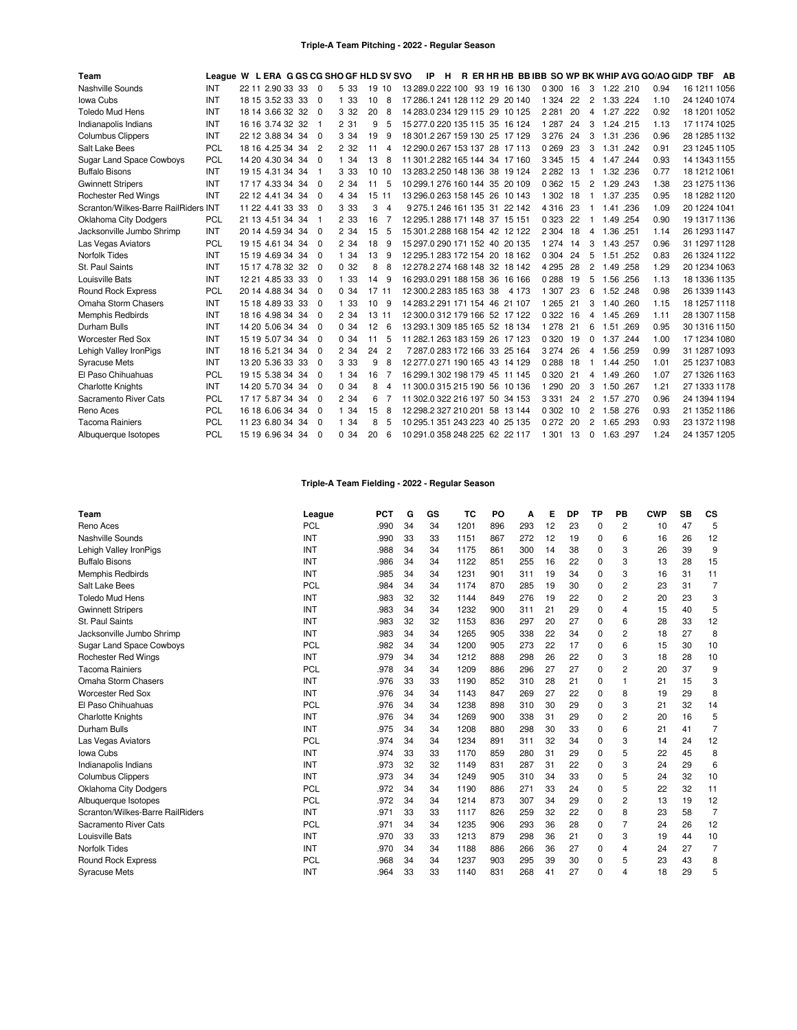### Triple-A Team Pitching - 2022 - Regular Season

| Team | League | W | L | ERA | G | GS | CG | SHO | GF | HLD | SV | SVO | IP | H | R | ER | HR | HB | BB | IBB | SO | WP | BK | WHIP | AVG | GO/AO | GIDP | TBF | AB |
|---|---|---|---|---|---|---|---|---|---|---|---|---|---|---|---|---|---|---|---|---|---|---|---|---|---|---|---|---|---|
| Nashville Sounds | INT | 22 | 11 | 2.90 | 33 | 33 | 0 | 5 | 33 | 19 | 10 | 13 | 289.0 | 222 | 100 | 93 | 19 | 16 | 130 | 0 | 300 | 16 | 3 | 1.22 | .210 | 0.94 | 16 | 1211 | 1056 |
| Iowa Cubs | INT | 18 | 15 | 3.52 | 33 | 33 | 0 | 1 | 33 | 10 | 8 | 17 | 286.1 | 241 | 128 | 112 | 29 | 20 | 140 | 1 | 324 | 22 | 2 | 1.33 | .224 | 1.10 | 24 | 1240 | 1074 |
| Toledo Mud Hens | INT | 18 | 14 | 3.66 | 32 | 32 | 0 | 3 | 32 | 20 | 8 | 14 | 283.0 | 234 | 129 | 115 | 29 | 10 | 125 | 2 | 281 | 20 | 4 | 1.27 | .222 | 0.92 | 18 | 1201 | 1052 |
| Indianapolis Indians | INT | 16 | 16 | 3.74 | 32 | 32 | 1 | 2 | 31 | 9 | 5 | 15 | 277.0 | 220 | 135 | 115 | 35 | 16 | 124 | 1 | 287 | 24 | 3 | 1.24 | .215 | 1.13 | 17 | 1174 | 1025 |
| Columbus Clippers | INT | 22 | 12 | 3.88 | 34 | 34 | 0 | 3 | 34 | 19 | 9 | 18 | 301.2 | 267 | 159 | 130 | 25 | 17 | 129 | 3 | 276 | 24 | 3 | 1.31 | .236 | 0.96 | 28 | 1285 | 1132 |
| Salt Lake Bees | PCL | 18 | 16 | 4.25 | 34 | 34 | 2 | 2 | 32 | 11 | 4 | 12 | 290.0 | 267 | 153 | 137 | 28 | 17 | 113 | 0 | 269 | 23 | 3 | 1.31 | .242 | 0.91 | 23 | 1245 | 1105 |
| Sugar Land Space Cowboys | PCL | 14 | 20 | 4.30 | 34 | 34 | 0 | 1 | 34 | 13 | 8 | 11 | 301.2 | 282 | 165 | 144 | 34 | 17 | 160 | 3 | 345 | 15 | 4 | 1.47 | .244 | 0.93 | 14 | 1343 | 1155 |
| Buffalo Bisons | INT | 19 | 15 | 4.31 | 34 | 34 | 1 | 3 | 33 | 10 | 10 | 13 | 283.2 | 250 | 148 | 136 | 38 | 19 | 124 | 2 | 282 | 13 | 1 | 1.32 | .236 | 0.77 | 18 | 1212 | 1061 |
| Gwinnett Stripers | INT | 17 | 17 | 4.33 | 34 | 34 | 0 | 2 | 34 | 11 | 5 | 10 | 299.1 | 276 | 160 | 144 | 35 | 20 | 109 | 0 | 362 | 15 | 2 | 1.29 | .243 | 1.38 | 23 | 1275 | 1136 |
| Rochester Red Wings | INT | 22 | 12 | 4.41 | 34 | 34 | 0 | 4 | 34 | 15 | 11 | 13 | 296.0 | 263 | 158 | 145 | 26 | 10 | 143 | 1 | 302 | 18 | 1 | 1.37 | .235 | 0.95 | 18 | 1282 | 1120 |
| Scranton/Wilkes-Barre RailRiders | INT | 11 | 22 | 4.41 | 33 | 33 | 0 | 3 | 33 | 3 | 4 | 9 | 275.1 | 246 | 161 | 135 | 31 | 22 | 142 | 4 | 316 | 23 | 1 | 1.41 | .236 | 1.09 | 20 | 1224 | 1041 |
| Oklahoma City Dodgers | PCL | 21 | 13 | 4.51 | 34 | 34 | 1 | 2 | 33 | 16 | 7 | 12 | 295.1 | 288 | 171 | 148 | 37 | 15 | 151 | 0 | 323 | 22 | 1 | 1.49 | .254 | 0.90 | 19 | 1317 | 1136 |
| Jacksonville Jumbo Shrimp | INT | 20 | 14 | 4.59 | 34 | 34 | 0 | 2 | 34 | 15 | 5 | 15 | 301.2 | 288 | 168 | 154 | 42 | 12 | 122 | 2 | 304 | 18 | 4 | 1.36 | .251 | 1.14 | 26 | 1293 | 1147 |
| Las Vegas Aviators | PCL | 19 | 15 | 4.61 | 34 | 34 | 0 | 2 | 34 | 18 | 9 | 15 | 297.0 | 290 | 171 | 152 | 40 | 20 | 135 | 1 | 274 | 14 | 3 | 1.43 | .257 | 0.96 | 31 | 1297 | 1128 |
| Norfolk Tides | INT | 15 | 19 | 4.69 | 34 | 34 | 0 | 1 | 34 | 13 | 9 | 12 | 295.1 | 283 | 172 | 154 | 20 | 18 | 162 | 0 | 304 | 24 | 5 | 1.51 | .252 | 0.83 | 26 | 1324 | 1122 |
| St. Paul Saints | INT | 15 | 17 | 4.78 | 32 | 32 | 0 | 0 | 32 | 8 | 8 | 12 | 278.2 | 274 | 168 | 148 | 32 | 18 | 142 | 4 | 295 | 28 | 2 | 1.49 | .258 | 1.29 | 20 | 1234 | 1063 |
| Louisville Bats | INT | 12 | 21 | 4.85 | 33 | 33 | 0 | 1 | 33 | 14 | 9 | 16 | 293.0 | 291 | 188 | 158 | 36 | 16 | 166 | 0 | 288 | 19 | 5 | 1.56 | .256 | 1.13 | 18 | 1336 | 1135 |
| Round Rock Express | PCL | 20 | 14 | 4.88 | 34 | 34 | 0 | 0 | 34 | 17 | 11 | 12 | 300.2 | 283 | 185 | 163 | 38 | 4 | 173 | 1 | 307 | 23 | 6 | 1.52 | .248 | 0.98 | 26 | 1339 | 1143 |
| Omaha Storm Chasers | INT | 15 | 18 | 4.89 | 33 | 33 | 0 | 1 | 33 | 10 | 9 | 14 | 283.2 | 291 | 171 | 154 | 46 | 21 | 107 | 1 | 265 | 21 | 3 | 1.40 | .260 | 1.15 | 18 | 1257 | 1118 |
| Memphis Redbirds | INT | 18 | 16 | 4.98 | 34 | 34 | 0 | 2 | 34 | 13 | 11 | 12 | 300.0 | 312 | 179 | 166 | 52 | 17 | 122 | 0 | 322 | 16 | 4 | 1.45 | .269 | 1.11 | 28 | 1307 | 1158 |
| Durham Bulls | INT | 14 | 20 | 5.06 | 34 | 34 | 0 | 0 | 34 | 12 | 6 | 13 | 293.1 | 309 | 185 | 165 | 52 | 18 | 134 | 1 | 278 | 21 | 6 | 1.51 | .269 | 0.95 | 30 | 1316 | 1150 |
| Worcester Red Sox | INT | 15 | 19 | 5.07 | 34 | 34 | 0 | 0 | 34 | 11 | 5 | 11 | 282.1 | 263 | 183 | 159 | 26 | 17 | 123 | 0 | 320 | 19 | 0 | 1.37 | .244 | 1.00 | 17 | 1234 | 1080 |
| Lehigh Valley IronPigs | INT | 18 | 16 | 5.21 | 34 | 34 | 0 | 2 | 34 | 24 | 2 | 7 | 287.0 | 283 | 172 | 166 | 33 | 25 | 164 | 3 | 274 | 26 | 4 | 1.56 | .259 | 0.99 | 31 | 1287 | 1093 |
| Syracuse Mets | INT | 13 | 20 | 5.36 | 33 | 33 | 0 | 3 | 33 | 9 | 8 | 12 | 277.0 | 271 | 190 | 165 | 43 | 14 | 129 | 0 | 288 | 18 | 1 | 1.44 | .250 | 1.01 | 25 | 1237 | 1083 |
| El Paso Chihuahuas | PCL | 19 | 15 | 5.38 | 34 | 34 | 0 | 1 | 34 | 16 | 7 | 16 | 299.1 | 302 | 198 | 179 | 45 | 11 | 145 | 0 | 320 | 21 | 4 | 1.49 | .260 | 1.07 | 27 | 1326 | 1163 |
| Charlotte Knights | INT | 14 | 20 | 5.70 | 34 | 34 | 0 | 0 | 34 | 8 | 4 | 11 | 300.0 | 315 | 215 | 190 | 56 | 10 | 136 | 1 | 290 | 20 | 3 | 1.50 | .267 | 1.21 | 27 | 1333 | 1178 |
| Sacramento River Cats | PCL | 17 | 17 | 5.87 | 34 | 34 | 0 | 2 | 34 | 6 | 7 | 11 | 302.0 | 322 | 216 | 197 | 50 | 34 | 153 | 3 | 331 | 24 | 2 | 1.57 | .270 | 0.96 | 24 | 1394 | 1194 |
| Reno Aces | PCL | 16 | 18 | 6.06 | 34 | 34 | 0 | 1 | 34 | 15 | 8 | 12 | 298.2 | 327 | 210 | 201 | 58 | 13 | 144 | 0 | 302 | 10 | 2 | 1.58 | .276 | 0.93 | 21 | 1352 | 1186 |
| Tacoma Rainiers | PCL | 11 | 23 | 6.80 | 34 | 34 | 0 | 1 | 34 | 8 | 5 | 10 | 295.1 | 351 | 243 | 223 | 40 | 25 | 135 | 0 | 272 | 20 | 2 | 1.65 | .293 | 0.93 | 23 | 1372 | 1198 |
| Albuquerque Isotopes | PCL | 15 | 19 | 6.96 | 34 | 34 | 0 | 0 | 34 | 20 | 6 | 10 | 291.0 | 358 | 248 | 225 | 62 | 22 | 117 | 1 | 301 | 13 | 0 | 1.63 | .297 | 1.24 | 24 | 1357 | 1205 |

### Triple-A Team Fielding - 2022 - Regular Season

| Team | League | PCT | G | GS | TC | PO | A | E | DP | TP | PB | CWP | SB | CS |
|---|---|---|---|---|---|---|---|---|---|---|---|---|---|---|
| Reno Aces | PCL | .990 | 34 | 34 | 1201 | 896 | 293 | 12 | 23 | 0 | 2 | 10 | 47 | 5 |
| Nashville Sounds | INT | .990 | 33 | 33 | 1151 | 867 | 272 | 12 | 19 | 0 | 6 | 16 | 26 | 12 |
| Lehigh Valley IronPigs | INT | .988 | 34 | 34 | 1175 | 861 | 300 | 14 | 38 | 0 | 3 | 26 | 39 | 9 |
| Buffalo Bisons | INT | .986 | 34 | 34 | 1122 | 851 | 255 | 16 | 22 | 0 | 3 | 13 | 28 | 15 |
| Memphis Redbirds | INT | .985 | 34 | 34 | 1231 | 901 | 311 | 19 | 34 | 0 | 3 | 16 | 31 | 11 |
| Salt Lake Bees | PCL | .984 | 34 | 34 | 1174 | 870 | 285 | 19 | 30 | 0 | 2 | 23 | 31 | 7 |
| Toledo Mud Hens | INT | .983 | 32 | 32 | 1144 | 849 | 276 | 19 | 22 | 0 | 2 | 20 | 23 | 3 |
| Gwinnett Stripers | INT | .983 | 34 | 34 | 1232 | 900 | 311 | 21 | 29 | 0 | 4 | 15 | 40 | 5 |
| St. Paul Saints | INT | .983 | 32 | 32 | 1153 | 836 | 297 | 20 | 27 | 0 | 6 | 28 | 33 | 12 |
| Jacksonville Jumbo Shrimp | INT | .983 | 34 | 34 | 1265 | 905 | 338 | 22 | 34 | 0 | 2 | 18 | 27 | 8 |
| Sugar Land Space Cowboys | PCL | .982 | 34 | 34 | 1200 | 905 | 273 | 22 | 17 | 0 | 6 | 15 | 30 | 10 |
| Rochester Red Wings | INT | .979 | 34 | 34 | 1212 | 888 | 298 | 26 | 22 | 0 | 3 | 18 | 28 | 10 |
| Tacoma Rainiers | PCL | .978 | 34 | 34 | 1209 | 886 | 296 | 27 | 27 | 0 | 2 | 20 | 37 | 9 |
| Omaha Storm Chasers | INT | .976 | 33 | 33 | 1190 | 852 | 310 | 28 | 21 | 0 | 1 | 21 | 15 | 3 |
| Worcester Red Sox | INT | .976 | 34 | 34 | 1143 | 847 | 269 | 27 | 22 | 0 | 8 | 19 | 29 | 8 |
| El Paso Chihuahuas | PCL | .976 | 34 | 34 | 1238 | 898 | 310 | 30 | 29 | 0 | 3 | 21 | 32 | 14 |
| Charlotte Knights | INT | .976 | 34 | 34 | 1269 | 900 | 338 | 31 | 29 | 0 | 2 | 20 | 16 | 5 |
| Durham Bulls | INT | .975 | 34 | 34 | 1208 | 880 | 298 | 30 | 33 | 0 | 6 | 21 | 41 | 7 |
| Las Vegas Aviators | PCL | .974 | 34 | 34 | 1234 | 891 | 311 | 32 | 34 | 0 | 3 | 14 | 24 | 12 |
| Iowa Cubs | INT | .974 | 33 | 33 | 1170 | 859 | 280 | 31 | 29 | 0 | 5 | 22 | 45 | 8 |
| Indianapolis Indians | INT | .973 | 32 | 32 | 1149 | 831 | 287 | 31 | 22 | 0 | 3 | 24 | 29 | 6 |
| Columbus Clippers | INT | .973 | 34 | 34 | 1249 | 905 | 310 | 34 | 33 | 0 | 5 | 24 | 32 | 10 |
| Oklahoma City Dodgers | PCL | .972 | 34 | 34 | 1190 | 886 | 271 | 33 | 24 | 0 | 5 | 22 | 32 | 11 |
| Albuquerque Isotopes | PCL | .972 | 34 | 34 | 1214 | 873 | 307 | 34 | 29 | 0 | 2 | 13 | 19 | 12 |
| Scranton/Wilkes-Barre RailRiders | INT | .971 | 33 | 33 | 1117 | 826 | 259 | 32 | 22 | 0 | 8 | 23 | 58 | 7 |
| Sacramento River Cats | PCL | .971 | 34 | 34 | 1235 | 906 | 293 | 36 | 28 | 0 | 7 | 24 | 26 | 12 |
| Louisville Bats | INT | .970 | 33 | 33 | 1213 | 879 | 298 | 36 | 21 | 0 | 3 | 19 | 44 | 10 |
| Norfolk Tides | INT | .970 | 34 | 34 | 1188 | 886 | 266 | 36 | 27 | 0 | 4 | 24 | 27 | 7 |
| Round Rock Express | PCL | .968 | 34 | 34 | 1237 | 903 | 295 | 39 | 30 | 0 | 5 | 23 | 43 | 8 |
| Syracuse Mets | INT | .964 | 33 | 33 | 1140 | 831 | 268 | 41 | 27 | 0 | 4 | 18 | 29 | 5 |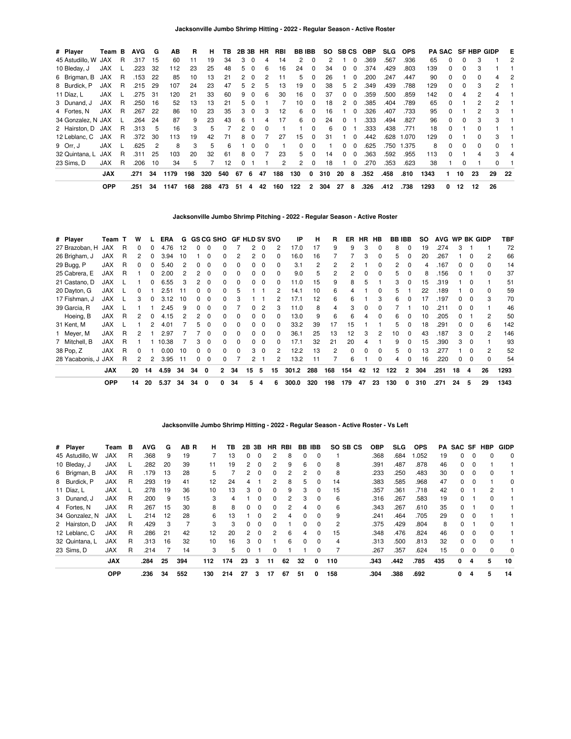### Jacksonville Jumbo Shrimp Hitting - 2022 - Regular Season - Active Roster

| # | Player | Team | B | AVG | G | AB | R | H | TB | 2B | 3B | HR | RBI | BB | IBB | SO | SB | CS | OBP | SLG | OPS | PA | SAC | SF | HBP | GIDP | E |
|---|---|---|---|---|---|---|---|---|---|---|---|---|---|---|---|---|---|---|---|---|---|---|---|---|---|---|---|
| 45 | Astudillo, W | JAX | R | .317 | 15 | 60 | 11 | 19 | 34 | 3 | 0 | 4 | 14 | 2 | 0 | 2 | 1 | 0 | .369 | .567 | .936 | 65 | 0 | 0 | 3 | 1 | 2 |
| 10 | Bleday, J | JAX | L | .223 | 32 | 112 | 23 | 25 | 48 | 5 | 0 | 6 | 16 | 24 | 0 | 34 | 0 | 0 | .374 | .429 | .803 | 139 | 0 | 0 | 3 | 1 | 1 |
| 6 | Brigman, B | JAX | R | .153 | 22 | 85 | 10 | 13 | 21 | 2 | 0 | 2 | 11 | 5 | 0 | 26 | 1 | 0 | .200 | .247 | .447 | 90 | 0 | 0 | 0 | 4 | 2 |
| 8 | Burdick, P | JAX | R | .215 | 29 | 107 | 24 | 23 | 47 | 5 | 2 | 5 | 13 | 19 | 0 | 38 | 5 | 2 | .349 | .439 | .788 | 129 | 0 | 0 | 3 | 2 | 1 |
| 11 | Díaz, L | JAX | L | .275 | 31 | 120 | 21 | 33 | 60 | 9 | 0 | 6 | 30 | 16 | 0 | 37 | 0 | 0 | .359 | .500 | .859 | 142 | 0 | 4 | 2 | 4 | 1 |
| 3 | Dunand, J | JAX | R | .250 | 16 | 52 | 13 | 13 | 21 | 5 | 0 | 1 | 7 | 10 | 0 | 18 | 2 | 0 | .385 | .404 | .789 | 65 | 0 | 1 | 2 | 2 | 1 |
| 4 | Fortes, N | JAX | R | .267 | 22 | 86 | 10 | 23 | 35 | 3 | 0 | 3 | 12 | 6 | 0 | 16 | 1 | 0 | .326 | .407 | .733 | 95 | 0 | 1 | 2 | 3 | 1 |
| 34 | Gonzalez, N | JAX | L | .264 | 24 | 87 | 9 | 23 | 43 | 6 | 1 | 4 | 17 | 6 | 0 | 24 | 0 | 1 | .333 | .494 | .827 | 96 | 0 | 0 | 3 | 3 | 1 |
| 2 | Hairston, D | JAX | R | .313 | 5 | 16 | 3 | 5 | 7 | 2 | 0 | 0 | 1 | 1 | 0 | 6 | 0 | 1 | .333 | .438 | .771 | 18 | 0 | 1 | 0 | 1 | 1 |
| 12 | Leblanc, C | JAX | R | .372 | 30 | 113 | 19 | 42 | 71 | 8 | 0 | 7 | 27 | 15 | 0 | 31 | 1 | 0 | .442 | .628 | 1.070 | 129 | 0 | 1 | 0 | 3 | 1 |
| 9 | Orr, J | JAX | L | .625 | 2 | 8 | 3 | 5 | 6 | 1 | 0 | 0 | 1 | 0 | 0 | 1 | 0 | 0 | .625 | .750 | 1.375 | 8 | 0 | 0 | 0 | 0 | 1 |
| 32 | Quintana, L | JAX | R | .311 | 25 | 103 | 20 | 32 | 61 | 8 | 0 | 7 | 23 | 5 | 0 | 14 | 0 | 0 | .363 | .592 | .955 | 113 | 0 | 1 | 4 | 3 | 4 |
| 23 | Sims, D | JAX | R | .206 | 10 | 34 | 5 | 7 | 12 | 0 | 1 | 1 | 2 | 2 | 0 | 18 | 1 | 0 | .270 | .353 | .623 | 38 | 1 | 0 | 1 | 0 | 1 |
| | | **JAX** | | **.271** | **34** | **1179** | **198** | **320** | **540** | **67** | **6** | **47** | **188** | **130** | **0** | **310** | **20** | **8** | **.352** | **.458** | **.810** | **1343** | **1** | **10** | **23** | **29** | **22** |
| | | **OPP** | | **.251** | **34** | **1147** | **168** | **288** | **473** | **51** | **4** | **42** | **160** | **122** | **2** | **304** | **27** | **8** | **.326** | **.412** | **.738** | **1293** | **0** | **12** | **12** | **26** | |

### Jacksonville Jumbo Shrimp Pitching - 2022 - Regular Season - Active Roster

| # | Player | Team | T | W | L | ERA | G | GS | CG | SHO | GF | HLD | SV | SVO | IP | H | R | ER | HR | HB | BB | IBB | SO | AVG | WP | BK | GIDP | TBF |
|---|---|---|---|---|---|---|---|---|---|---|---|---|---|---|---|---|---|---|---|---|---|---|---|---|---|---|---|---|
| 27 | Brazoban, H | JAX | R | 0 | 0 | 4.76 | 12 | 0 | 0 | 0 | 7 | 2 | 0 | 2 | 17.0 | 17 | 9 | 9 | 3 | 0 | 8 | 0 | 19 | .274 | 3 | 1 | 1 | 72 |
| 26 | Brigham, J | JAX | R | 2 | 0 | 3.94 | 10 | 1 | 0 | 0 | 2 | 2 | 0 | 0 | 16.0 | 16 | 7 | 7 | 3 | 0 | 5 | 0 | 20 | .267 | 1 | 0 | 2 | 66 |
| 29 | Bugg, P | JAX | R | 0 | 0 | 5.40 | 2 | 0 | 0 | 0 | 0 | 0 | 0 | 0 | 3.1 | 2 | 2 | 2 | 1 | 0 | 2 | 0 | 4 | .167 | 0 | 0 | 0 | 14 |
| 25 | Cabrera, E | JAX | R | 1 | 0 | 2.00 | 2 | 2 | 0 | 0 | 0 | 0 | 0 | 0 | 9.0 | 5 | 2 | 2 | 0 | 0 | 5 | 0 | 8 | .156 | 0 | 1 | 0 | 37 |
| 21 | Castano, D | JAX | L | 1 | 0 | 6.55 | 3 | 2 | 0 | 0 | 0 | 0 | 0 | 0 | 11.0 | 15 | 9 | 8 | 5 | 1 | 3 | 0 | 15 | .319 | 1 | 0 | 1 | 51 |
| 20 | Dayton, G | JAX | L | 0 | 1 | 2.51 | 11 | 0 | 0 | 0 | 5 | 1 | 1 | 2 | 14.1 | 10 | 6 | 4 | 1 | 0 | 5 | 1 | 22 | .189 | 1 | 0 | 0 | 59 |
| 17 | Fishman, J | JAX | L | 3 | 0 | 3.12 | 10 | 0 | 0 | 0 | 3 | 1 | 1 | 2 | 17.1 | 12 | 6 | 6 | 1 | 3 | 6 | 0 | 17 | .197 | 0 | 0 | 3 | 70 |
| 39 | Garcia, R | JAX | L | 1 | 1 | 2.45 | 9 | 0 | 0 | 0 | 7 | 0 | 2 | 3 | 11.0 | 8 | 4 | 3 | 0 | 0 | 7 | 1 | 10 | .211 | 0 | 0 | 1 | 46 |
| | Hoeing, B | JAX | R | 2 | 0 | 4.15 | 2 | 2 | 0 | 0 | 0 | 0 | 0 | 0 | 13.0 | 9 | 6 | 6 | 4 | 0 | 6 | 0 | 10 | .205 | 0 | 1 | 2 | 50 |
| 31 | Kent, M | JAX | L | 1 | 2 | 4.01 | 7 | 5 | 0 | 0 | 0 | 0 | 0 | 0 | 33.2 | 39 | 17 | 15 | 1 | 1 | 5 | 0 | 18 | .291 | 0 | 0 | 6 | 142 |
| 1 | Meyer, M | JAX | R | 2 | 1 | 2.97 | 7 | 7 | 0 | 0 | 0 | 0 | 0 | 0 | 36.1 | 25 | 13 | 12 | 3 | 2 | 10 | 0 | 43 | .187 | 3 | 0 | 2 | 146 |
| 7 | Mitchell, B | JAX | R | 1 | 1 | 10.38 | 7 | 3 | 0 | 0 | 0 | 0 | 0 | 0 | 17.1 | 32 | 21 | 20 | 4 | 1 | 9 | 0 | 15 | .390 | 3 | 0 | 1 | 93 |
| 38 | Pop, Z | JAX | R | 0 | 1 | 0.00 | 10 | 0 | 0 | 0 | 0 | 3 | 0 | 2 | 12.2 | 13 | 2 | 0 | 0 | 0 | 5 | 0 | 13 | .277 | 1 | 0 | 2 | 52 |
| 28 | Yacabonis, J | JAX | R | 2 | 2 | 3.95 | 11 | 0 | 0 | 0 | 7 | 2 | 1 | 2 | 13.2 | 11 | 7 | 6 | 1 | 0 | 4 | 0 | 16 | .220 | 0 | 0 | 0 | 54 |
| | | **JAX** | | **20** | **14** | **4.59** | **34** | **34** | **0** | **2** | **34** | **15** | **5** | **15** | **301.2** | **288** | **168** | **154** | **42** | **12** | **122** | **2** | **304** | **.251** | **18** | **4** | **26** | **1293** |
| | | **OPP** | | **14** | **20** | **5.37** | **34** | **34** | **0** | **0** | **34** | **5** | **4** | **6** | **300.0** | **320** | **198** | **179** | **47** | **23** | **130** | **0** | **310** | **.271** | **24** | **5** | **29** | **1343** |

### Jacksonville Jumbo Shrimp Hitting - 2022 - Regular Season - Active Roster - Vs Left

| # | Player | Team | B | AVG | G | AB | R | H | TB | 2B | 3B | HR | RBI | BB | IBB | SO | SB | CS | OBP | SLG | OPS | PA | SAC | SF | HBP | GIDP |
|---|---|---|---|---|---|---|---|---|---|---|---|---|---|---|---|---|---|---|---|---|---|---|---|---|---|---|
| 45 | Astudillo, W | JAX | R | .368 | 9 | 19 | | 7 | 13 | 0 | 0 | 2 | 8 | 0 | 0 | 1 | | | .368 | .684 | 1.052 | 19 | 0 | 0 | 0 | 0 |
| 10 | Bleday, J | JAX | L | .282 | 20 | 39 | | 11 | 19 | 2 | 0 | 2 | 9 | 6 | 0 | 8 | | | .391 | .487 | .878 | 46 | 0 | 0 | 1 | 1 |
| 6 | Brigman, B | JAX | R | .179 | 13 | 28 | | 5 | 7 | 2 | 0 | 0 | 2 | 2 | 0 | 8 | | | .233 | .250 | .483 | 30 | 0 | 0 | 0 | 1 |
| 8 | Burdick, P | JAX | R | .293 | 19 | 41 | | 12 | 24 | 4 | 1 | 2 | 8 | 5 | 0 | 14 | | | .383 | .585 | .968 | 47 | 0 | 0 | 1 | 0 |
| 11 | Díaz, L | JAX | L | .278 | 19 | 36 | | 10 | 13 | 3 | 0 | 0 | 9 | 3 | 0 | 15 | | | .357 | .361 | .718 | 42 | 0 | 1 | 2 | 1 |
| 3 | Dunand, J | JAX | R | .200 | 9 | 15 | | 3 | 4 | 1 | 0 | 0 | 2 | 3 | 0 | 6 | | | .316 | .267 | .583 | 19 | 0 | 1 | 0 | 1 |
| 4 | Fortes, N | JAX | R | .267 | 15 | 30 | | 8 | 8 | 0 | 0 | 0 | 2 | 4 | 0 | 6 | | | .343 | .267 | .610 | 35 | 0 | 1 | 0 | 1 |
| 34 | Gonzalez, N | JAX | L | .214 | 12 | 28 | | 6 | 13 | 1 | 0 | 2 | 4 | 0 | 0 | 9 | | | .241 | .464 | .705 | 29 | 0 | 0 | 1 | 1 |
| 2 | Hairston, D | JAX | R | .429 | 3 | 7 | | 3 | 3 | 0 | 0 | 0 | 1 | 0 | 0 | 2 | | | .375 | .429 | .804 | 8 | 0 | 1 | 0 | 1 |
| 12 | Leblanc, C | JAX | R | .286 | 21 | 42 | | 12 | 20 | 2 | 0 | 2 | 6 | 4 | 0 | 15 | | | .348 | .476 | .824 | 46 | 0 | 0 | 0 | 1 |
| 32 | Quintana, L | JAX | R | .313 | 16 | 32 | | 10 | 16 | 3 | 0 | 1 | 6 | 0 | 0 | 4 | | | .313 | .500 | .813 | 32 | 0 | 0 | 0 | 1 |
| 23 | Sims, D | JAX | R | .214 | 7 | 14 | | 3 | 5 | 0 | 1 | 0 | 1 | 1 | 0 | 7 | | | .267 | .357 | .624 | 15 | 0 | 0 | 0 | 0 |
| | | **JAX** | | **.284** | **25** | **394** | | **112** | **174** | **23** | **3** | **11** | **62** | **32** | **0** | **110** | | | **.343** | **.442** | **.785** | **435** | **0** | **4** | **5** | **10** |
| | | **OPP** | | **.236** | **34** | **552** | | **130** | **214** | **27** | **3** | **17** | **67** | **51** | **0** | **158** | | | **.304** | **.388** | **.692** | | **0** | **4** | **5** | **14** |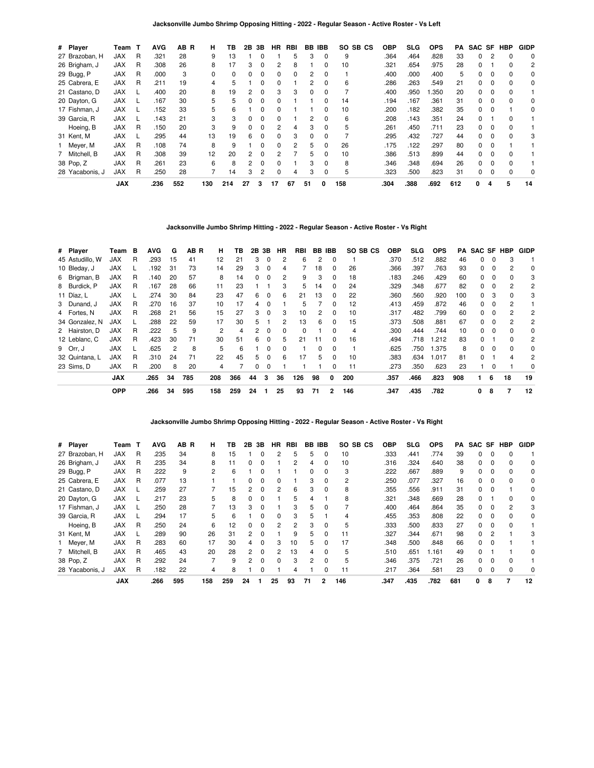## Jacksonville Jumbo Shrimp Opposing Hitting - 2022 - Regular Season - Active Roster - Vs Left

| # | Player | Team | T | AVG | AB | R | H | TB | 2B | 3B | HR | RBI | BB | IBB | SO | SB | CS | OBP | SLG | OPS | PA | SAC | SF | HBP | GIDP |
|---|---|---|---|---|---|---|---|---|---|---|---|---|---|---|---|---|---|---|---|---|---|---|---|---|---|
| 27 | Brazoban, H | JAX | R | .321 | 28 | | 9 | 13 | 1 | 0 | 1 | 5 | 3 | 0 | 9 | | | .364 | .464 | .828 | 33 | 0 | 2 | 0 | 0 |
| 26 | Brigham, J | JAX | R | .308 | 26 | | 8 | 17 | 3 | 0 | 2 | 8 | 1 | 0 | 10 | | | .321 | .654 | .975 | 28 | 0 | 1 | 0 | 2 |
| 29 | Bugg, P | JAX | R | .000 | 3 | | 0 | 0 | 0 | 0 | 0 | 0 | 2 | 0 | 1 | | | .400 | .000 | .400 | 5 | 0 | 0 | 0 | 0 |
| 25 | Cabrera, E | JAX | R | .211 | 19 | | 4 | 5 | 1 | 0 | 0 | 1 | 2 | 0 | 6 | | | .286 | .263 | .549 | 21 | 0 | 0 | 0 | 0 |
| 21 | Castano, D | JAX | L | .400 | 20 | | 8 | 19 | 2 | 0 | 3 | 3 | 0 | 0 | 7 | | | .400 | .950 | 1.350 | 20 | 0 | 0 | 0 | 1 |
| 20 | Dayton, G | JAX | L | .167 | 30 | | 5 | 5 | 0 | 0 | 0 | 1 | 1 | 0 | 14 | | | .194 | .167 | .361 | 31 | 0 | 0 | 0 | 0 |
| 17 | Fishman, J | JAX | L | .152 | 33 | | 5 | 6 | 1 | 0 | 0 | 1 | 1 | 0 | 10 | | | .200 | .182 | .382 | 35 | 0 | 0 | 1 | 0 |
| 39 | Garcia, R | JAX | L | .143 | 21 | | 3 | 3 | 0 | 0 | 0 | 1 | 2 | 0 | 6 | | | .208 | .143 | .351 | 24 | 0 | 1 | 0 | 1 |
| | Hoeing, B | JAX | R | .150 | 20 | | 3 | 9 | 0 | 0 | 2 | 4 | 3 | 0 | 5 | | | .261 | .450 | .711 | 23 | 0 | 0 | 0 | 1 |
| 31 | Kent, M | JAX | L | .295 | 44 | | 13 | 19 | 6 | 0 | 0 | 3 | 0 | 0 | 7 | | | .295 | .432 | .727 | 44 | 0 | 0 | 0 | 3 |
| 1 | Meyer, M | JAX | R | .108 | 74 | | 8 | 9 | 1 | 0 | 0 | 2 | 5 | 0 | 26 | | | .175 | .122 | .297 | 80 | 0 | 0 | 1 | 1 |
| 7 | Mitchell, B | JAX | R | .308 | 39 | | 12 | 20 | 2 | 0 | 2 | 7 | 5 | 0 | 10 | | | .386 | .513 | .899 | 44 | 0 | 0 | 0 | 1 |
| 38 | Pop, Z | JAX | R | .261 | 23 | | 6 | 8 | 2 | 0 | 0 | 1 | 3 | 0 | 8 | | | .346 | .348 | .694 | 26 | 0 | 0 | 0 | 1 |
| 28 | Yacabonis, J | JAX | R | .250 | 28 | | 7 | 14 | 3 | 2 | 0 | 4 | 3 | 0 | 5 | | | .323 | .500 | .823 | 31 | 0 | 0 | 0 | 0 |
| | | **JAX** | | **.236** | **552** | | **130** | **214** | **27** | **3** | **17** | **67** | **51** | **0** | **158** | | | **.304** | **.388** | **.692** | **612** | **0** | **4** | **5** | **14** |

## Jacksonville Jumbo Shrimp Hitting - 2022 - Regular Season - Active Roster - Vs Right

| # | Player | Team | B | AVG | G | AB | R | H | TB | 2B | 3B | HR | RBI | BB | IBB | SO | SB | CS | OBP | SLG | OPS | PA | SAC | SF | HBP | GIDP |
|---|---|---|---|---|---|---|---|---|---|---|---|---|---|---|---|---|---|---|---|---|---|---|---|---|---|---|
| 45 | Astudillo, W | JAX | R | .293 | 15 | 41 | | 12 | 21 | 3 | 0 | 2 | 6 | 2 | 0 | 1 | | | .370 | .512 | .882 | 46 | 0 | 0 | 3 | 1 |
| 10 | Bleday, J | JAX | L | .192 | 31 | 73 | | 14 | 29 | 3 | 0 | 4 | 7 | 18 | 0 | 26 | | | .366 | .397 | .763 | 93 | 0 | 0 | 2 | 0 |
| 6 | Brigman, B | JAX | R | .140 | 20 | 57 | | 8 | 14 | 0 | 0 | 2 | 9 | 3 | 0 | 18 | | | .183 | .246 | .429 | 60 | 0 | 0 | 0 | 3 |
| 8 | Burdick, P | JAX | R | .167 | 28 | 66 | | 11 | 23 | 1 | 1 | 3 | 5 | 14 | 0 | 24 | | | .329 | .348 | .677 | 82 | 0 | 0 | 2 | 2 |
| 11 | Díaz, L | JAX | L | .274 | 30 | 84 | | 23 | 47 | 6 | 0 | 6 | 21 | 13 | 0 | 22 | | | .360 | .560 | .920 | 100 | 0 | 3 | 0 | 3 |
| 3 | Dunand, J | JAX | R | .270 | 16 | 37 | | 10 | 17 | 4 | 0 | 1 | 5 | 7 | 0 | 12 | | | .413 | .459 | .872 | 46 | 0 | 0 | 2 | 1 |
| 4 | Fortes, N | JAX | R | .268 | 21 | 56 | | 15 | 27 | 3 | 0 | 3 | 10 | 2 | 0 | 10 | | | .317 | .482 | .799 | 60 | 0 | 0 | 2 | 2 |
| 34 | Gonzalez, N | JAX | L | .288 | 22 | 59 | | 17 | 30 | 5 | 1 | 2 | 13 | 6 | 0 | 15 | | | .373 | .508 | .881 | 67 | 0 | 0 | 2 | 2 |
| 2 | Hairston, D | JAX | R | .222 | 5 | 9 | | 2 | 4 | 2 | 0 | 0 | 0 | 1 | 0 | 4 | | | .300 | .444 | .744 | 10 | 0 | 0 | 0 | 0 |
| 12 | Leblanc, C | JAX | R | .423 | 30 | 71 | | 30 | 51 | 6 | 0 | 5 | 21 | 11 | 0 | 16 | | | .494 | .718 | 1.212 | 83 | 0 | 1 | 0 | 2 |
| 9 | Orr, J | JAX | L | .625 | 2 | 8 | | 5 | 6 | 1 | 0 | 0 | 1 | 0 | 0 | 1 | | | .625 | .750 | 1.375 | 8 | 0 | 0 | 0 | 0 |
| 32 | Quintana, L | JAX | R | .310 | 24 | 71 | | 22 | 45 | 5 | 0 | 6 | 17 | 5 | 0 | 10 | | | .383 | .634 | 1.017 | 81 | 0 | 1 | 4 | 2 |
| 23 | Sims, D | JAX | R | .200 | 8 | 20 | | 4 | 7 | 0 | 0 | 1 | 1 | 1 | 0 | 11 | | | .273 | .350 | .623 | 23 | 1 | 0 | 1 | 0 |
| | | **JAX** | | **.265** | **34** | **785** | | **208** | **366** | **44** | **3** | **36** | **126** | **98** | **0** | **200** | | | **.357** | **.466** | **.823** | **908** | **1** | **6** | **18** | **19** |
| | | **OPP** | | **.266** | **34** | **595** | | **158** | **259** | **24** | **1** | **25** | **93** | **71** | **2** | **146** | | | **.347** | **.435** | **.782** | | **0** | **8** | **7** | **12** |

## Jacksonville Jumbo Shrimp Opposing Hitting - 2022 - Regular Season - Active Roster - Vs Right

| # | Player | Team | T | AVG | AB | R | H | TB | 2B | 3B | HR | RBI | BB | IBB | SO | SB | CS | OBP | SLG | OPS | PA | SAC | SF | HBP | GIDP |
|---|---|---|---|---|---|---|---|---|---|---|---|---|---|---|---|---|---|---|---|---|---|---|---|---|---|
| 27 | Brazoban, H | JAX | R | .235 | 34 | | 8 | 15 | 1 | 0 | 2 | 5 | 5 | 0 | 10 | | | .333 | .441 | .774 | 39 | 0 | 0 | 0 | 1 |
| 26 | Brigham, J | JAX | R | .235 | 34 | | 8 | 11 | 0 | 0 | 1 | 2 | 4 | 0 | 10 | | | .316 | .324 | .640 | 38 | 0 | 0 | 0 | 0 |
| 29 | Bugg, P | JAX | R | .222 | 9 | | 2 | 6 | 1 | 0 | 1 | 1 | 0 | 0 | 3 | | | .222 | .667 | .889 | 9 | 0 | 0 | 0 | 0 |
| 25 | Cabrera, E | JAX | R | .077 | 13 | | 1 | 1 | 0 | 0 | 0 | 1 | 3 | 0 | 2 | | | .250 | .077 | .327 | 16 | 0 | 0 | 0 | 0 |
| 21 | Castano, D | JAX | L | .259 | 27 | | 7 | 15 | 2 | 0 | 2 | 6 | 3 | 0 | 8 | | | .355 | .556 | .911 | 31 | 0 | 0 | 1 | 0 |
| 20 | Dayton, G | JAX | L | .217 | 23 | | 5 | 8 | 0 | 0 | 1 | 5 | 4 | 1 | 8 | | | .321 | .348 | .669 | 28 | 0 | 1 | 0 | 0 |
| 17 | Fishman, J | JAX | L | .250 | 28 | | 7 | 13 | 3 | 0 | 1 | 3 | 5 | 0 | 7 | | | .400 | .464 | .864 | 35 | 0 | 0 | 2 | 3 |
| 39 | Garcia, R | JAX | L | .294 | 17 | | 5 | 6 | 1 | 0 | 0 | 3 | 5 | 1 | 4 | | | .455 | .353 | .808 | 22 | 0 | 0 | 0 | 0 |
| | Hoeing, B | JAX | R | .250 | 24 | | 6 | 12 | 0 | 0 | 2 | 2 | 3 | 0 | 5 | | | .333 | .500 | .833 | 27 | 0 | 0 | 0 | 1 |
| 31 | Kent, M | JAX | L | .289 | 90 | | 26 | 31 | 2 | 0 | 1 | 9 | 5 | 0 | 11 | | | .327 | .344 | .671 | 98 | 0 | 2 | 1 | 3 |
| 1 | Meyer, M | JAX | R | .283 | 60 | | 17 | 30 | 4 | 0 | 3 | 10 | 5 | 0 | 17 | | | .348 | .500 | .848 | 66 | 0 | 0 | 1 | 1 |
| 7 | Mitchell, B | JAX | R | .465 | 43 | | 20 | 28 | 2 | 0 | 2 | 13 | 4 | 0 | 5 | | | .510 | .651 | 1.161 | 49 | 0 | 1 | 1 | 0 |
| 38 | Pop, Z | JAX | R | .292 | 24 | | 7 | 9 | 2 | 0 | 0 | 3 | 2 | 0 | 5 | | | .346 | .375 | .721 | 26 | 0 | 0 | 0 | 1 |
| 28 | Yacabonis, J | JAX | R | .182 | 22 | | 4 | 8 | 1 | 0 | 1 | 4 | 1 | 0 | 11 | | | .217 | .364 | .581 | 23 | 0 | 0 | 0 | 0 |
| | | **JAX** | | **.266** | **595** | | **158** | **259** | **24** | **1** | **25** | **93** | **71** | **2** | **146** | | | **.347** | **.435** | **.782** | **681** | **0** | **8** | **7** | **12** |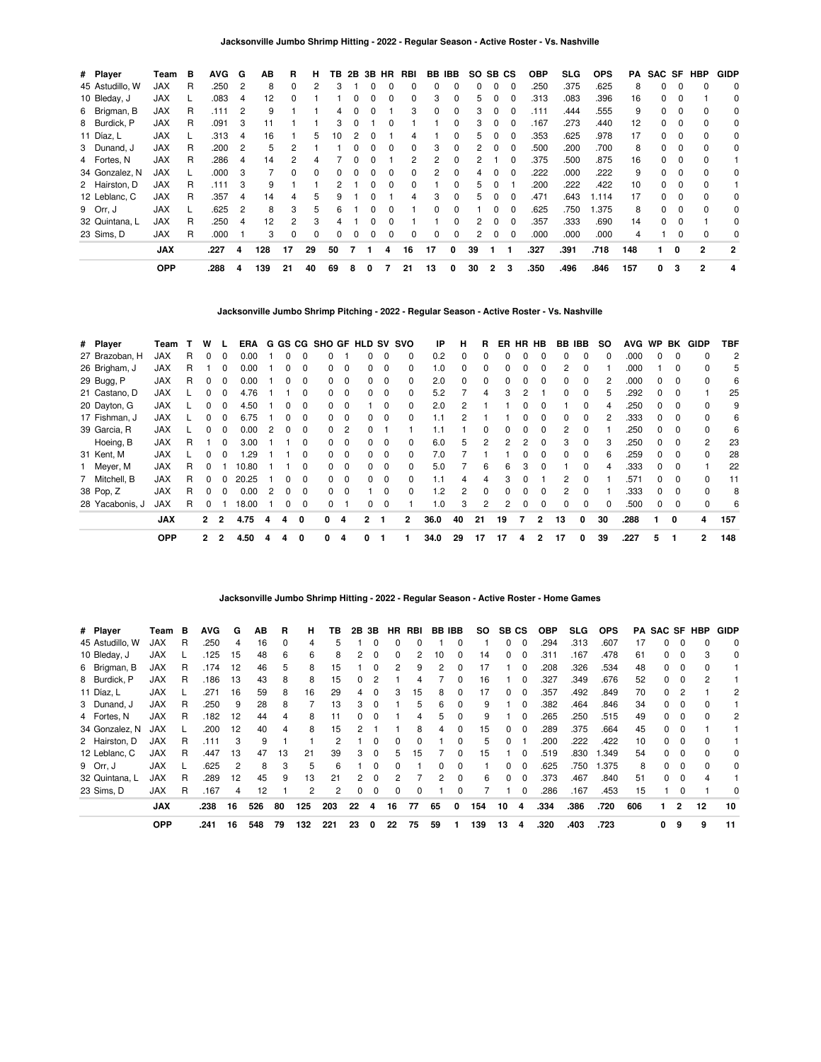### Jacksonville Jumbo Shrimp Hitting - 2022 - Regular Season - Active Roster - Vs. Nashville

| # | Player | Team | B | AVG | G | AB | R | H | TB | 2B | 3B | HR | RBI | BB | IBB | SO | SB | CS | OBP | SLG | OPS | PA | SAC | SF | HBP | GIDP |
|---|---|---|---|---|---|---|---|---|---|---|---|---|---|---|---|---|---|---|---|---|---|---|---|---|---|---|
| 45 | Astudillo, W | JAX | R | .250 | 2 | 8 | 0 | 2 | 3 | 1 | 0 | 0 | 0 | 0 | 0 | 0 | 0 | 0 | .250 | .375 | .625 | 8 | 0 | 0 | 0 | 0 |
| 10 | Bleday, J | JAX | L | .083 | 4 | 12 | 0 | 1 | 1 | 0 | 0 | 0 | 0 | 3 | 0 | 5 | 0 | 0 | .313 | .083 | .396 | 16 | 0 | 0 | 1 | 0 |
| 6 | Brigman, B | JAX | R | .111 | 2 | 9 | 1 | 1 | 4 | 0 | 0 | 1 | 3 | 0 | 0 | 3 | 0 | 0 | .111 | .444 | .555 | 9 | 0 | 0 | 0 | 0 |
| 8 | Burdick, P | JAX | R | .091 | 3 | 11 | 1 | 1 | 3 | 0 | 1 | 0 | 1 | 1 | 0 | 3 | 0 | 0 | .167 | .273 | .440 | 12 | 0 | 0 | 0 | 0 |
| 11 | Díaz, L | JAX | L | .313 | 4 | 16 | 1 | 5 | 10 | 2 | 0 | 1 | 4 | 1 | 0 | 5 | 0 | 0 | .353 | .625 | .978 | 17 | 0 | 0 | 0 | 0 |
| 3 | Dunand, J | JAX | R | .200 | 2 | 5 | 2 | 1 | 1 | 0 | 0 | 0 | 0 | 3 | 0 | 2 | 0 | 0 | .500 | .200 | .700 | 8 | 0 | 0 | 0 | 0 |
| 4 | Fortes, N | JAX | R | .286 | 4 | 14 | 2 | 4 | 7 | 0 | 0 | 1 | 2 | 2 | 0 | 2 | 1 | 0 | .375 | .500 | .875 | 16 | 0 | 0 | 0 | 1 |
| 34 | Gonzalez, N | JAX | L | .000 | 3 | 7 | 0 | 0 | 0 | 0 | 0 | 0 | 0 | 2 | 0 | 4 | 0 | 0 | .222 | .000 | .222 | 9 | 0 | 0 | 0 | 0 |
| 2 | Hairston, D | JAX | R | .111 | 3 | 9 | 1 | 1 | 2 | 1 | 0 | 0 | 0 | 1 | 0 | 5 | 0 | 1 | .200 | .222 | .422 | 10 | 0 | 0 | 0 | 1 |
| 12 | Leblanc, C | JAX | R | .357 | 4 | 14 | 4 | 5 | 9 | 1 | 0 | 1 | 4 | 3 | 0 | 5 | 0 | 0 | .471 | .643 | 1.114 | 17 | 0 | 0 | 0 | 0 |
| 9 | Orr, J | JAX | L | .625 | 2 | 8 | 3 | 5 | 6 | 1 | 0 | 0 | 1 | 0 | 0 | 1 | 0 | 0 | .625 | .750 | 1.375 | 8 | 0 | 0 | 0 | 0 |
| 32 | Quintana, L | JAX | R | .250 | 4 | 12 | 2 | 3 | 4 | 1 | 0 | 0 | 1 | 1 | 0 | 2 | 0 | 0 | .357 | .333 | .690 | 14 | 0 | 0 | 1 | 0 |
| 23 | Sims, D | JAX | R | .000 | 1 | 3 | 0 | 0 | 0 | 0 | 0 | 0 | 0 | 0 | 0 | 2 | 0 | 0 | .000 | .000 | .000 | 4 | 1 | 0 | 0 | 0 |
| | **JAX** | | | **.227** | **4** | **128** | **17** | **29** | **50** | **7** | **1** | **4** | **16** | **17** | **0** | **39** | **1** | **1** | **.327** | **.391** | **.718** | **148** | **1** | **0** | **2** | **2** |
| | **OPP** | | | **.288** | **4** | **139** | **21** | **40** | **69** | **8** | **0** | **7** | **21** | **13** | **0** | **30** | **2** | **3** | **.350** | **.496** | **.846** | **157** | **0** | **3** | **2** | **4** |

### Jacksonville Jumbo Shrimp Pitching - 2022 - Regular Season - Active Roster - Vs. Nashville

| # | Player | Team | T | W | L | ERA | G | GS | CG | SHO | GF | HLD | SV | SVO | IP | H | R | ER | HR | HB | BB | IBB | SO | AVG | WP | BK | GIDP | TBF |
|---|---|---|---|---|---|---|---|---|---|---|---|---|---|---|---|---|---|---|---|---|---|---|---|---|---|---|---|---|
| 27 | Brazoban, H | JAX | R | 0 | 0 | 0.00 | 1 | 0 | 0 | 0 | 1 | 0 | 0 | 0 | 0.2 | 0 | 0 | 0 | 0 | 0 | 0 | 0 | 0 | .000 | 0 | 0 | 0 | 2 |
| 26 | Brigham, J | JAX | R | 1 | 0 | 0.00 | 1 | 0 | 0 | 0 | 0 | 0 | 0 | 0 | 1.0 | 0 | 0 | 0 | 0 | 0 | 2 | 0 | 1 | .000 | 1 | 0 | 0 | 5 |
| 29 | Bugg, P | JAX | R | 0 | 0 | 0.00 | 1 | 0 | 0 | 0 | 0 | 0 | 0 | 0 | 2.0 | 0 | 0 | 0 | 0 | 0 | 0 | 0 | 2 | .000 | 0 | 0 | 0 | 6 |
| 21 | Castano, D | JAX | L | 0 | 0 | 4.76 | 1 | 1 | 0 | 0 | 0 | 0 | 0 | 0 | 5.2 | 7 | 4 | 3 | 2 | 1 | 0 | 0 | 5 | .292 | 0 | 0 | 1 | 25 |
| 20 | Dayton, G | JAX | L | 0 | 0 | 4.50 | 1 | 0 | 0 | 0 | 0 | 1 | 0 | 0 | 2.0 | 2 | 1 | 1 | 0 | 0 | 1 | 0 | 4 | .250 | 0 | 0 | 0 | 9 |
| 17 | Fishman, J | JAX | L | 0 | 0 | 6.75 | 1 | 0 | 0 | 0 | 0 | 0 | 0 | 0 | 1.1 | 2 | 1 | 1 | 0 | 0 | 0 | 0 | 2 | .333 | 0 | 0 | 0 | 6 |
| 39 | Garcia, R | JAX | L | 0 | 0 | 0.00 | 2 | 0 | 0 | 0 | 2 | 0 | 1 | 1 | 1.1 | 1 | 0 | 0 | 0 | 0 | 2 | 0 | 1 | .250 | 0 | 0 | 0 | 6 |
| | Hoeing, B | JAX | R | 1 | 0 | 3.00 | 1 | 1 | 0 | 0 | 0 | 0 | 0 | 0 | 6.0 | 5 | 2 | 2 | 2 | 0 | 3 | 0 | 3 | .250 | 0 | 0 | 2 | 23 |
| 31 | Kent, M | JAX | L | 0 | 0 | 1.29 | 1 | 1 | 0 | 0 | 0 | 0 | 0 | 0 | 7.0 | 7 | 1 | 1 | 0 | 0 | 0 | 0 | 6 | .259 | 0 | 0 | 0 | 28 |
| 1 | Meyer, M | JAX | R | 0 | 1 | 10.80 | 1 | 1 | 0 | 0 | 0 | 0 | 0 | 0 | 5.0 | 7 | 6 | 6 | 3 | 0 | 1 | 0 | 4 | .333 | 0 | 0 | 1 | 22 |
| 7 | Mitchell, B | JAX | R | 0 | 0 | 20.25 | 1 | 0 | 0 | 0 | 0 | 0 | 0 | 0 | 1.1 | 4 | 4 | 3 | 0 | 1 | 2 | 0 | 1 | .571 | 0 | 0 | 0 | 11 |
| 38 | Pop, Z | JAX | R | 0 | 0 | 0.00 | 2 | 0 | 0 | 0 | 0 | 1 | 0 | 0 | 1.2 | 2 | 0 | 0 | 0 | 0 | 2 | 0 | 1 | .333 | 0 | 0 | 0 | 8 |
| 28 | Yacabonis, J | JAX | R | 0 | 1 | 18.00 | 1 | 0 | 0 | 0 | 1 | 0 | 0 | 1 | 1.0 | 3 | 2 | 2 | 0 | 0 | 0 | 0 | 0 | .500 | 0 | 0 | 0 | 6 |
| | **JAX** | | | **2** | **2** | **4.75** | **4** | **4** | **0** | **0** | **4** | **2** | **1** | **2** | **36.0** | **40** | **21** | **19** | **7** | **2** | **13** | **0** | **30** | **.288** | **1** | **0** | **4** | **157** |
| | **OPP** | | | **2** | **2** | **4.50** | **4** | **4** | **0** | **0** | **4** | **0** | **1** | **1** | **34.0** | **29** | **17** | **17** | **4** | **2** | **17** | **0** | **39** | **.227** | **5** | **1** | **2** | **148** |

### Jacksonville Jumbo Shrimp Hitting - 2022 - Regular Season - Active Roster - Home Games

| # | Player | Team | B | AVG | G | AB | R | H | TB | 2B | 3B | HR | RBI | BB | IBB | SO | SB | CS | OBP | SLG | OPS | PA | SAC | SF | HBP | GIDP |
|---|---|---|---|---|---|---|---|---|---|---|---|---|---|---|---|---|---|---|---|---|---|---|---|---|---|---|
| 45 | Astudillo, W | JAX | R | .250 | 4 | 16 | 0 | 4 | 5 | 1 | 0 | 0 | 0 | 1 | 0 | 1 | 0 | 0 | .294 | .313 | .607 | 17 | 0 | 0 | 0 | 0 |
| 10 | Bleday, J | JAX | L | .125 | 15 | 48 | 6 | 6 | 8 | 2 | 0 | 0 | 2 | 10 | 0 | 14 | 0 | 0 | .311 | .167 | .478 | 61 | 0 | 0 | 3 | 0 |
| 6 | Brigman, B | JAX | R | .174 | 12 | 46 | 5 | 8 | 15 | 1 | 0 | 2 | 9 | 2 | 0 | 17 | 1 | 0 | .208 | .326 | .534 | 48 | 0 | 0 | 0 | 1 |
| 8 | Burdick, P | JAX | R | .186 | 13 | 43 | 8 | 8 | 15 | 0 | 2 | 1 | 4 | 7 | 0 | 16 | 1 | 0 | .327 | .349 | .676 | 52 | 0 | 0 | 2 | 1 |
| 11 | Díaz, L | JAX | L | .271 | 16 | 59 | 8 | 16 | 29 | 4 | 0 | 3 | 15 | 8 | 0 | 17 | 0 | 0 | .357 | .492 | .849 | 70 | 0 | 2 | 1 | 2 |
| 3 | Dunand, J | JAX | R | .250 | 9 | 28 | 8 | 7 | 13 | 3 | 0 | 1 | 5 | 6 | 0 | 9 | 1 | 0 | .382 | .464 | .846 | 34 | 0 | 0 | 0 | 1 |
| 4 | Fortes, N | JAX | R | .182 | 12 | 44 | 4 | 8 | 11 | 0 | 0 | 1 | 4 | 5 | 0 | 9 | 1 | 0 | .265 | .250 | .515 | 49 | 0 | 0 | 0 | 2 |
| 34 | Gonzalez, N | JAX | L | .200 | 12 | 40 | 4 | 8 | 15 | 2 | 1 | 1 | 8 | 4 | 0 | 15 | 0 | 0 | .289 | .375 | .664 | 45 | 0 | 0 | 1 | 1 |
| 2 | Hairston, D | JAX | R | .111 | 3 | 9 | 1 | 1 | 2 | 1 | 0 | 0 | 0 | 1 | 0 | 5 | 0 | 1 | .200 | .222 | .422 | 10 | 0 | 0 | 0 | 1 |
| 12 | Leblanc, C | JAX | R | .447 | 13 | 47 | 13 | 21 | 39 | 3 | 0 | 5 | 15 | 7 | 0 | 15 | 1 | 0 | .519 | .830 | 1.349 | 54 | 0 | 0 | 0 | 0 |
| 9 | Orr, J | JAX | L | .625 | 2 | 8 | 3 | 5 | 6 | 1 | 0 | 0 | 1 | 0 | 0 | 1 | 0 | 0 | .625 | .750 | 1.375 | 8 | 0 | 0 | 0 | 0 |
| 32 | Quintana, L | JAX | R | .289 | 12 | 45 | 9 | 13 | 21 | 2 | 0 | 2 | 7 | 2 | 0 | 6 | 0 | 0 | .373 | .467 | .840 | 51 | 0 | 0 | 4 | 1 |
| 23 | Sims, D | JAX | R | .167 | 4 | 12 | 1 | 2 | 2 | 0 | 0 | 0 | 0 | 1 | 0 | 7 | 1 | 0 | .286 | .167 | .453 | 15 | 1 | 0 | 1 | 0 |
| | **JAX** | | | **.238** | **16** | **526** | **80** | **125** | **203** | **22** | **4** | **16** | **77** | **65** | **0** | **154** | **10** | **4** | **.334** | **.386** | **.720** | **606** | **1** | **2** | **12** | **10** |
| | **OPP** | | | **.241** | **16** | **548** | **79** | **132** | **221** | **23** | **0** | **22** | **75** | **59** | **1** | **139** | **13** | **4** | **.320** | **.403** | **.723** | | **0** | **9** | **9** | **11** |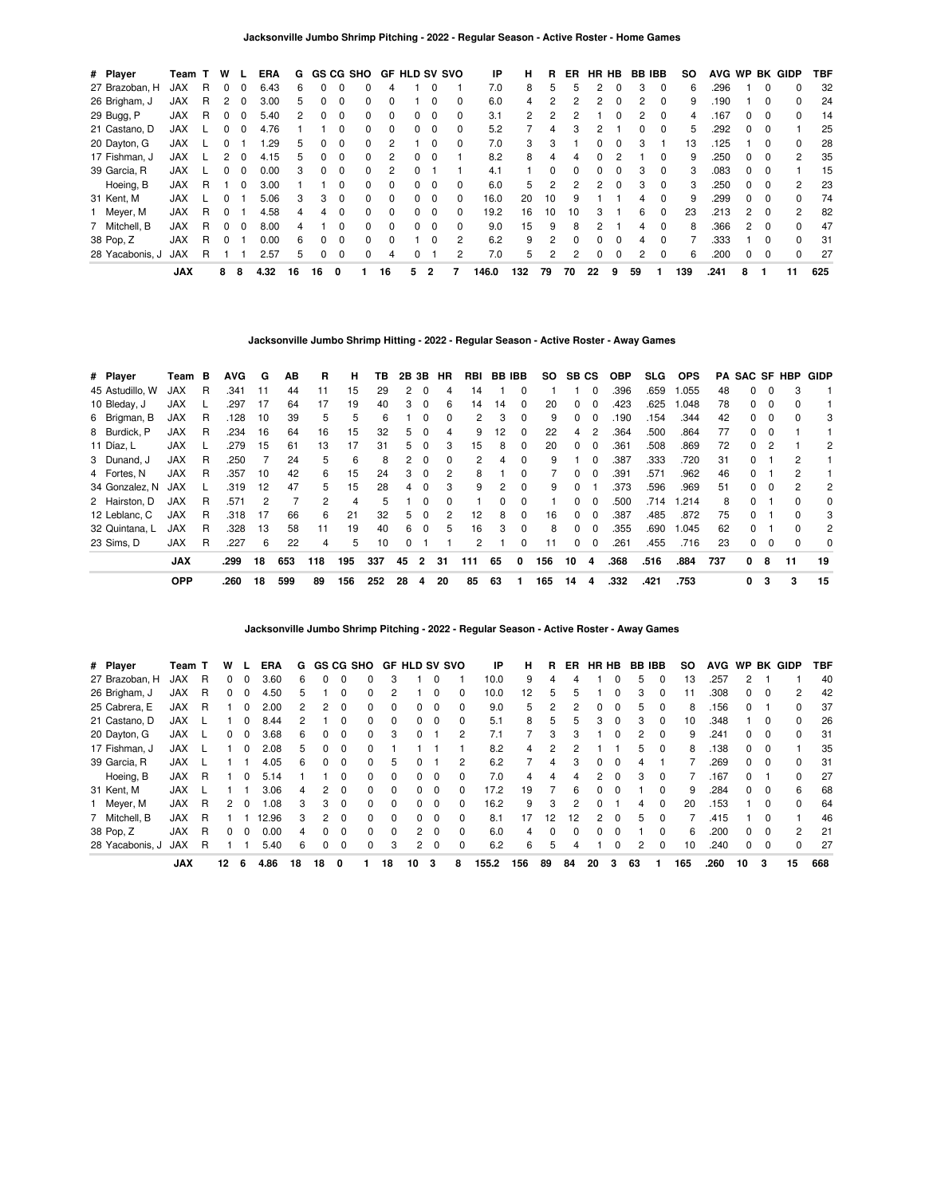## Jacksonville Jumbo Shrimp Pitching - 2022 - Regular Season - Active Roster - Home Games

| # | Player | Team | T | W | L | ERA | G | GS | CG | SHO | GF | HLD | SV | SVO | IP | H | R | ER | HR | HB | BB | IBB | SO | AVG | WP | BK | GIDP | TBF |
|---|---|---|---|---|---|---|---|---|---|---|---|---|---|---|---|---|---|---|---|---|---|---|---|---|---|---|---|---|
| 27 | Brazoban, H | JAX | R | 0 | 0 | 6.43 | 6 | 0 | 0 | 0 | 4 | 1 | 0 | 1 | 7.0 | 8 | 5 | 5 | 2 | 0 | 3 | 0 | 6 | .296 | 1 | 0 | 0 | 32 |
| 26 | Brigham, J | JAX | R | 2 | 0 | 3.00 | 5 | 0 | 0 | 0 | 0 | 1 | 0 | 0 | 6.0 | 4 | 2 | 2 | 2 | 0 | 2 | 0 | 9 | .190 | 1 | 0 | 0 | 24 |
| 29 | Bugg, P | JAX | R | 0 | 0 | 5.40 | 2 | 0 | 0 | 0 | 0 | 0 | 0 | 0 | 3.1 | 2 | 2 | 2 | 1 | 0 | 2 | 0 | 4 | .167 | 0 | 0 | 0 | 14 |
| 21 | Castano, D | JAX | L | 0 | 0 | 4.76 | 1 | 1 | 0 | 0 | 0 | 0 | 0 | 0 | 5.2 | 7 | 4 | 3 | 2 | 1 | 0 | 0 | 5 | .292 | 0 | 0 | 1 | 25 |
| 20 | Dayton, G | JAX | L | 0 | 1 | 1.29 | 5 | 0 | 0 | 0 | 2 | 1 | 0 | 0 | 7.0 | 3 | 3 | 1 | 0 | 0 | 3 | 1 | 13 | .125 | 1 | 0 | 0 | 28 |
| 17 | Fishman, J | JAX | L | 2 | 0 | 4.15 | 5 | 0 | 0 | 0 | 2 | 0 | 0 | 1 | 8.2 | 8 | 4 | 4 | 0 | 2 | 1 | 0 | 9 | .250 | 0 | 0 | 2 | 35 |
| 39 | Garcia, R | JAX | L | 0 | 0 | 0.00 | 3 | 0 | 0 | 0 | 2 | 0 | 1 | 1 | 4.1 | 1 | 0 | 0 | 0 | 0 | 3 | 0 | 3 | .083 | 0 | 0 | 1 | 15 |
| | Hoeing, B | JAX | R | 1 | 0 | 3.00 | 1 | 1 | 0 | 0 | 0 | 0 | 0 | 0 | 6.0 | 5 | 2 | 2 | 2 | 0 | 3 | 0 | 3 | .250 | 0 | 0 | 2 | 23 |
| 31 | Kent, M | JAX | L | 0 | 1 | 5.06 | 3 | 3 | 0 | 0 | 0 | 0 | 0 | 0 | 16.0 | 20 | 10 | 9 | 1 | 1 | 4 | 0 | 9 | .299 | 0 | 0 | 0 | 74 |
| 1 | Meyer, M | JAX | R | 0 | 1 | 4.58 | 4 | 4 | 0 | 0 | 0 | 0 | 0 | 0 | 19.2 | 16 | 10 | 10 | 3 | 1 | 6 | 0 | 23 | .213 | 2 | 0 | 2 | 82 |
| 7 | Mitchell, B | JAX | R | 0 | 0 | 8.00 | 4 | 1 | 0 | 0 | 0 | 0 | 0 | 0 | 9.0 | 15 | 9 | 8 | 2 | 1 | 4 | 0 | 8 | .366 | 2 | 0 | 0 | 47 |
| 38 | Pop, Z | JAX | R | 0 | 1 | 0.00 | 6 | 0 | 0 | 0 | 0 | 1 | 0 | 2 | 6.2 | 9 | 2 | 0 | 0 | 0 | 4 | 0 | 7 | .333 | 1 | 0 | 0 | 31 |
| 28 | Yacabonis, J | JAX | R | 1 | 1 | 2.57 | 5 | 0 | 0 | 0 | 4 | 0 | 1 | 2 | 7.0 | 5 | 2 | 2 | 0 | 0 | 2 | 0 | 6 | .200 | 0 | 0 | 0 | 27 |
| | | **JAX** | | **8** | **8** | **4.32** | **16** | **16** | **0** | **1** | **16** | **5** | **2** | **7** | **146.0** | **132** | **79** | **70** | **22** | **9** | **59** | **1** | **139** | **.241** | **8** | **1** | **11** | **625** |

## Jacksonville Jumbo Shrimp Hitting - 2022 - Regular Season - Active Roster - Away Games

| # | Player | Team | B | AVG | G | AB | R | H | TB | 2B | 3B | HR | RBI | BB | IBB | SO | SB | CS | OBP | SLG | OPS | PA | SAC | SF | HBP | GIDP |
|---|---|---|---|---|---|---|---|---|---|---|---|---|---|---|---|---|---|---|---|---|---|---|---|---|---|---|
| 45 | Astudillo, W | JAX | R | .341 | 11 | 44 | 11 | 15 | 29 | 2 | 0 | 4 | 14 | 1 | 0 | 1 | 1 | 0 | .396 | .659 | 1.055 | 48 | 0 | 0 | 3 | 1 |
| 10 | Bleday, J | JAX | L | .297 | 17 | 64 | 17 | 19 | 40 | 3 | 0 | 6 | 14 | 14 | 0 | 20 | 0 | 0 | .423 | .625 | 1.048 | 78 | 0 | 0 | 0 | 1 |
| 6 | Brigman, B | JAX | R | .128 | 10 | 39 | 5 | 5 | 6 | 1 | 0 | 0 | 2 | 3 | 0 | 9 | 0 | 0 | .190 | .154 | .344 | 42 | 0 | 0 | 0 | 3 |
| 8 | Burdick, P | JAX | R | .234 | 16 | 64 | 16 | 15 | 32 | 5 | 0 | 4 | 9 | 12 | 0 | 22 | 4 | 2 | .364 | .500 | .864 | 77 | 0 | 0 | 1 | 1 |
| 11 | Díaz, L | JAX | L | .279 | 15 | 61 | 13 | 17 | 31 | 5 | 0 | 3 | 15 | 8 | 0 | 20 | 0 | 0 | .361 | .508 | .869 | 72 | 0 | 2 | 1 | 2 |
| 3 | Dunand, J | JAX | R | .250 | 7 | 24 | 5 | 6 | 8 | 2 | 0 | 0 | 2 | 4 | 0 | 9 | 1 | 0 | .387 | .333 | .720 | 31 | 0 | 1 | 2 | 1 |
| 4 | Fortes, N | JAX | R | .357 | 10 | 42 | 6 | 15 | 24 | 3 | 0 | 2 | 8 | 1 | 0 | 7 | 0 | 0 | .391 | .571 | .962 | 46 | 0 | 1 | 2 | 1 |
| 34 | Gonzalez, N | JAX | L | .319 | 12 | 47 | 5 | 15 | 28 | 4 | 0 | 3 | 9 | 2 | 0 | 9 | 0 | 1 | .373 | .596 | .969 | 51 | 0 | 0 | 2 | 2 |
| 2 | Hairston, D | JAX | R | .571 | 2 | 7 | 2 | 4 | 5 | 1 | 0 | 0 | 1 | 0 | 0 | 1 | 0 | 0 | .500 | .714 | 1.214 | 8 | 0 | 1 | 0 | 0 |
| 12 | Leblanc, C | JAX | R | .318 | 17 | 66 | 6 | 21 | 32 | 5 | 0 | 2 | 12 | 8 | 0 | 16 | 0 | 0 | .387 | .485 | .872 | 75 | 0 | 1 | 0 | 3 |
| 32 | Quintana, L | JAX | R | .328 | 13 | 58 | 11 | 19 | 40 | 6 | 0 | 5 | 16 | 3 | 0 | 8 | 0 | 0 | .355 | .690 | 1.045 | 62 | 0 | 1 | 0 | 2 |
| 23 | Sims, D | JAX | R | .227 | 6 | 22 | 4 | 5 | 10 | 0 | 1 | 1 | 2 | 1 | 0 | 11 | 0 | 0 | .261 | .455 | .716 | 23 | 0 | 0 | 0 | 0 |
| | | **JAX** | | **.299** | **18** | **653** | **118** | **195** | **337** | **45** | **2** | **31** | **111** | **65** | **0** | **156** | **10** | **4** | **.368** | **.516** | **.884** | **737** | **0** | **8** | **11** | **19** |
| | | **OPP** | | **.260** | **18** | **599** | **89** | **156** | **252** | **28** | **4** | **20** | **85** | **63** | **1** | **165** | **14** | **4** | **.332** | **.421** | **.753** | | **0** | **3** | **3** | **15** |

## Jacksonville Jumbo Shrimp Pitching - 2022 - Regular Season - Active Roster - Away Games

| # | Player | Team | T | W | L | ERA | G | GS | CG | SHO | GF | HLD | SV | SVO | IP | H | R | ER | HR | HB | BB | IBB | SO | AVG | WP | BK | GIDP | TBF |
|---|---|---|---|---|---|---|---|---|---|---|---|---|---|---|---|---|---|---|---|---|---|---|---|---|---|---|---|---|
| 27 | Brazoban, H | JAX | R | 0 | 0 | 3.60 | 6 | 0 | 0 | 0 | 3 | 1 | 0 | 1 | 10.0 | 9 | 4 | 4 | 1 | 0 | 5 | 0 | 13 | .257 | 2 | 1 | 1 | 40 |
| 26 | Brigham, J | JAX | R | 0 | 0 | 4.50 | 5 | 1 | 0 | 0 | 2 | 1 | 0 | 0 | 10.0 | 12 | 5 | 5 | 1 | 0 | 3 | 0 | 11 | .308 | 0 | 0 | 2 | 42 |
| 25 | Cabrera, E | JAX | R | 1 | 0 | 2.00 | 2 | 2 | 0 | 0 | 0 | 0 | 0 | 0 | 9.0 | 5 | 2 | 2 | 0 | 0 | 5 | 0 | 8 | .156 | 0 | 1 | 0 | 37 |
| 21 | Castano, D | JAX | L | 1 | 0 | 8.44 | 2 | 1 | 0 | 0 | 0 | 0 | 0 | 0 | 5.1 | 8 | 5 | 5 | 3 | 0 | 3 | 0 | 10 | .348 | 1 | 0 | 0 | 26 |
| 20 | Dayton, G | JAX | L | 0 | 0 | 3.68 | 6 | 0 | 0 | 0 | 3 | 0 | 1 | 2 | 7.1 | 7 | 3 | 3 | 1 | 0 | 2 | 0 | 9 | .241 | 0 | 0 | 0 | 31 |
| 17 | Fishman, J | JAX | L | 1 | 0 | 2.08 | 5 | 0 | 0 | 0 | 1 | 1 | 1 | 1 | 8.2 | 4 | 2 | 2 | 1 | 1 | 5 | 0 | 8 | .138 | 0 | 0 | 1 | 35 |
| 39 | Garcia, R | JAX | L | 1 | 1 | 4.05 | 6 | 0 | 0 | 0 | 5 | 0 | 1 | 2 | 6.2 | 7 | 4 | 3 | 0 | 0 | 4 | 1 | 7 | .269 | 0 | 0 | 0 | 31 |
| | Hoeing, B | JAX | R | 1 | 0 | 5.14 | 1 | 1 | 0 | 0 | 0 | 0 | 0 | 0 | 7.0 | 4 | 4 | 4 | 2 | 0 | 3 | 0 | 7 | .167 | 0 | 1 | 0 | 27 |
| 31 | Kent, M | JAX | L | 1 | 1 | 3.06 | 4 | 2 | 0 | 0 | 0 | 0 | 0 | 0 | 17.2 | 19 | 7 | 6 | 0 | 0 | 1 | 0 | 9 | .284 | 0 | 0 | 6 | 68 |
| 1 | Meyer, M | JAX | R | 2 | 0 | 1.08 | 3 | 3 | 0 | 0 | 0 | 0 | 0 | 0 | 16.2 | 9 | 3 | 2 | 0 | 1 | 4 | 0 | 20 | .153 | 1 | 0 | 0 | 64 |
| 7 | Mitchell, B | JAX | R | 1 | 1 | 12.96 | 3 | 2 | 0 | 0 | 0 | 0 | 0 | 0 | 8.1 | 17 | 12 | 12 | 2 | 0 | 5 | 0 | 7 | .415 | 1 | 0 | 1 | 46 |
| 38 | Pop, Z | JAX | R | 0 | 0 | 0.00 | 4 | 0 | 0 | 0 | 0 | 2 | 0 | 0 | 6.0 | 4 | 0 | 0 | 0 | 0 | 1 | 0 | 6 | .200 | 0 | 0 | 2 | 21 |
| 28 | Yacabonis, J | JAX | R | 1 | 1 | 5.40 | 6 | 0 | 0 | 0 | 3 | 2 | 0 | 0 | 6.2 | 6 | 5 | 4 | 1 | 0 | 2 | 0 | 10 | .240 | 0 | 0 | 0 | 27 |
| | | **JAX** | | **12** | **6** | **4.86** | **18** | **18** | **0** | **1** | **18** | **10** | **3** | **8** | **155.2** | **156** | **89** | **84** | **20** | **3** | **63** | **1** | **165** | **.260** | **10** | **3** | **15** | **668** |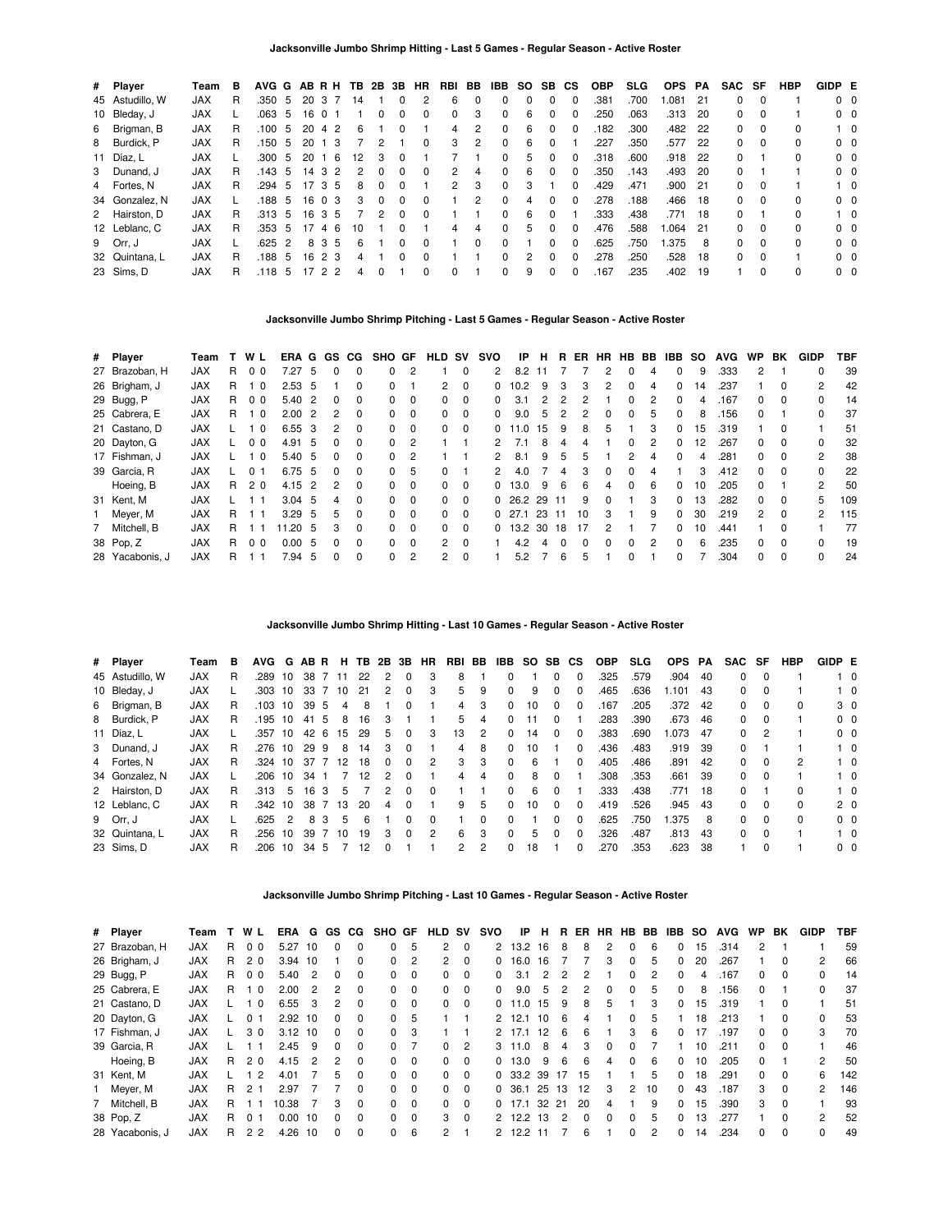## Jacksonville Jumbo Shrimp Hitting - Last 5 Games - Regular Season - Active Roster

| # | Player | Team | B | AVG | G | AB | R | H | TB | 2B | 3B | HR | RBI | BB | IBB | SO | SB | CS | OBP | SLG | OPS | PA | SAC | SF | HBP | GIDP | E |
|---|---|---|---|---|---|---|---|---|---|---|---|---|---|---|---|---|---|---|---|---|---|---|---|---|---|---|---|
| 45 | Astudillo, W | JAX | R | .350 | 5 | 20 | 3 | 7 | 14 | 1 | 0 | 2 | 6 | 0 | 0 | 0 | 0 | 0 | .381 | .700 | 1.081 | 21 | 0 | 0 | 1 | 0 | 0 |
| 10 | Bleday, J | JAX | L | .063 | 5 | 16 | 0 | 1 | 1 | 0 | 0 | 0 | 0 | 3 | 0 | 6 | 0 | 0 | .250 | .063 | .313 | 20 | 0 | 0 | 1 | 0 | 0 |
| 6 | Brigman, B | JAX | R | .100 | 5 | 20 | 4 | 2 | 6 | 1 | 0 | 1 | 4 | 2 | 0 | 6 | 0 | 0 | .182 | .300 | .482 | 22 | 0 | 0 | 0 | 1 | 0 |
| 8 | Burdick, P | JAX | R | .150 | 5 | 20 | 1 | 3 | 7 | 2 | 1 | 0 | 3 | 2 | 0 | 6 | 0 | 1 | .227 | .350 | .577 | 22 | 0 | 0 | 0 | 0 | 0 |
| 11 | Díaz, L | JAX | L | .300 | 5 | 20 | 1 | 6 | 12 | 3 | 0 | 1 | 7 | 1 | 0 | 5 | 0 | 0 | .318 | .600 | .918 | 22 | 0 | 1 | 0 | 0 | 0 |
| 3 | Dunand, J | JAX | R | .143 | 5 | 14 | 3 | 2 | 2 | 0 | 0 | 0 | 2 | 4 | 0 | 6 | 0 | 0 | .350 | .143 | .493 | 20 | 0 | 1 | 1 | 0 | 0 |
| 4 | Fortes, N | JAX | R | .294 | 5 | 17 | 3 | 5 | 8 | 0 | 0 | 1 | 2 | 3 | 0 | 3 | 1 | 0 | .429 | .471 | .900 | 21 | 0 | 0 | 1 | 1 | 0 |
| 34 | Gonzalez, N | JAX | L | .188 | 5 | 16 | 0 | 3 | 3 | 0 | 0 | 0 | 1 | 2 | 0 | 4 | 0 | 0 | .278 | .188 | .466 | 18 | 0 | 0 | 0 | 0 | 0 |
| 2 | Hairston, D | JAX | R | .313 | 5 | 16 | 3 | 5 | 7 | 2 | 0 | 0 | 1 | 1 | 0 | 6 | 0 | 1 | .333 | .438 | .771 | 18 | 0 | 1 | 0 | 1 | 0 |
| 12 | Leblanc, C | JAX | R | .353 | 5 | 17 | 4 | 6 | 10 | 1 | 0 | 1 | 4 | 4 | 0 | 5 | 0 | 0 | .476 | .588 | 1.064 | 21 | 0 | 0 | 0 | 0 | 0 |
| 9 | Orr, J | JAX | L | .625 | 2 | 8 | 3 | 5 | 6 | 1 | 0 | 0 | 1 | 0 | 0 | 1 | 0 | 0 | .625 | .750 | 1.375 | 8 | 0 | 0 | 0 | 0 | 0 |
| 32 | Quintana, L | JAX | R | .188 | 5 | 16 | 2 | 3 | 4 | 1 | 0 | 0 | 1 | 1 | 0 | 2 | 0 | 0 | .278 | .250 | .528 | 18 | 0 | 0 | 1 | 0 | 0 |
| 23 | Sims, D | JAX | R | .118 | 5 | 17 | 2 | 2 | 4 | 0 | 1 | 0 | 0 | 1 | 0 | 9 | 0 | 0 | .167 | .235 | .402 | 19 | 1 | 0 | 0 | 0 | 0 |

## Jacksonville Jumbo Shrimp Pitching - Last 5 Games - Regular Season - Active Roster

| # | Player | Team | T | W | L | ERA | G | GS | CG | SHO | GF | HLD | SV | SVO | IP | H | R | ER | HR | HB | BB | IBB | SO | AVG | WP | BK | GIDP | TBF |
|---|---|---|---|---|---|---|---|---|---|---|---|---|---|---|---|---|---|---|---|---|---|---|---|---|---|---|---|---|
| 27 | Brazoban, H | JAX | R | 0 | 0 | 7.27 | 5 | 0 | 0 | 0 | 2 | 1 | 0 | 2 | 8.2 | 11 | 7 | 7 | 2 | 0 | 4 | 0 | 9 | .333 | 2 | 1 | 0 | 39 |
| 26 | Brigham, J | JAX | R | 1 | 0 | 2.53 | 5 | 1 | 0 | 0 | 1 | 2 | 0 | 0 | 10.2 | 9 | 3 | 3 | 2 | 0 | 4 | 0 | 14 | .237 | 1 | 0 | 2 | 42 |
| 29 | Bugg, P | JAX | R | 0 | 0 | 5.40 | 2 | 0 | 0 | 0 | 0 | 0 | 0 | 0 | 3.1 | 2 | 2 | 2 | 1 | 0 | 2 | 0 | 4 | .167 | 0 | 0 | 0 | 14 |
| 25 | Cabrera, E | JAX | R | 1 | 0 | 2.00 | 2 | 2 | 0 | 0 | 0 | 0 | 0 | 0 | 9.0 | 5 | 2 | 2 | 0 | 0 | 5 | 0 | 8 | .156 | 0 | 1 | 0 | 37 |
| 21 | Castano, D | JAX | L | 1 | 0 | 6.55 | 3 | 2 | 0 | 0 | 0 | 0 | 0 | 0 | 11.0 | 15 | 9 | 8 | 5 | 1 | 3 | 0 | 15 | .319 | 1 | 0 | 1 | 51 |
| 20 | Dayton, G | JAX | L | 0 | 0 | 4.91 | 5 | 0 | 0 | 0 | 2 | 1 | 1 | 2 | 7.1 | 8 | 4 | 4 | 1 | 0 | 2 | 0 | 12 | .267 | 0 | 0 | 0 | 32 |
| 17 | Fishman, J | JAX | L | 1 | 0 | 5.40 | 5 | 0 | 0 | 0 | 2 | 1 | 1 | 2 | 8.1 | 9 | 5 | 5 | 1 | 2 | 4 | 0 | 4 | .281 | 0 | 0 | 2 | 38 |
| 39 | Garcia, R | JAX | L | 0 | 1 | 6.75 | 5 | 0 | 0 | 0 | 5 | 0 | 1 | 2 | 4.0 | 7 | 4 | 3 | 0 | 0 | 4 | 1 | 3 | .412 | 0 | 0 | 0 | 22 |
| | Hoeing, B | JAX | R | 2 | 0 | 4.15 | 2 | 2 | 0 | 0 | 0 | 0 | 0 | 0 | 13.0 | 9 | 6 | 6 | 4 | 0 | 6 | 0 | 10 | .205 | 0 | 1 | 2 | 50 |
| 31 | Kent, M | JAX | L | 1 | 1 | 3.04 | 5 | 4 | 0 | 0 | 0 | 0 | 0 | 0 | 26.2 | 29 | 11 | 9 | 0 | 1 | 3 | 0 | 13 | .282 | 0 | 0 | 5 | 109 |
| 1 | Meyer, M | JAX | R | 1 | 1 | 3.29 | 5 | 5 | 0 | 0 | 0 | 0 | 0 | 0 | 27.1 | 23 | 11 | 10 | 3 | 1 | 9 | 0 | 30 | .219 | 2 | 0 | 2 | 115 |
| 7 | Mitchell, B | JAX | R | 1 | 1 | 11.20 | 5 | 3 | 0 | 0 | 0 | 0 | 0 | 0 | 13.2 | 30 | 18 | 17 | 2 | 1 | 7 | 0 | 10 | .441 | 1 | 0 | 1 | 77 |
| 38 | Pop, Z | JAX | R | 0 | 0 | 0.00 | 5 | 0 | 0 | 0 | 0 | 2 | 0 | 1 | 4.2 | 4 | 0 | 0 | 0 | 0 | 2 | 0 | 6 | .235 | 0 | 0 | 0 | 19 |
| 28 | Yacabonis, J | JAX | R | 1 | 1 | 7.94 | 5 | 0 | 0 | 0 | 2 | 2 | 0 | 1 | 5.2 | 7 | 6 | 5 | 1 | 0 | 1 | 0 | 7 | .304 | 0 | 0 | 0 | 24 |

## Jacksonville Jumbo Shrimp Hitting - Last 10 Games - Regular Season - Active Roster

| # | Player | Team | B | AVG | G | AB | R | H | TB | 2B | 3B | HR | RBI | BB | IBB | SO | SB | CS | OBP | SLG | OPS | PA | SAC | SF | HBP | GIDP | E |
|---|---|---|---|---|---|---|---|---|---|---|---|---|---|---|---|---|---|---|---|---|---|---|---|---|---|---|---|
| 45 | Astudillo, W | JAX | R | .289 | 10 | 38 | 7 | 11 | 22 | 2 | 0 | 3 | 8 | 1 | 0 | 1 | 0 | 0 | .325 | .579 | .904 | 40 | 0 | 0 | 1 | 1 | 0 |
| 10 | Bleday, J | JAX | L | .303 | 10 | 33 | 7 | 10 | 21 | 2 | 0 | 3 | 5 | 9 | 0 | 9 | 0 | 0 | .465 | .636 | 1.101 | 43 | 0 | 0 | 1 | 1 | 0 |
| 6 | Brigman, B | JAX | R | .103 | 10 | 39 | 5 | 4 | 8 | 1 | 0 | 1 | 4 | 3 | 0 | 10 | 0 | 0 | .167 | .205 | .372 | 42 | 0 | 0 | 0 | 3 | 0 |
| 8 | Burdick, P | JAX | R | .195 | 10 | 41 | 5 | 8 | 16 | 3 | 1 | 1 | 5 | 4 | 0 | 11 | 0 | 1 | .283 | .390 | .673 | 46 | 0 | 0 | 1 | 0 | 0 |
| 11 | Díaz, L | JAX | L | .357 | 10 | 42 | 6 | 15 | 29 | 5 | 0 | 3 | 13 | 2 | 0 | 14 | 0 | 0 | .383 | .690 | 1.073 | 47 | 0 | 2 | 1 | 0 | 0 |
| 3 | Dunand, J | JAX | R | .276 | 10 | 29 | 9 | 8 | 14 | 3 | 0 | 1 | 4 | 8 | 0 | 10 | 1 | 0 | .436 | .483 | .919 | 39 | 0 | 1 | 1 | 1 | 0 |
| 4 | Fortes, N | JAX | R | .324 | 10 | 37 | 7 | 12 | 18 | 0 | 0 | 2 | 3 | 3 | 0 | 6 | 1 | 0 | .405 | .486 | .891 | 42 | 0 | 0 | 2 | 1 | 0 |
| 34 | Gonzalez, N | JAX | L | .206 | 10 | 34 | 1 | 7 | 12 | 2 | 0 | 1 | 4 | 4 | 0 | 8 | 0 | 1 | .308 | .353 | .661 | 39 | 0 | 0 | 1 | 1 | 0 |
| 2 | Hairston, D | JAX | R | .313 | 5 | 16 | 3 | 5 | 7 | 2 | 0 | 0 | 1 | 1 | 0 | 6 | 0 | 1 | .333 | .438 | .771 | 18 | 0 | 1 | 0 | 1 | 0 |
| 12 | Leblanc, C | JAX | R | .342 | 10 | 38 | 7 | 13 | 20 | 4 | 0 | 1 | 9 | 5 | 0 | 10 | 0 | 0 | .419 | .526 | .945 | 43 | 0 | 0 | 0 | 2 | 0 |
| 9 | Orr, J | JAX | L | .625 | 2 | 8 | 3 | 5 | 6 | 1 | 0 | 0 | 1 | 0 | 0 | 1 | 0 | 0 | .625 | .750 | 1.375 | 8 | 0 | 0 | 0 | 0 | 0 |
| 32 | Quintana, L | JAX | R | .256 | 10 | 39 | 7 | 10 | 19 | 3 | 0 | 2 | 6 | 3 | 0 | 5 | 0 | 0 | .326 | .487 | .813 | 43 | 0 | 0 | 1 | 1 | 0 |
| 23 | Sims, D | JAX | R | .206 | 10 | 34 | 5 | 7 | 12 | 0 | 1 | 1 | 2 | 2 | 0 | 18 | 1 | 0 | .270 | .353 | .623 | 38 | 1 | 0 | 1 | 0 | 0 |

## Jacksonville Jumbo Shrimp Pitching - Last 10 Games - Regular Season - Active Roster

| # | Player | Team | T | W | L | ERA | G | GS | CG | SHO | GF | HLD | SV | SVO | IP | H | R | ER | HR | HB | BB | IBB | SO | AVG | WP | BK | GIDP | TBF |
|---|---|---|---|---|---|---|---|---|---|---|---|---|---|---|---|---|---|---|---|---|---|---|---|---|---|---|---|---|
| 27 | Brazoban, H | JAX | R | 0 | 0 | 5.27 | 10 | 0 | 0 | 0 | 5 | 2 | 0 | 2 | 13.2 | 16 | 8 | 8 | 2 | 0 | 6 | 0 | 15 | .314 | 2 | 1 | 1 | 59 |
| 26 | Brigham, J | JAX | R | 2 | 0 | 3.94 | 10 | 1 | 0 | 0 | 2 | 2 | 0 | 0 | 16.0 | 16 | 7 | 7 | 3 | 0 | 5 | 0 | 20 | .267 | 1 | 0 | 2 | 66 |
| 29 | Bugg, P | JAX | R | 0 | 0 | 5.40 | 2 | 0 | 0 | 0 | 0 | 0 | 0 | 0 | 3.1 | 2 | 2 | 2 | 1 | 0 | 2 | 0 | 4 | .167 | 0 | 0 | 0 | 14 |
| 25 | Cabrera, E | JAX | R | 1 | 0 | 2.00 | 2 | 2 | 0 | 0 | 0 | 0 | 0 | 0 | 9.0 | 5 | 2 | 2 | 0 | 0 | 5 | 0 | 8 | .156 | 0 | 1 | 0 | 37 |
| 21 | Castano, D | JAX | L | 1 | 0 | 6.55 | 3 | 2 | 0 | 0 | 0 | 0 | 0 | 0 | 11.0 | 15 | 9 | 8 | 5 | 1 | 3 | 0 | 15 | .319 | 1 | 0 | 1 | 51 |
| 20 | Dayton, G | JAX | L | 0 | 1 | 2.92 | 10 | 0 | 0 | 0 | 5 | 1 | 1 | 2 | 12.1 | 10 | 6 | 4 | 1 | 0 | 5 | 1 | 18 | .213 | 1 | 0 | 0 | 53 |
| 17 | Fishman, J | JAX | L | 3 | 0 | 3.12 | 10 | 0 | 0 | 0 | 3 | 1 | 1 | 2 | 17.1 | 12 | 6 | 6 | 1 | 3 | 6 | 0 | 17 | .197 | 0 | 0 | 3 | 70 |
| 39 | Garcia, R | JAX | L | 1 | 1 | 2.45 | 9 | 0 | 0 | 0 | 7 | 0 | 2 | 3 | 11.0 | 8 | 4 | 3 | 0 | 0 | 7 | 1 | 10 | .211 | 0 | 0 | 1 | 46 |
| | Hoeing, B | JAX | R | 2 | 0 | 4.15 | 2 | 2 | 0 | 0 | 0 | 0 | 0 | 0 | 13.0 | 9 | 6 | 6 | 4 | 0 | 6 | 0 | 10 | .205 | 0 | 1 | 2 | 50 |
| 31 | Kent, M | JAX | L | 1 | 2 | 4.01 | 7 | 5 | 0 | 0 | 0 | 0 | 0 | 0 | 33.2 | 39 | 17 | 15 | 1 | 1 | 5 | 0 | 18 | .291 | 0 | 0 | 6 | 142 |
| 1 | Meyer, M | JAX | R | 2 | 1 | 2.97 | 7 | 7 | 0 | 0 | 0 | 0 | 0 | 0 | 36.1 | 25 | 13 | 12 | 3 | 2 | 10 | 0 | 43 | .187 | 3 | 0 | 2 | 146 |
| 7 | Mitchell, B | JAX | R | 1 | 1 | 10.38 | 7 | 3 | 0 | 0 | 0 | 0 | 0 | 0 | 17.1 | 32 | 21 | 20 | 4 | 1 | 9 | 0 | 15 | .390 | 3 | 0 | 1 | 93 |
| 38 | Pop, Z | JAX | R | 0 | 1 | 0.00 | 10 | 0 | 0 | 0 | 0 | 3 | 0 | 2 | 12.2 | 13 | 2 | 0 | 0 | 0 | 5 | 0 | 13 | .277 | 1 | 0 | 2 | 52 |
| 28 | Yacabonis, J | JAX | R | 2 | 2 | 4.26 | 10 | 0 | 0 | 0 | 6 | 2 | 1 | 2 | 12.2 | 11 | 7 | 6 | 1 | 0 | 2 | 0 | 14 | .234 | 0 | 0 | 0 | 49 |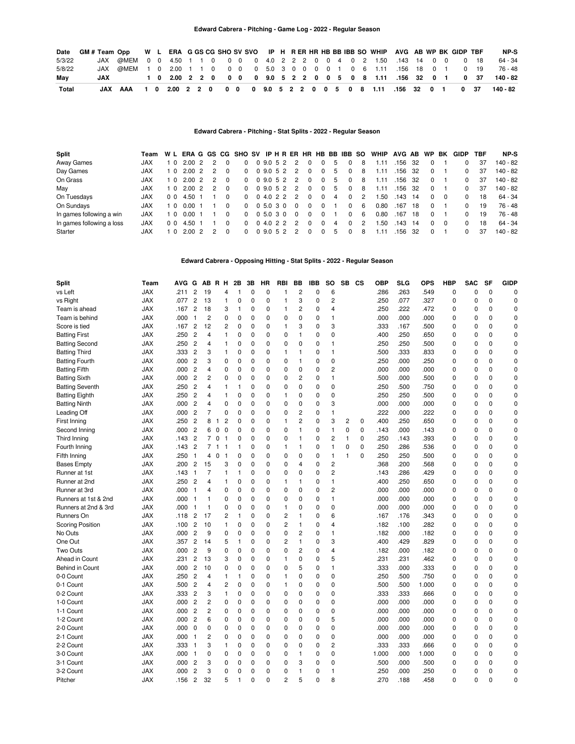### Edward Cabrera - Pitching - Game Log - 2022 - Regular Season

| Date | GM # | Team | Opp | W | L | ERA | G | GS | CG | SHO | SV | SVO | IP | H | R | ER | HR | HB | BB | IBB | SO | WHIP | AVG | AB | WP | BK | GIDP | TBF | NP-S |
|---|---|---|---|---|---|---|---|---|---|---|---|---|---|---|---|---|---|---|---|---|---|---|---|---|---|---|---|---|---|
| 5/3/22 | | JAX | @MEM | 0 | 0 | 4.50 | 1 | 1 | 0 | 0 | 0 | 0 | 4.0 | 2 | 2 | 2 | 0 | 0 | 4 | 0 | 2 | 1.50 | .143 | 14 | 0 | 0 | 0 | 18 | 64 - 34 |
| 5/8/22 | | JAX | @MEM | 1 | 0 | 2.00 | 1 | 1 | 0 | 0 | 0 | 0 | 5.0 | 3 | 0 | 0 | 0 | 0 | 1 | 0 | 6 | 1.11 | .156 | 18 | 0 | 1 | 0 | 19 | 76 - 48 |
| **May** | | **JAX** | | **1** | **0** | **2.00** | **2** | **2** | **0** | **0** | **0** | **0** | **9.0** | **5** | **2** | **2** | **0** | **0** | **5** | **0** | **8** | **1.11** | **.156** | **32** | **0** | **1** | **0** | **37** | **140 - 82** |
| **Total** | | **JAX** | **AAA** | **1** | **0** | **2.00** | **2** | **2** | **0** | **0** | **0** | **0** | **9.0** | **5** | **2** | **2** | **0** | **0** | **5** | **0** | **8** | **1.11** | **.156** | **32** | **0** | **1** | **0** | **37** | **140 - 82** |

### Edward Cabrera - Pitching - Stat Splits - 2022 - Regular Season

| Split | Team | W | L | ERA | G | GS | CG | SHO | SV | IP | H | R | ER | HR | HB | BB | IBB | SO | WHIP | AVG | AB | WP | BK | GIDP | TBF | NP-S |
|---|---|---|---|---|---|---|---|---|---|---|---|---|---|---|---|---|---|---|---|---|---|---|---|---|---|---|
| Away Games | JAX | 1 | 0 | 2.00 | 2 | 2 | 0 | 0 | 0 | 9.0 | 5 | 2 | 2 | 0 | 0 | 5 | 0 | 8 | 1.11 | .156 | 32 | 0 | 1 | 0 | 37 | 140 - 82 |
| Day Games | JAX | 1 | 0 | 2.00 | 2 | 2 | 0 | 0 | 0 | 9.0 | 5 | 2 | 2 | 0 | 0 | 5 | 0 | 8 | 1.11 | .156 | 32 | 0 | 1 | 0 | 37 | 140 - 82 |
| On Grass | JAX | 1 | 0 | 2.00 | 2 | 2 | 0 | 0 | 0 | 9.0 | 5 | 2 | 2 | 0 | 0 | 5 | 0 | 8 | 1.11 | .156 | 32 | 0 | 1 | 0 | 37 | 140 - 82 |
| May | JAX | 1 | 0 | 2.00 | 2 | 2 | 0 | 0 | 0 | 9.0 | 5 | 2 | 2 | 0 | 0 | 5 | 0 | 8 | 1.11 | .156 | 32 | 0 | 1 | 0 | 37 | 140 - 82 |
| On Tuesdays | JAX | 0 | 0 | 4.50 | 1 | 1 | 0 | 0 | 0 | 4.0 | 2 | 2 | 2 | 0 | 0 | 4 | 0 | 2 | 1.50 | .143 | 14 | 0 | 0 | 0 | 18 | 64 - 34 |
| On Sundays | JAX | 1 | 0 | 0.00 | 1 | 1 | 0 | 0 | 0 | 5.0 | 3 | 0 | 0 | 0 | 0 | 1 | 0 | 6 | 0.80 | .167 | 18 | 0 | 1 | 0 | 19 | 76 - 48 |
| In games following a win | JAX | 1 | 0 | 0.00 | 1 | 1 | 0 | 0 | 0 | 5.0 | 3 | 0 | 0 | 0 | 0 | 1 | 0 | 6 | 0.80 | .167 | 18 | 0 | 1 | 0 | 19 | 76 - 48 |
| In games following a loss | JAX | 0 | 0 | 4.50 | 1 | 1 | 0 | 0 | 0 | 4.0 | 2 | 2 | 2 | 0 | 0 | 4 | 0 | 2 | 1.50 | .143 | 14 | 0 | 0 | 0 | 18 | 64 - 34 |
| Starter | JAX | 1 | 0 | 2.00 | 2 | 2 | 0 | 0 | 0 | 9.0 | 5 | 2 | 2 | 0 | 0 | 5 | 0 | 8 | 1.11 | .156 | 32 | 0 | 1 | 0 | 37 | 140 - 82 |

### Edward Cabrera - Opposing Hitting - Stat Splits - 2022 - Regular Season

| Split | Team | AVG | G | AB | R | H | 2B | 3B | HR | RBI | BB | IBB | SO | SB | CS | OBP | SLG | OPS | HBP | SAC | SF | GIDP |
|---|---|---|---|---|---|---|---|---|---|---|---|---|---|---|---|---|---|---|---|---|---|---|
| vs Left | JAX | .211 | 2 | 19 | | 4 | 1 | 0 | 0 | 1 | 2 | 0 | 6 | | | .286 | .263 | .549 | 0 | 0 | 0 | 0 |
| vs Right | JAX | .077 | 2 | 13 | | 1 | 0 | 0 | 0 | 1 | 3 | 0 | 2 | | | .250 | .077 | .327 | 0 | 0 | 0 | 0 |
| Team is ahead | JAX | .167 | 2 | 18 | | 3 | 1 | 0 | 0 | 1 | 2 | 0 | 4 | | | .250 | .222 | .472 | 0 | 0 | 0 | 0 |
| Team is behind | JAX | .000 | 1 | 2 | | 0 | 0 | 0 | 0 | 0 | 0 | 0 | 1 | | | .000 | .000 | .000 | 0 | 0 | 0 | 0 |
| Score is tied | JAX | .167 | 2 | 12 | | 2 | 0 | 0 | 0 | 1 | 3 | 0 | 3 | | | .333 | .167 | .500 | 0 | 0 | 0 | 0 |
| Batting First | JAX | .250 | 2 | 4 | | 1 | 0 | 0 | 0 | 0 | 1 | 0 | 0 | | | .400 | .250 | .650 | 0 | 0 | 0 | 0 |
| Batting Second | JAX | .250 | 2 | 4 | | 1 | 0 | 0 | 0 | 0 | 0 | 0 | 1 | | | .250 | .250 | .500 | 0 | 0 | 0 | 0 |
| Batting Third | JAX | .333 | 2 | 3 | | 1 | 0 | 0 | 0 | 1 | 1 | 0 | 1 | | | .500 | .333 | .833 | 0 | 0 | 0 | 0 |
| Batting Fourth | JAX | .000 | 2 | 3 | | 0 | 0 | 0 | 0 | 0 | 1 | 0 | 0 | | | .250 | .000 | .250 | 0 | 0 | 0 | 0 |
| Batting Fifth | JAX | .000 | 2 | 4 | | 0 | 0 | 0 | 0 | 0 | 0 | 0 | 2 | | | .000 | .000 | .000 | 0 | 0 | 0 | 0 |
| Batting Sixth | JAX | .000 | 2 | 2 | | 0 | 0 | 0 | 0 | 0 | 2 | 0 | 1 | | | .500 | .000 | .500 | 0 | 0 | 0 | 0 |
| Batting Seventh | JAX | .250 | 2 | 4 | | 1 | 1 | 0 | 0 | 0 | 0 | 0 | 0 | | | .250 | .500 | .750 | 0 | 0 | 0 | 0 |
| Batting Eighth | JAX | .250 | 2 | 4 | | 1 | 0 | 0 | 0 | 1 | 0 | 0 | 0 | | | .250 | .250 | .500 | 0 | 0 | 0 | 0 |
| Batting Ninth | JAX | .000 | 2 | 4 | | 0 | 0 | 0 | 0 | 0 | 0 | 0 | 3 | | | .000 | .000 | .000 | 0 | 0 | 0 | 0 |
| Leading Off | JAX | .000 | 2 | 7 | | 0 | 0 | 0 | 0 | 0 | 2 | 0 | 1 | | | .222 | .000 | .222 | 0 | 0 | 0 | 0 |
| First Inning | JAX | .250 | 2 | 8 | 1 | 2 | 0 | 0 | 0 | 1 | 2 | 0 | 3 | 2 | 0 | .400 | .250 | .650 | 0 | 0 | 0 | 0 |
| Second Inning | JAX | .000 | 2 | 6 | 0 | 0 | 0 | 0 | 0 | 0 | 1 | 0 | 1 | 0 | 0 | .143 | .000 | .143 | 0 | 0 | 0 | 0 |
| Third Inning | JAX | .143 | 2 | 7 | 0 | 1 | 0 | 0 | 0 | 0 | 1 | 0 | 2 | 1 | 0 | .250 | .143 | .393 | 0 | 0 | 0 | 0 |
| Fourth Inning | JAX | .143 | 2 | 7 | 1 | 1 | 1 | 0 | 0 | 1 | 1 | 0 | 1 | 0 | 0 | .250 | .286 | .536 | 0 | 0 | 0 | 0 |
| Fifth Inning | JAX | .250 | 1 | 4 | 0 | 1 | 0 | 0 | 0 | 0 | 0 | 0 | 1 | 1 | 0 | .250 | .250 | .500 | 0 | 0 | 0 | 0 |
| Bases Empty | JAX | .200 | 2 | 15 | | 3 | 0 | 0 | 0 | 0 | 4 | 0 | 2 | | | .368 | .200 | .568 | 0 | 0 | 0 | 0 |
| Runner at 1st | JAX | .143 | 1 | 7 | | 1 | 1 | 0 | 0 | 0 | 0 | 0 | 2 | | | .143 | .286 | .429 | 0 | 0 | 0 | 0 |
| Runner at 2nd | JAX | .250 | 2 | 4 | | 1 | 0 | 0 | 0 | 1 | 1 | 0 | 1 | | | .400 | .250 | .650 | 0 | 0 | 0 | 0 |
| Runner at 3rd | JAX | .000 | 1 | 4 | | 0 | 0 | 0 | 0 | 0 | 0 | 0 | 2 | | | .000 | .000 | .000 | 0 | 0 | 0 | 0 |
| Runners at 1st & 2nd | JAX | .000 | 1 | 1 | | 0 | 0 | 0 | 0 | 0 | 0 | 0 | 1 | | | .000 | .000 | .000 | 0 | 0 | 0 | 0 |
| Runners at 2nd & 3rd | JAX | .000 | 1 | 1 | | 0 | 0 | 0 | 0 | 1 | 0 | 0 | 0 | | | .000 | .000 | .000 | 0 | 0 | 0 | 0 |
| Runners On | JAX | .118 | 2 | 17 | | 2 | 1 | 0 | 0 | 2 | 1 | 0 | 6 | | | .167 | .176 | .343 | 0 | 0 | 0 | 0 |
| Scoring Position | JAX | .100 | 2 | 10 | | 1 | 0 | 0 | 0 | 2 | 1 | 0 | 4 | | | .182 | .100 | .282 | 0 | 0 | 0 | 0 |
| No Outs | JAX | .000 | 2 | 9 | | 0 | 0 | 0 | 0 | 0 | 2 | 0 | 1 | | | .182 | .000 | .182 | 0 | 0 | 0 | 0 |
| One Out | JAX | .357 | 2 | 14 | | 5 | 1 | 0 | 0 | 2 | 1 | 0 | 3 | | | .400 | .429 | .829 | 0 | 0 | 0 | 0 |
| Two Outs | JAX | .000 | 2 | 9 | | 0 | 0 | 0 | 0 | 0 | 2 | 0 | 4 | | | .182 | .000 | .182 | 0 | 0 | 0 | 0 |
| Ahead in Count | JAX | .231 | 2 | 13 | | 3 | 0 | 0 | 0 | 1 | 0 | 0 | 5 | | | .231 | .231 | .462 | 0 | 0 | 0 | 0 |
| Behind in Count | JAX | .000 | 2 | 10 | | 0 | 0 | 0 | 0 | 0 | 5 | 0 | 1 | | | .333 | .000 | .333 | 0 | 0 | 0 | 0 |
| 0-0 Count | JAX | .250 | 2 | 4 | | 1 | 1 | 0 | 0 | 1 | 0 | 0 | 0 | | | .250 | .500 | .750 | 0 | 0 | 0 | 0 |
| 0-1 Count | JAX | .500 | 2 | 4 | | 2 | 0 | 0 | 0 | 1 | 0 | 0 | 0 | | | .500 | .500 | 1.000 | 0 | 0 | 0 | 0 |
| 0-2 Count | JAX | .333 | 2 | 3 | | 1 | 0 | 0 | 0 | 0 | 0 | 0 | 0 | | | .333 | .333 | .666 | 0 | 0 | 0 | 0 |
| 1-0 Count | JAX | .000 | 2 | 2 | | 0 | 0 | 0 | 0 | 0 | 0 | 0 | 0 | | | .000 | .000 | .000 | 0 | 0 | 0 | 0 |
| 1-1 Count | JAX | .000 | 2 | 2 | | 0 | 0 | 0 | 0 | 0 | 0 | 0 | 0 | | | .000 | .000 | .000 | 0 | 0 | 0 | 0 |
| 1-2 Count | JAX | .000 | 2 | 6 | | 0 | 0 | 0 | 0 | 0 | 0 | 0 | 5 | | | .000 | .000 | .000 | 0 | 0 | 0 | 0 |
| 2-0 Count | JAX | .000 | 0 | 0 | | 0 | 0 | 0 | 0 | 0 | 0 | 0 | 0 | | | .000 | .000 | .000 | 0 | 0 | 0 | 0 |
| 2-1 Count | JAX | .000 | 1 | 2 | | 0 | 0 | 0 | 0 | 0 | 0 | 0 | 0 | | | .000 | .000 | .000 | 0 | 0 | 0 | 0 |
| 2-2 Count | JAX | .333 | 1 | 3 | | 1 | 0 | 0 | 0 | 0 | 0 | 0 | 2 | | | .333 | .333 | .666 | 0 | 0 | 0 | 0 |
| 3-0 Count | JAX | .000 | 1 | 0 | | 0 | 0 | 0 | 0 | 0 | 1 | 0 | 0 | | | 1.000 | .000 | 1.000 | 0 | 0 | 0 | 0 |
| 3-1 Count | JAX | .000 | 2 | 3 | | 0 | 0 | 0 | 0 | 0 | 3 | 0 | 0 | | | .500 | .000 | .500 | 0 | 0 | 0 | 0 |
| 3-2 Count | JAX | .000 | 2 | 3 | | 0 | 0 | 0 | 0 | 0 | 1 | 0 | 1 | | | .250 | .000 | .250 | 0 | 0 | 0 | 0 |
| Pitcher | JAX | .156 | 2 | 32 | | 5 | 1 | 0 | 0 | 2 | 5 | 0 | 8 | | | .270 | .188 | .458 | 0 | 0 | 0 | 0 |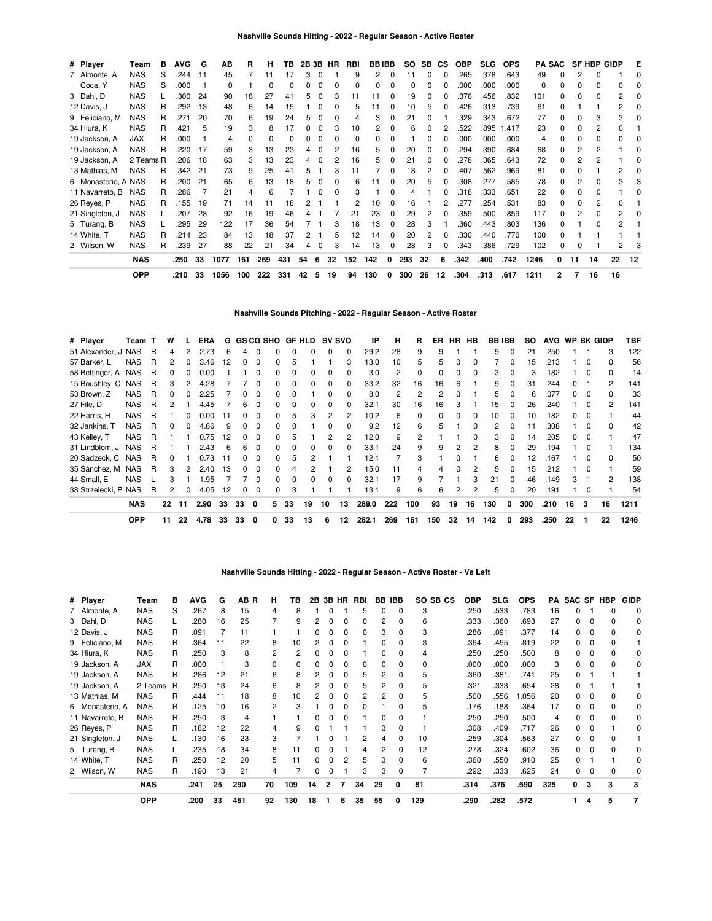### Nashville Sounds Hitting - 2022 - Regular Season - Active Roster

| # | Player | Team | B | AVG | G | AB | R | H | TB | 2B | 3B | HR | RBI | BB | IBB | SO | SB | CS | OBP | SLG | OPS | PA | SAC | SF | HBP | GIDP | E |
|---|---|---|---|---|---|---|---|---|---|---|---|---|---|---|---|---|---|---|---|---|---|---|---|---|---|---|---|
| 7 | Almonte, A | NAS | S | .244 | 11 | 45 | 7 | 11 | 17 | 3 | 0 | 1 | 9 | 2 | 0 | 11 | 0 | 0 | .265 | .378 | .643 | 49 | 0 | 2 | 0 | 1 | 0 |
| | Coca, Y | NAS | S | .000 | 1 | 0 | 1 | 0 | 0 | 0 | 0 | 0 | 0 | 0 | 0 | 0 | 0 | 0 | .000 | .000 | .000 | 0 | 0 | 0 | 0 | 0 | 0 |
| 3 | Dahl, D | NAS | L | .300 | 24 | 90 | 18 | 27 | 41 | 5 | 0 | 3 | 11 | 11 | 0 | 19 | 0 | 0 | .376 | .456 | .832 | 101 | 0 | 0 | 0 | 2 | 0 |
| 12 | Davis, J | NAS | R | .292 | 13 | 48 | 6 | 14 | 15 | 1 | 0 | 0 | 5 | 11 | 0 | 10 | 5 | 0 | .426 | .313 | .739 | 61 | 0 | 1 | 1 | 2 | 0 |
| 9 | Feliciano, M | NAS | R | .271 | 20 | 70 | 6 | 19 | 24 | 5 | 0 | 0 | 4 | 3 | 0 | 21 | 0 | 1 | .329 | .343 | .672 | 77 | 0 | 0 | 3 | 3 | 0 |
| 34 | Hiura, K | NAS | R | .421 | 5 | 19 | 3 | 8 | 17 | 0 | 0 | 3 | 10 | 2 | 0 | 6 | 0 | 2 | .522 | .895 | 1.417 | 23 | 0 | 0 | 2 | 0 | 1 |
| 19 | Jackson, A | JAX | R | .000 | 1 | 4 | 0 | 0 | 0 | 0 | 0 | 0 | 0 | 0 | 0 | 1 | 0 | 0 | .000 | .000 | .000 | 4 | 0 | 0 | 0 | 0 | 0 |
| 19 | Jackson, A | NAS | R | .220 | 17 | 59 | 3 | 13 | 23 | 4 | 0 | 2 | 16 | 5 | 0 | 20 | 0 | 0 | .294 | .390 | .684 | 68 | 0 | 2 | 2 | 1 | 0 |
| 19 | Jackson, A | 2 Teams | R | .206 | 18 | 63 | 3 | 13 | 23 | 4 | 0 | 2 | 16 | 5 | 0 | 21 | 0 | 0 | .278 | .365 | .643 | 72 | 0 | 2 | 2 | 1 | 0 |
| 13 | Mathias, M | NAS | R | .342 | 21 | 73 | 9 | 25 | 41 | 5 | 1 | 3 | 11 | 7 | 0 | 18 | 2 | 0 | .407 | .562 | .969 | 81 | 0 | 0 | 1 | 2 | 0 |
| 6 | Monasterio, A | NAS | R | .200 | 21 | 65 | 6 | 13 | 18 | 5 | 0 | 0 | 6 | 11 | 0 | 20 | 5 | 0 | .308 | .277 | .585 | 78 | 0 | 2 | 0 | 3 | 3 |
| 11 | Navarreto, B | NAS | R | .286 | 7 | 21 | 4 | 6 | 7 | 1 | 0 | 0 | 3 | 1 | 0 | 4 | 1 | 0 | .318 | .333 | .651 | 22 | 0 | 0 | 0 | 1 | 0 |
| 26 | Reyes, P | NAS | R | .155 | 19 | 71 | 14 | 11 | 18 | 2 | 1 | 1 | 2 | 10 | 0 | 16 | 1 | 2 | .277 | .254 | .531 | 83 | 0 | 0 | 2 | 0 | 1 |
| 21 | Singleton, J | NAS | L | .207 | 28 | 92 | 16 | 19 | 46 | 4 | 1 | 7 | 21 | 23 | 0 | 29 | 2 | 0 | .359 | .500 | .859 | 117 | 0 | 2 | 0 | 2 | 0 |
| 5 | Turang, B | NAS | L | .295 | 29 | 122 | 17 | 36 | 54 | 7 | 1 | 3 | 18 | 13 | 0 | 28 | 3 | 1 | .360 | .443 | .803 | 136 | 0 | 1 | 0 | 2 | 1 |
| 14 | White, T | NAS | R | .214 | 23 | 84 | 13 | 18 | 37 | 2 | 1 | 5 | 12 | 14 | 0 | 20 | 2 | 0 | .330 | .440 | .770 | 100 | 0 | 1 | 1 | 1 | 1 |
| 2 | Wilson, W | NAS | R | .239 | 27 | 88 | 22 | 21 | 34 | 4 | 0 | 3 | 14 | 13 | 0 | 28 | 3 | 0 | .343 | .386 | .729 | 102 | 0 | 0 | 1 | 2 | 3 |
| | | **NAS** | | **.250** | **33** | **1077** | **161** | **269** | **431** | **54** | **6** | **32** | **152** | **142** | **0** | **293** | **32** | **6** | **.342** | **.400** | **.742** | **1246** | **0** | **11** | **14** | **22** | **12** |
| | | **OPP** | | **.210** | **33** | **1056** | **100** | **222** | **331** | **42** | **5** | **19** | **94** | **130** | **0** | **300** | **26** | **12** | **.304** | **.313** | **.617** | **1211** | **2** | **7** | **16** | **16** | |

### Nashville Sounds Pitching - 2022 - Regular Season - Active Roster

| # | Player | Team | T | W | L | ERA | G | GS | CG | SHO | GF | HLD | SV | SVO | IP | H | R | ER | HR | HB | BB | IBB | SO | AVG | WP | BK | GIDP | TBF |
|---|---|---|---|---|---|---|---|---|---|---|---|---|---|---|---|---|---|---|---|---|---|---|---|---|---|---|---|---|
| 51 | Alexander, J | NAS | R | 4 | 2 | 2.73 | 6 | 4 | 0 | 0 | 0 | 0 | 0 | 0 | 29.2 | 28 | 9 | 9 | 1 | 1 | 9 | 0 | 21 | .250 | 1 | 1 | 3 | 122 |
| 57 | Barker, L | NAS | R | 2 | 0 | 3.46 | 12 | 0 | 0 | 0 | 5 | 1 | 1 | 3 | 13.0 | 10 | 5 | 5 | 0 | 0 | 7 | 0 | 15 | .213 | 1 | 0 | 0 | 56 |
| 58 | Bettinger, A | NAS | R | 0 | 0 | 0.00 | 1 | 1 | 0 | 0 | 0 | 0 | 0 | 0 | 3.0 | 2 | 0 | 0 | 0 | 0 | 3 | 0 | 3 | .182 | 1 | 0 | 0 | 14 |
| 15 | Boushley, C | NAS | R | 3 | 2 | 4.28 | 7 | 7 | 0 | 0 | 0 | 0 | 0 | 0 | 33.2 | 32 | 16 | 16 | 6 | 1 | 9 | 0 | 31 | .244 | 0 | 1 | 2 | 141 |
| 53 | Brown, Z | NAS | R | 0 | 0 | 2.25 | 7 | 0 | 0 | 0 | 0 | 1 | 0 | 0 | 8.0 | 2 | 2 | 2 | 0 | 1 | 5 | 0 | 6 | .077 | 0 | 0 | 0 | 33 |
| 27 | File, D | NAS | R | 2 | 1 | 4.45 | 7 | 6 | 0 | 0 | 0 | 0 | 0 | 0 | 32.1 | 30 | 16 | 16 | 3 | 1 | 15 | 0 | 26 | .240 | 1 | 0 | 2 | 141 |
| 22 | Harris, H | NAS | R | 1 | 0 | 0.00 | 11 | 0 | 0 | 0 | 5 | 3 | 2 | 2 | 10.2 | 6 | 0 | 0 | 0 | 0 | 10 | 0 | 10 | .182 | 0 | 0 | 1 | 44 |
| 32 | Jankins, T | NAS | R | 0 | 0 | 4.66 | 9 | 0 | 0 | 0 | 0 | 1 | 0 | 0 | 9.2 | 12 | 6 | 5 | 1 | 0 | 2 | 0 | 11 | .308 | 1 | 0 | 0 | 42 |
| 43 | Kelley, T | NAS | R | 1 | 1 | 0.75 | 12 | 0 | 0 | 0 | 5 | 1 | 2 | 2 | 12.0 | 9 | 2 | 1 | 1 | 0 | 3 | 0 | 14 | .205 | 0 | 0 | 1 | 47 |
| 31 | Lindblom, J | NAS | R | 1 | 1 | 2.43 | 6 | 6 | 0 | 0 | 0 | 0 | 0 | 0 | 33.1 | 24 | 9 | 9 | 2 | 2 | 8 | 0 | 29 | .194 | 1 | 0 | 1 | 134 |
| 20 | Sadzeck, C | NAS | R | 0 | 1 | 0.73 | 11 | 0 | 0 | 0 | 5 | 2 | 1 | 1 | 12.1 | 7 | 3 | 1 | 0 | 1 | 6 | 0 | 12 | .167 | 1 | 0 | 0 | 50 |
| 35 | Sánchez, M | NAS | R | 3 | 2 | 2.40 | 13 | 0 | 0 | 0 | 4 | 2 | 1 | 2 | 15.0 | 11 | 4 | 4 | 0 | 2 | 5 | 0 | 15 | .212 | 1 | 0 | 1 | 59 |
| 44 | Small, E | NAS | L | 3 | 1 | 1.95 | 7 | 7 | 0 | 0 | 0 | 0 | 0 | 0 | 32.1 | 17 | 9 | 7 | 1 | 3 | 21 | 0 | 46 | .149 | 3 | 1 | 2 | 138 |
| 38 | Strzelecki, P | NAS | R | 2 | 0 | 4.05 | 12 | 0 | 0 | 0 | 3 | 1 | 1 | 1 | 13.1 | 9 | 6 | 6 | 2 | 2 | 5 | 0 | 20 | .191 | 1 | 0 | 1 | 54 |
| | | **NAS** | | **22** | **11** | **2.90** | **33** | **33** | **0** | **5** | **33** | **19** | **10** | **13** | **289.0** | **222** | **100** | **93** | **19** | **16** | **130** | **0** | **300** | **.210** | **16** | **3** | **16** | **1211** |
| | | **OPP** | | **11** | **22** | **4.78** | **33** | **33** | **0** | **0** | **33** | **13** | **6** | **12** | **282.1** | **269** | **161** | **150** | **32** | **14** | **142** | **0** | **293** | **.250** | **22** | **1** | **22** | **1246** |

### Nashville Sounds Hitting - 2022 - Regular Season - Active Roster - Vs Left

| # | Player | Team | B | AVG | G | AB | R | H | TB | 2B | 3B | HR | RBI | BB | IBB | SO | SB | CS | OBP | SLG | OPS | PA | SAC | SF | HBP | GIDP |
|---|---|---|---|---|---|---|---|---|---|---|---|---|---|---|---|---|---|---|---|---|---|---|---|---|---|---|
| 7 | Almonte, A | NAS | S | .267 | 8 | 15 | | 4 | 8 | 1 | 0 | 1 | 5 | 0 | 0 | 3 | | | .250 | .533 | .783 | 16 | 0 | 1 | 0 | 0 |
| 3 | Dahl, D | NAS | L | .280 | 16 | 25 | | 7 | 9 | 2 | 0 | 0 | 0 | 2 | 0 | 6 | | | .333 | .360 | .693 | 27 | 0 | 0 | 0 | 0 |
| 12 | Davis, J | NAS | R | .091 | 7 | 11 | | 1 | 1 | 0 | 0 | 0 | 0 | 3 | 0 | 3 | | | .286 | .091 | .377 | 14 | 0 | 0 | 0 | 0 |
| 9 | Feliciano, M | NAS | R | .364 | 11 | 22 | | 8 | 10 | 2 | 0 | 0 | 1 | 0 | 0 | 3 | | | .364 | .455 | .819 | 22 | 0 | 0 | 0 | 1 |
| 34 | Hiura, K | NAS | R | .250 | 3 | 8 | | 2 | 2 | 0 | 0 | 0 | 1 | 0 | 0 | 4 | | | .250 | .250 | .500 | 8 | 0 | 0 | 0 | 0 |
| 19 | Jackson, A | JAX | R | .000 | 1 | 3 | | 0 | 0 | 0 | 0 | 0 | 0 | 0 | 0 | 0 | | | .000 | .000 | .000 | 3 | 0 | 0 | 0 | 0 |
| 19 | Jackson, A | NAS | R | .286 | 12 | 21 | | 6 | 8 | 2 | 0 | 0 | 5 | 2 | 0 | 5 | | | .360 | .381 | .741 | 25 | 0 | 1 | 1 | 1 |
| 19 | Jackson, A | 2 Teams | R | .250 | 13 | 24 | | 6 | 8 | 2 | 0 | 0 | 5 | 2 | 0 | 5 | | | .321 | .333 | .654 | 28 | 0 | 1 | 1 | 1 |
| 13 | Mathias, M | NAS | R | .444 | 11 | 18 | | 8 | 10 | 2 | 0 | 0 | 2 | 2 | 0 | 5 | | | .500 | .556 | 1.056 | 20 | 0 | 0 | 0 | 0 |
| 6 | Monasterio, A | NAS | R | .125 | 10 | 16 | | 2 | 3 | 1 | 0 | 0 | 0 | 1 | 0 | 5 | | | .176 | .188 | .364 | 17 | 0 | 0 | 0 | 0 |
| 11 | Navarreto, B | NAS | R | .250 | 3 | 4 | | 1 | 1 | 0 | 0 | 0 | 1 | 0 | 0 | 1 | | | .250 | .250 | .500 | 4 | 0 | 0 | 0 | 0 |
| 26 | Reyes, P | NAS | R | .182 | 12 | 22 | | 4 | 9 | 0 | 1 | 1 | 1 | 3 | 0 | 1 | | | .308 | .409 | .717 | 26 | 0 | 0 | 1 | 0 |
| 21 | Singleton, J | NAS | L | .130 | 16 | 23 | | 3 | 7 | 1 | 0 | 1 | 2 | 4 | 0 | 10 | | | .259 | .304 | .563 | 27 | 0 | 0 | 0 | 1 |
| 5 | Turang, B | NAS | L | .235 | 18 | 34 | | 8 | 11 | 0 | 0 | 1 | 4 | 2 | 0 | 12 | | | .278 | .324 | .602 | 36 | 0 | 0 | 0 | 0 |
| 14 | White, T | NAS | R | .250 | 12 | 20 | | 5 | 11 | 0 | 0 | 2 | 5 | 3 | 0 | 6 | | | .360 | .550 | .910 | 25 | 0 | 1 | 1 | 0 |
| 2 | Wilson, W | NAS | R | .190 | 13 | 21 | | 4 | 7 | 0 | 0 | 1 | 3 | 3 | 0 | 7 | | | .292 | .333 | .625 | 24 | 0 | 0 | 0 | 0 |
| | | **NAS** | | **.241** | **25** | **290** | | **70** | **109** | **14** | **2** | **7** | **34** | **29** | **0** | **81** | | | **.314** | **.376** | **.690** | **325** | **0** | **3** | **3** | **3** |
| | | **OPP** | | **.200** | **33** | **461** | | **92** | **130** | **18** | **1** | **6** | **35** | **55** | **0** | **129** | | | **.290** | **.282** | **.572** | | **1** | **4** | **5** | **7** |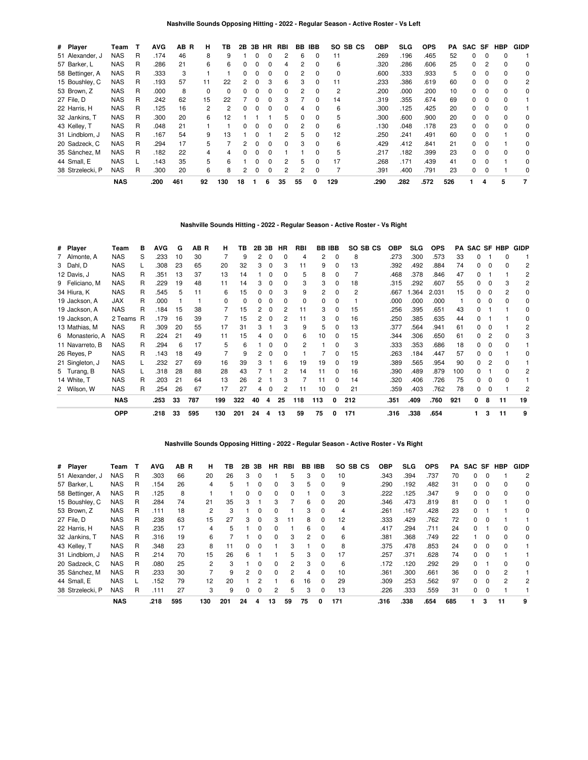### Nashville Sounds Opposing Hitting - 2022 - Regular Season - Active Roster - Vs Left

| # | Player | Team | T | AVG | AB | R | H | TB | 2B | 3B | HR | RBI | BB | IBB | SO | SB | CS | OBP | SLG | OPS | PA | SAC | SF | HBP | GIDP |
|---|---|---|---|---|---|---|---|---|---|---|---|---|---|---|---|---|---|---|---|---|---|---|---|---|---|
| 51 | Alexander, J | NAS | R | .174 | 46 | | 8 | 9 | 1 | 0 | 0 | 2 | 6 | 0 | 11 | | | .269 | .196 | .465 | 52 | 0 | 0 | 0 | 1 |
| 57 | Barker, L | NAS | R | .286 | 21 | | 6 | 6 | 0 | 0 | 0 | 4 | 2 | 0 | 6 | | | .320 | .286 | .606 | 25 | 0 | 2 | 0 | 0 |
| 58 | Bettinger, A | NAS | R | .333 | 3 | | 1 | 1 | 0 | 0 | 0 | 0 | 2 | 0 | 0 | | | .600 | .333 | .933 | 5 | 0 | 0 | 0 | 0 |
| 15 | Boushley, C | NAS | R | .193 | 57 | | 11 | 22 | 2 | 0 | 3 | 6 | 3 | 0 | 11 | | | .233 | .386 | .619 | 60 | 0 | 0 | 0 | 2 |
| 53 | Brown, Z | NAS | R | .000 | 8 | | 0 | 0 | 0 | 0 | 0 | 0 | 2 | 0 | 2 | | | .200 | .000 | .200 | 10 | 0 | 0 | 0 | 0 |
| 27 | File, D | NAS | R | .242 | 62 | | 15 | 22 | 7 | 0 | 0 | 3 | 7 | 0 | 14 | | | .319 | .355 | .674 | 69 | 0 | 0 | 0 | 1 |
| 22 | Harris, H | NAS | R | .125 | 16 | | 2 | 2 | 0 | 0 | 0 | 0 | 4 | 0 | 6 | | | .300 | .125 | .425 | 20 | 0 | 0 | 0 | 1 |
| 32 | Jankins, T | NAS | R | .300 | 20 | | 6 | 12 | 1 | 1 | 1 | 5 | 0 | 0 | 5 | | | .300 | .600 | .900 | 20 | 0 | 0 | 0 | 0 |
| 43 | Kelley, T | NAS | R | .048 | 21 | | 1 | 1 | 0 | 0 | 0 | 0 | 2 | 0 | 6 | | | .130 | .048 | .178 | 23 | 0 | 0 | 0 | 0 |
| 31 | Lindblom, J | NAS | R | .167 | 54 | | 9 | 13 | 1 | 0 | 1 | 2 | 5 | 0 | 12 | | | .250 | .241 | .491 | 60 | 0 | 0 | 1 | 0 |
| 20 | Sadzeck, C | NAS | R | .294 | 17 | | 5 | 7 | 2 | 0 | 0 | 0 | 3 | 0 | 6 | | | .429 | .412 | .841 | 21 | 0 | 0 | 1 | 0 |
| 35 | Sánchez, M | NAS | R | .182 | 22 | | 4 | 4 | 0 | 0 | 0 | 1 | 1 | 0 | 5 | | | .217 | .182 | .399 | 23 | 0 | 0 | 0 | 0 |
| 44 | Small, E | NAS | L | .143 | 35 | | 5 | 6 | 1 | 0 | 0 | 2 | 5 | 0 | 17 | | | .268 | .171 | .439 | 41 | 0 | 0 | 1 | 0 |
| 38 | Strzelecki, P | NAS | R | .300 | 20 | | 6 | 8 | 2 | 0 | 0 | 2 | 2 | 0 | 7 | | | .391 | .400 | .791 | 23 | 0 | 0 | 1 | 0 |
| | | **NAS** | | **.200** | **461** | | **92** | **130** | **18** | **1** | **6** | **35** | **55** | **0** | **129** | | | **.290** | **.282** | **.572** | **526** | **1** | **4** | **5** | **7** |

### Nashville Sounds Hitting - 2022 - Regular Season - Active Roster - Vs Right

| # | Player | Team | B | AVG | G | AB | R | H | TB | 2B | 3B | HR | RBI | BB | IBB | SO | SB | CS | OBP | SLG | OPS | PA | SAC | SF | HBP | GIDP |
|---|---|---|---|---|---|---|---|---|---|---|---|---|---|---|---|---|---|---|---|---|---|---|---|---|---|---|
| 7 | Almonte, A | NAS | S | .233 | 10 | 30 | | 7 | 9 | 2 | 0 | 0 | 4 | 2 | 0 | 8 | | | .273 | .300 | .573 | 33 | 0 | 1 | 0 | 1 |
| 3 | Dahl, D | NAS | L | .308 | 23 | 65 | | 20 | 32 | 3 | 0 | 3 | 11 | 9 | 0 | 13 | | | .392 | .492 | .884 | 74 | 0 | 0 | 0 | 2 |
| 12 | Davis, J | NAS | R | .351 | 13 | 37 | | 13 | 14 | 1 | 0 | 0 | 5 | 8 | 0 | 7 | | | .468 | .378 | .846 | 47 | 0 | 1 | 1 | 2 |
| 9 | Feliciano, M | NAS | R | .229 | 19 | 48 | | 11 | 14 | 3 | 0 | 0 | 3 | 3 | 0 | 18 | | | .315 | .292 | .607 | 55 | 0 | 0 | 3 | 2 |
| 34 | Hiura, K | NAS | R | .545 | 5 | 11 | | 6 | 15 | 0 | 0 | 3 | 9 | 2 | 0 | 2 | | | .667 | 1.364 | 2.031 | 15 | 0 | 0 | 2 | 0 |
| 19 | Jackson, A | JAX | R | .000 | 1 | 1 | | 0 | 0 | 0 | 0 | 0 | 0 | 0 | 0 | 1 | | | .000 | .000 | .000 | 1 | 0 | 0 | 0 | 0 |
| 19 | Jackson, A | NAS | R | .184 | 15 | 38 | | 7 | 15 | 2 | 0 | 2 | 11 | 3 | 0 | 15 | | | .256 | .395 | .651 | 43 | 0 | 1 | 1 | 0 |
| 19 | Jackson, A | 2 Teams | R | .179 | 16 | 39 | | 7 | 15 | 2 | 0 | 2 | 11 | 3 | 0 | 16 | | | .250 | .385 | .635 | 44 | 0 | 1 | 1 | 0 |
| 13 | Mathias, M | NAS | R | .309 | 20 | 55 | | 17 | 31 | 3 | 1 | 3 | 9 | 5 | 0 | 13 | | | .377 | .564 | .941 | 61 | 0 | 0 | 1 | 2 |
| 6 | Monasterio, A | NAS | R | .224 | 21 | 49 | | 11 | 15 | 4 | 0 | 0 | 6 | 10 | 0 | 15 | | | .344 | .306 | .650 | 61 | 0 | 2 | 0 | 3 |
| 11 | Navarreto, B | NAS | R | .294 | 6 | 17 | | 5 | 6 | 1 | 0 | 0 | 2 | 1 | 0 | 3 | | | .333 | .353 | .686 | 18 | 0 | 0 | 0 | 1 |
| 26 | Reyes, P | NAS | R | .143 | 18 | 49 | | 7 | 9 | 2 | 0 | 0 | 1 | 7 | 0 | 15 | | | .263 | .184 | .447 | 57 | 0 | 0 | 1 | 0 |
| 21 | Singleton, J | NAS | L | .232 | 27 | 69 | | 16 | 39 | 3 | 1 | 6 | 19 | 19 | 0 | 19 | | | .389 | .565 | .954 | 90 | 0 | 2 | 0 | 1 |
| 5 | Turang, B | NAS | L | .318 | 28 | 88 | | 28 | 43 | 7 | 1 | 2 | 14 | 11 | 0 | 16 | | | .390 | .489 | .879 | 100 | 0 | 1 | 0 | 2 |
| 14 | White, T | NAS | R | .203 | 21 | 64 | | 13 | 26 | 2 | 1 | 3 | 7 | 11 | 0 | 14 | | | .320 | .406 | .726 | 75 | 0 | 0 | 0 | 1 |
| 2 | Wilson, W | NAS | R | .254 | 26 | 67 | | 17 | 27 | 4 | 0 | 2 | 11 | 10 | 0 | 21 | | | .359 | .403 | .762 | 78 | 0 | 0 | 1 | 2 |
| | | **NAS** | | **.253** | **33** | **787** | | **199** | **322** | **40** | **4** | **25** | **118** | **113** | **0** | **212** | | | **.351** | **.409** | **.760** | **921** | **0** | **8** | **11** | **19** |
| | | **OPP** | | **.218** | **33** | **595** | | **130** | **201** | **24** | **4** | **13** | **59** | **75** | **0** | **171** | | | **.316** | **.338** | **.654** | | **1** | **3** | **11** | **9** |

### Nashville Sounds Opposing Hitting - 2022 - Regular Season - Active Roster - Vs Right

| # | Player | Team | T | AVG | AB | R | H | TB | 2B | 3B | HR | RBI | BB | IBB | SO | SB | CS | OBP | SLG | OPS | PA | SAC | SF | HBP | GIDP |
|---|---|---|---|---|---|---|---|---|---|---|---|---|---|---|---|---|---|---|---|---|---|---|---|---|---|
| 51 | Alexander, J | NAS | R | .303 | 66 | | 20 | 26 | 3 | 0 | 1 | 5 | 3 | 0 | 10 | | | .343 | .394 | .737 | 70 | 0 | 0 | 1 | 2 |
| 57 | Barker, L | NAS | R | .154 | 26 | | 4 | 5 | 1 | 0 | 0 | 3 | 5 | 0 | 9 | | | .290 | .192 | .482 | 31 | 0 | 0 | 0 | 0 |
| 58 | Bettinger, A | NAS | R | .125 | 8 | | 1 | 1 | 0 | 0 | 0 | 0 | 1 | 0 | 3 | | | .222 | .125 | .347 | 9 | 0 | 0 | 0 | 0 |
| 15 | Boushley, C | NAS | R | .284 | 74 | | 21 | 35 | 3 | 1 | 3 | 7 | 6 | 0 | 20 | | | .346 | .473 | .819 | 81 | 0 | 0 | 1 | 0 |
| 53 | Brown, Z | NAS | R | .111 | 18 | | 2 | 3 | 1 | 0 | 0 | 1 | 3 | 0 | 4 | | | .261 | .167 | .428 | 23 | 0 | 1 | 1 | 0 |
| 27 | File, D | NAS | R | .238 | 63 | | 15 | 27 | 3 | 0 | 3 | 11 | 8 | 0 | 12 | | | .333 | .429 | .762 | 72 | 0 | 0 | 1 | 1 |
| 22 | Harris, H | NAS | R | .235 | 17 | | 4 | 5 | 1 | 0 | 0 | 1 | 6 | 0 | 4 | | | .417 | .294 | .711 | 24 | 0 | 1 | 0 | 0 |
| 32 | Jankins, T | NAS | R | .316 | 19 | | 6 | 7 | 1 | 0 | 0 | 3 | 2 | 0 | 6 | | | .381 | .368 | .749 | 22 | 1 | 0 | 0 | 0 |
| 43 | Kelley, T | NAS | R | .348 | 23 | | 8 | 11 | 0 | 0 | 1 | 3 | 1 | 0 | 8 | | | .375 | .478 | .853 | 24 | 0 | 0 | 0 | 1 |
| 31 | Lindblom, J | NAS | R | .214 | 70 | | 15 | 26 | 6 | 1 | 1 | 5 | 3 | 0 | 17 | | | .257 | .371 | .628 | 74 | 0 | 0 | 1 | 1 |
| 20 | Sadzeck, C | NAS | R | .080 | 25 | | 2 | 3 | 1 | 0 | 0 | 2 | 3 | 0 | 6 | | | .172 | .120 | .292 | 29 | 0 | 1 | 0 | 0 |
| 35 | Sánchez, M | NAS | R | .233 | 30 | | 7 | 9 | 2 | 0 | 0 | 2 | 4 | 0 | 10 | | | .361 | .300 | .661 | 36 | 0 | 0 | 2 | 1 |
| 44 | Small, E | NAS | L | .152 | 79 | | 12 | 20 | 1 | 2 | 1 | 6 | 16 | 0 | 29 | | | .309 | .253 | .562 | 97 | 0 | 0 | 2 | 2 |
| 38 | Strzelecki, P | NAS | R | .111 | 27 | | 3 | 9 | 0 | 0 | 2 | 5 | 3 | 0 | 13 | | | .226 | .333 | .559 | 31 | 0 | 0 | 1 | 1 |
| | | **NAS** | | **.218** | **595** | | **130** | **201** | **24** | **4** | **13** | **59** | **75** | **0** | **171** | | | **.316** | **.338** | **.654** | **685** | **1** | **3** | **11** | **9** |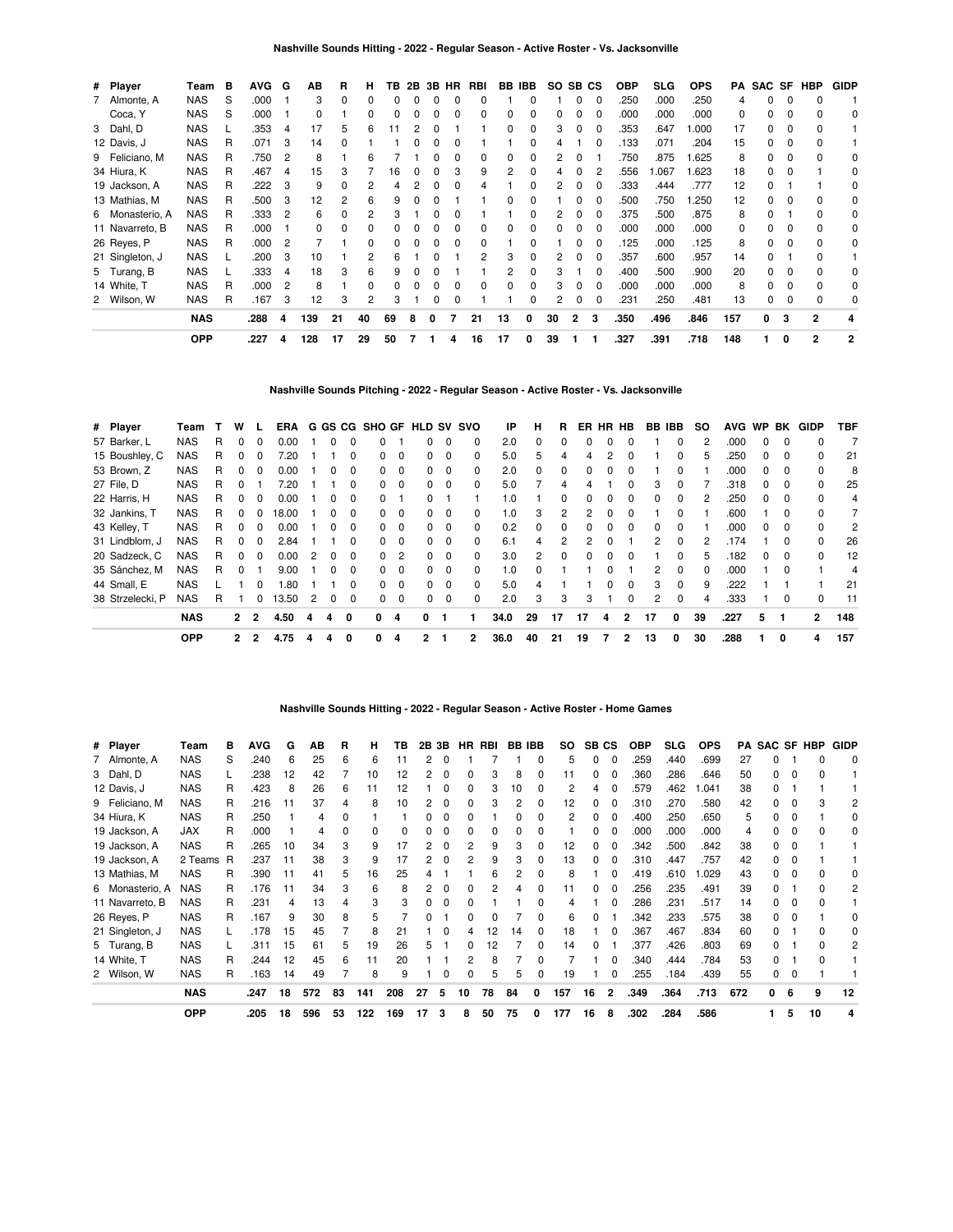### Nashville Sounds Hitting - 2022 - Regular Season - Active Roster - Vs. Jacksonville

| # | Player | Team | B | AVG | G | AB | R | H | TB | 2B | 3B | HR | RBI | BB | IBB | SO | SB | CS | OBP | SLG | OPS | PA | SAC | SF | HBP | GIDP |
|---|---|---|---|---|---|---|---|---|---|---|---|---|---|---|---|---|---|---|---|---|---|---|---|---|---|---|
| 7 | Almonte, A | NAS | S | .000 | 1 | 3 | 0 | 0 | 0 | 0 | 0 | 0 | 0 | 1 | 0 | 1 | 0 | 0 | .250 | .000 | .250 | 4 | 0 | 0 | 0 | 1 |
| | Coca, Y | NAS | S | .000 | 1 | 0 | 1 | 0 | 0 | 0 | 0 | 0 | 0 | 0 | 0 | 0 | 0 | 0 | .000 | .000 | .000 | 0 | 0 | 0 | 0 | 0 |
| 3 | Dahl, D | NAS | L | .353 | 4 | 17 | 5 | 6 | 11 | 2 | 0 | 1 | 1 | 0 | 0 | 3 | 0 | 0 | .353 | .647 | 1.000 | 17 | 0 | 0 | 0 | 1 |
| 12 | Davis, J | NAS | R | .071 | 3 | 14 | 0 | 1 | 1 | 0 | 0 | 0 | 1 | 1 | 0 | 4 | 1 | 0 | .133 | .071 | .204 | 15 | 0 | 0 | 0 | 1 |
| 9 | Feliciano, M | NAS | R | .750 | 2 | 8 | 1 | 6 | 7 | 1 | 0 | 0 | 0 | 0 | 0 | 2 | 0 | 1 | .750 | .875 | 1.625 | 8 | 0 | 0 | 0 | 0 |
| 34 | Hiura, K | NAS | R | .467 | 4 | 15 | 3 | 7 | 16 | 0 | 0 | 3 | 9 | 2 | 0 | 4 | 0 | 2 | .556 | 1.067 | 1.623 | 18 | 0 | 0 | 1 | 0 |
| 19 | Jackson, A | NAS | R | .222 | 3 | 9 | 0 | 2 | 4 | 2 | 0 | 0 | 4 | 1 | 0 | 2 | 0 | 0 | .333 | .444 | .777 | 12 | 0 | 1 | 1 | 0 |
| 13 | Mathias, M | NAS | R | .500 | 3 | 12 | 2 | 6 | 9 | 0 | 0 | 1 | 1 | 0 | 0 | 1 | 0 | 0 | .500 | .750 | 1.250 | 12 | 0 | 0 | 0 | 0 |
| 6 | Monasterio, A | NAS | R | .333 | 2 | 6 | 0 | 2 | 3 | 1 | 0 | 0 | 1 | 1 | 0 | 2 | 0 | 0 | .375 | .500 | .875 | 8 | 0 | 1 | 0 | 0 |
| 11 | Navarreto, B | NAS | R | .000 | 1 | 0 | 0 | 0 | 0 | 0 | 0 | 0 | 0 | 0 | 0 | 0 | 0 | 0 | .000 | .000 | .000 | 0 | 0 | 0 | 0 | 0 |
| 26 | Reyes, P | NAS | R | .000 | 2 | 7 | 1 | 0 | 0 | 0 | 0 | 0 | 0 | 1 | 0 | 1 | 0 | 0 | .125 | .000 | .125 | 8 | 0 | 0 | 0 | 0 |
| 21 | Singleton, J | NAS | L | .200 | 3 | 10 | 1 | 2 | 6 | 1 | 0 | 1 | 2 | 3 | 0 | 2 | 0 | 0 | .357 | .600 | .957 | 14 | 0 | 1 | 0 | 1 |
| 5 | Turang, B | NAS | L | .333 | 4 | 18 | 3 | 6 | 9 | 0 | 0 | 1 | 1 | 2 | 0 | 3 | 1 | 0 | .400 | .500 | .900 | 20 | 0 | 0 | 0 | 0 |
| 14 | White, T | NAS | R | .000 | 2 | 8 | 1 | 0 | 0 | 0 | 0 | 0 | 0 | 0 | 0 | 3 | 0 | 0 | .000 | .000 | .000 | 8 | 0 | 0 | 0 | 0 |
| 2 | Wilson, W | NAS | R | .167 | 3 | 12 | 3 | 2 | 3 | 1 | 0 | 0 | 1 | 1 | 0 | 2 | 0 | 0 | .231 | .250 | .481 | 13 | 0 | 0 | 0 | 0 |
| | | **NAS** | | **.288** | **4** | **139** | **21** | **40** | **69** | **8** | **0** | **7** | **21** | **13** | **0** | **30** | **2** | **3** | **.350** | **.496** | **.846** | **157** | **0** | **3** | **2** | **4** |
| | | **OPP** | | **.227** | **4** | **128** | **17** | **29** | **50** | **7** | **1** | **4** | **16** | **17** | **0** | **39** | **1** | **1** | **.327** | **.391** | **.718** | **148** | **1** | **0** | **2** | **2** |

### Nashville Sounds Pitching - 2022 - Regular Season - Active Roster - Vs. Jacksonville

| # | Player | Team | T | W | L | ERA | G | GS | CG | SHO | GF | HLD | SV | SVO | IP | H | R | ER | HR | HB | BB | IBB | SO | AVG | WP | BK | GIDP | TBF |
|---|---|---|---|---|---|---|---|---|---|---|---|---|---|---|---|---|---|---|---|---|---|---|---|---|---|---|---|---|
| 57 | Barker, L | NAS | R | 0 | 0 | 0.00 | 1 | 0 | 0 | 0 | 1 | 0 | 0 | 0 | 2.0 | 0 | 0 | 0 | 0 | 0 | 1 | 0 | 2 | .000 | 0 | 0 | 0 | 7 |
| 15 | Boushley, C | NAS | R | 0 | 0 | 7.20 | 1 | 1 | 0 | 0 | 0 | 0 | 0 | 0 | 5.0 | 5 | 4 | 4 | 2 | 0 | 1 | 0 | 5 | .250 | 0 | 0 | 0 | 21 |
| 53 | Brown, Z | NAS | R | 0 | 0 | 0.00 | 1 | 0 | 0 | 0 | 0 | 0 | 0 | 0 | 2.0 | 0 | 0 | 0 | 0 | 0 | 1 | 0 | 1 | .000 | 0 | 0 | 0 | 8 |
| 27 | File, D | NAS | R | 0 | 1 | 7.20 | 1 | 1 | 0 | 0 | 0 | 0 | 0 | 0 | 5.0 | 7 | 4 | 4 | 1 | 0 | 3 | 0 | 7 | .318 | 0 | 0 | 0 | 25 |
| 22 | Harris, H | NAS | R | 0 | 0 | 0.00 | 1 | 0 | 0 | 0 | 1 | 0 | 1 | 1 | 1.0 | 1 | 0 | 0 | 0 | 0 | 0 | 0 | 2 | .250 | 0 | 0 | 0 | 4 |
| 32 | Jankins, T | NAS | R | 0 | 0 | 18.00 | 1 | 0 | 0 | 0 | 0 | 0 | 0 | 0 | 1.0 | 3 | 2 | 2 | 0 | 0 | 1 | 0 | 1 | .600 | 1 | 0 | 0 | 7 |
| 43 | Kelley, T | NAS | R | 0 | 0 | 0.00 | 1 | 0 | 0 | 0 | 0 | 0 | 0 | 0 | 0.2 | 0 | 0 | 0 | 0 | 0 | 0 | 0 | 1 | .000 | 0 | 0 | 0 | 2 |
| 31 | Lindblom, J | NAS | R | 0 | 0 | 2.84 | 1 | 1 | 0 | 0 | 0 | 0 | 0 | 0 | 6.1 | 4 | 2 | 2 | 0 | 1 | 2 | 0 | 2 | .174 | 1 | 0 | 0 | 26 |
| 20 | Sadzeck, C | NAS | R | 0 | 0 | 0.00 | 2 | 0 | 0 | 0 | 2 | 0 | 0 | 0 | 3.0 | 2 | 0 | 0 | 0 | 0 | 1 | 0 | 5 | .182 | 0 | 0 | 0 | 12 |
| 35 | Sánchez, M | NAS | R | 0 | 1 | 9.00 | 1 | 0 | 0 | 0 | 0 | 0 | 0 | 0 | 1.0 | 0 | 1 | 1 | 0 | 1 | 2 | 0 | 0 | .000 | 1 | 0 | 1 | 4 |
| 44 | Small, E | NAS | L | 1 | 0 | 1.80 | 1 | 1 | 0 | 0 | 0 | 0 | 0 | 0 | 5.0 | 4 | 1 | 1 | 0 | 0 | 3 | 0 | 9 | .222 | 1 | 1 | 1 | 21 |
| 38 | Strzelecki, P | NAS | R | 1 | 0 | 13.50 | 2 | 0 | 0 | 0 | 0 | 0 | 0 | 0 | 2.0 | 3 | 3 | 3 | 1 | 0 | 2 | 0 | 4 | .333 | 1 | 0 | 0 | 11 |
| | | **NAS** | | **2** | **2** | **4.50** | **4** | **4** | **0** | **0** | **4** | **0** | **1** | **1** | **34.0** | **29** | **17** | **17** | **4** | **2** | **17** | **0** | **39** | **.227** | **5** | **1** | **2** | **148** |
| | | **OPP** | | **2** | **2** | **4.75** | **4** | **4** | **0** | **0** | **4** | **2** | **1** | **2** | **36.0** | **40** | **21** | **19** | **7** | **2** | **13** | **0** | **30** | **.288** | **1** | **0** | **4** | **157** |

### Nashville Sounds Hitting - 2022 - Regular Season - Active Roster - Home Games

| # | Player | Team | B | AVG | G | AB | R | H | TB | 2B | 3B | HR | RBI | BB | IBB | SO | SB | CS | OBP | SLG | OPS | PA | SAC | SF | HBP | GIDP |
|---|---|---|---|---|---|---|---|---|---|---|---|---|---|---|---|---|---|---|---|---|---|---|---|---|---|---|
| 7 | Almonte, A | NAS | S | .240 | 6 | 25 | 6 | 6 | 11 | 2 | 0 | 1 | 7 | 1 | 0 | 5 | 0 | 0 | .259 | .440 | .699 | 27 | 0 | 1 | 0 | 0 |
| 3 | Dahl, D | NAS | L | .238 | 12 | 42 | 7 | 10 | 12 | 2 | 0 | 0 | 3 | 8 | 0 | 11 | 0 | 0 | .360 | .286 | .646 | 50 | 0 | 0 | 0 | 1 |
| 12 | Davis, J | NAS | R | .423 | 8 | 26 | 6 | 11 | 12 | 1 | 0 | 0 | 3 | 10 | 0 | 2 | 4 | 0 | .579 | .462 | 1.041 | 38 | 0 | 1 | 1 | 1 |
| 9 | Feliciano, M | NAS | R | .216 | 11 | 37 | 4 | 8 | 10 | 2 | 0 | 0 | 3 | 2 | 0 | 12 | 0 | 0 | .310 | .270 | .580 | 42 | 0 | 0 | 3 | 2 |
| 34 | Hiura, K | NAS | R | .250 | 1 | 4 | 0 | 1 | 1 | 0 | 0 | 0 | 1 | 0 | 0 | 2 | 0 | 0 | .400 | .250 | .650 | 5 | 0 | 0 | 1 | 0 |
| 19 | Jackson, A | JAX | R | .000 | 1 | 4 | 0 | 0 | 0 | 0 | 0 | 0 | 0 | 0 | 0 | 1 | 0 | 0 | .000 | .000 | .000 | 4 | 0 | 0 | 0 | 0 |
| 19 | Jackson, A | NAS | R | .265 | 10 | 34 | 3 | 9 | 17 | 2 | 0 | 2 | 9 | 3 | 0 | 12 | 0 | 0 | .342 | .500 | .842 | 38 | 0 | 0 | 1 | 1 |
| 19 | Jackson, A | 2 Teams | R | .237 | 11 | 38 | 3 | 9 | 17 | 2 | 0 | 2 | 9 | 3 | 0 | 13 | 0 | 0 | .310 | .447 | .757 | 42 | 0 | 0 | 1 | 1 |
| 13 | Mathias, M | NAS | R | .390 | 11 | 41 | 5 | 16 | 25 | 4 | 1 | 1 | 6 | 2 | 0 | 8 | 1 | 0 | .419 | .610 | 1.029 | 43 | 0 | 0 | 0 | 0 |
| 6 | Monasterio, A | NAS | R | .176 | 11 | 34 | 3 | 6 | 8 | 2 | 0 | 0 | 2 | 4 | 0 | 11 | 0 | 0 | .256 | .235 | .491 | 39 | 0 | 1 | 0 | 2 |
| 11 | Navarreto, B | NAS | R | .231 | 4 | 13 | 4 | 3 | 3 | 0 | 0 | 0 | 1 | 1 | 0 | 4 | 1 | 0 | .286 | .231 | .517 | 14 | 0 | 0 | 0 | 1 |
| 26 | Reyes, P | NAS | R | .167 | 9 | 30 | 8 | 5 | 7 | 0 | 1 | 0 | 0 | 7 | 0 | 6 | 0 | 1 | .342 | .233 | .575 | 38 | 0 | 0 | 1 | 0 |
| 21 | Singleton, J | NAS | L | .178 | 15 | 45 | 7 | 8 | 21 | 1 | 0 | 4 | 12 | 14 | 0 | 18 | 1 | 0 | .367 | .467 | .834 | 60 | 0 | 1 | 0 | 0 |
| 5 | Turang, B | NAS | L | .311 | 15 | 61 | 5 | 19 | 26 | 5 | 1 | 0 | 12 | 7 | 0 | 14 | 0 | 1 | .377 | .426 | .803 | 69 | 0 | 1 | 0 | 2 |
| 14 | White, T | NAS | R | .244 | 12 | 45 | 6 | 11 | 20 | 1 | 1 | 2 | 8 | 7 | 0 | 7 | 1 | 0 | .340 | .444 | .784 | 53 | 0 | 1 | 0 | 1 |
| 2 | Wilson, W | NAS | R | .163 | 14 | 49 | 7 | 8 | 9 | 1 | 0 | 0 | 5 | 5 | 0 | 19 | 1 | 0 | .255 | .184 | .439 | 55 | 0 | 0 | 1 | 1 |
| | | **NAS** | | **.247** | **18** | **572** | **83** | **141** | **208** | **27** | **5** | **10** | **78** | **84** | **0** | **157** | **16** | **2** | **.349** | **.364** | **.713** | **672** | **0** | **6** | **9** | **12** |
| | | **OPP** | | **.205** | **18** | **596** | **53** | **122** | **169** | **17** | **3** | **8** | **50** | **75** | **0** | **177** | **16** | **8** | **.302** | **.284** | **.586** | | **1** | **5** | **10** | **4** |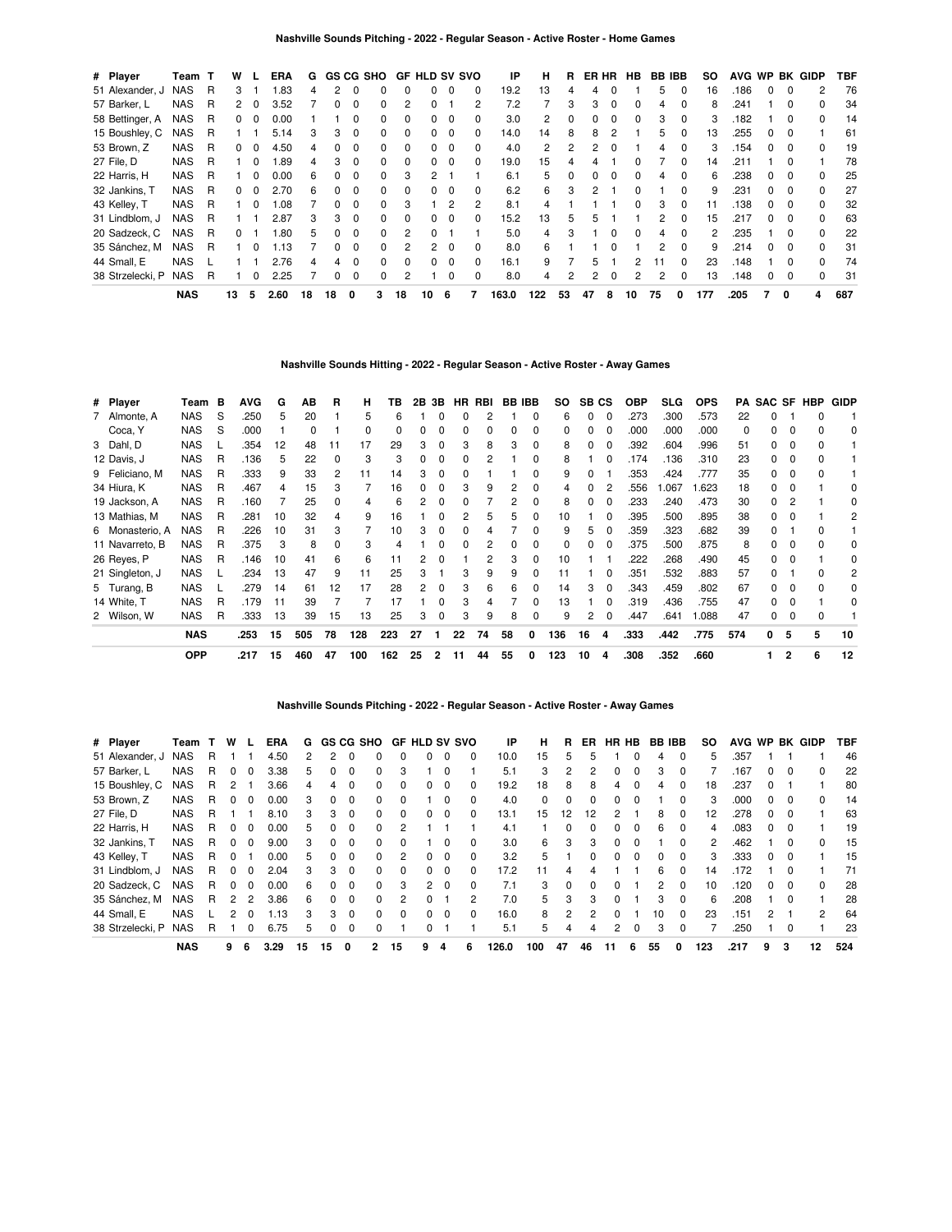## Nashville Sounds Pitching - 2022 - Regular Season - Active Roster - Home Games

| # | Player | Team | T | W | L | ERA | G | GS | CG | SHO | GF | HLD | SV | SVO | IP | H | R | ER | HR | HB | BB | IBB | SO | AVG | WP | BK | GIDP | TBF |
|---|---|---|---|---|---|---|---|---|---|---|---|---|---|---|---|---|---|---|---|---|---|---|---|---|---|---|---|---|
| 51 | Alexander, J | NAS | R | 3 | 1 | 1.83 | 4 | 2 | 0 | 0 | 0 | 0 | 0 | 0 | 19.2 | 13 | 4 | 4 | 0 | 1 | 5 | 0 | 16 | .186 | 0 | 0 | 2 | 76 |
| 57 | Barker, L | NAS | R | 2 | 0 | 3.52 | 7 | 0 | 0 | 0 | 2 | 0 | 1 | 2 | 7.2 | 7 | 3 | 3 | 0 | 0 | 4 | 0 | 8 | .241 | 1 | 0 | 0 | 34 |
| 58 | Bettinger, A | NAS | R | 0 | 0 | 0.00 | 1 | 1 | 0 | 0 | 0 | 0 | 0 | 0 | 3.0 | 2 | 0 | 0 | 0 | 0 | 3 | 0 | 3 | .182 | 1 | 0 | 0 | 14 |
| 15 | Boushley, C | NAS | R | 1 | 1 | 5.14 | 3 | 3 | 0 | 0 | 0 | 0 | 0 | 0 | 14.0 | 14 | 8 | 8 | 2 | 1 | 5 | 0 | 13 | .255 | 0 | 0 | 1 | 61 |
| 53 | Brown, Z | NAS | R | 0 | 0 | 4.50 | 4 | 0 | 0 | 0 | 0 | 0 | 0 | 0 | 4.0 | 2 | 2 | 2 | 0 | 1 | 4 | 0 | 3 | .154 | 0 | 0 | 0 | 19 |
| 27 | File, D | NAS | R | 1 | 0 | 1.89 | 4 | 3 | 0 | 0 | 0 | 0 | 0 | 0 | 19.0 | 15 | 4 | 4 | 1 | 0 | 7 | 0 | 14 | .211 | 1 | 0 | 1 | 78 |
| 22 | Harris, H | NAS | R | 1 | 0 | 0.00 | 6 | 0 | 0 | 0 | 3 | 2 | 1 | 1 | 6.1 | 5 | 0 | 0 | 0 | 0 | 4 | 0 | 6 | .238 | 0 | 0 | 0 | 25 |
| 32 | Jankins, T | NAS | R | 0 | 0 | 2.70 | 6 | 0 | 0 | 0 | 0 | 0 | 0 | 0 | 6.2 | 6 | 3 | 2 | 1 | 0 | 1 | 0 | 9 | .231 | 0 | 0 | 0 | 27 |
| 43 | Kelley, T | NAS | R | 1 | 0 | 1.08 | 7 | 0 | 0 | 0 | 3 | 1 | 2 | 2 | 8.1 | 4 | 1 | 1 | 1 | 0 | 3 | 0 | 11 | .138 | 0 | 0 | 0 | 32 |
| 31 | Lindblom, J | NAS | R | 1 | 1 | 2.87 | 3 | 3 | 0 | 0 | 0 | 0 | 0 | 0 | 15.2 | 13 | 5 | 5 | 1 | 1 | 2 | 0 | 15 | .217 | 0 | 0 | 0 | 63 |
| 20 | Sadzeck, C | NAS | R | 0 | 1 | 1.80 | 5 | 0 | 0 | 0 | 2 | 0 | 1 | 1 | 5.0 | 4 | 3 | 1 | 0 | 0 | 4 | 0 | 2 | .235 | 1 | 0 | 0 | 22 |
| 35 | Sánchez, M | NAS | R | 1 | 0 | 1.13 | 7 | 0 | 0 | 0 | 2 | 2 | 0 | 0 | 8.0 | 6 | 1 | 1 | 0 | 1 | 2 | 0 | 9 | .214 | 0 | 0 | 0 | 31 |
| 44 | Small, E | NAS | L | 1 | 1 | 2.76 | 4 | 4 | 0 | 0 | 0 | 0 | 0 | 0 | 16.1 | 9 | 7 | 5 | 1 | 2 | 11 | 0 | 23 | .148 | 1 | 0 | 0 | 74 |
| 38 | Strzelecki, P | NAS | R | 1 | 0 | 2.25 | 7 | 0 | 0 | 0 | 2 | 1 | 0 | 0 | 8.0 | 4 | 2 | 2 | 0 | 2 | 2 | 0 | 13 | .148 | 0 | 0 | 0 | 31 |
| | | **NAS** | | **13** | **5** | **2.60** | **18** | **18** | **0** | **3** | **18** | **10** | **6** | **7** | **163.0** | **122** | **53** | **47** | **8** | **10** | **75** | **0** | **177** | **.205** | **7** | **0** | **4** | **687** |

## Nashville Sounds Hitting - 2022 - Regular Season - Active Roster - Away Games

| # | Player | Team | B | AVG | G | AB | R | H | TB | 2B | 3B | HR | RBI | BB | IBB | SO | SB | CS | OBP | SLG | OPS | PA | SAC | SF | HBP | GIDP |
|---|---|---|---|---|---|---|---|---|---|---|---|---|---|---|---|---|---|---|---|---|---|---|---|---|---|---|
| 7 | Almonte, A | NAS | S | .250 | 5 | 20 | 1 | 5 | 6 | 1 | 0 | 0 | 2 | 1 | 0 | 6 | 0 | 0 | .273 | .300 | .573 | 22 | 0 | 1 | 0 | 1 |
| | Coca, Y | NAS | S | .000 | 1 | 0 | 1 | 0 | 0 | 0 | 0 | 0 | 0 | 0 | 0 | 0 | 0 | 0 | .000 | .000 | .000 | 0 | 0 | 0 | 0 | 0 |
| 3 | Dahl, D | NAS | L | .354 | 12 | 48 | 11 | 17 | 29 | 3 | 0 | 3 | 8 | 3 | 0 | 8 | 0 | 0 | .392 | .604 | .996 | 51 | 0 | 0 | 0 | 1 |
| 12 | Davis, J | NAS | R | .136 | 5 | 22 | 0 | 3 | 3 | 0 | 0 | 0 | 2 | 1 | 0 | 8 | 1 | 0 | .174 | .136 | .310 | 23 | 0 | 0 | 0 | 1 |
| 9 | Feliciano, M | NAS | R | .333 | 9 | 33 | 2 | 11 | 14 | 3 | 0 | 0 | 1 | 1 | 0 | 9 | 0 | 1 | .353 | .424 | .777 | 35 | 0 | 0 | 0 | 1 |
| 34 | Hiura, K | NAS | R | .467 | 4 | 15 | 3 | 7 | 16 | 0 | 0 | 3 | 9 | 2 | 0 | 4 | 0 | 2 | .556 | 1.067 | 1.623 | 18 | 0 | 0 | 1 | 0 |
| 19 | Jackson, A | NAS | R | .160 | 7 | 25 | 0 | 4 | 6 | 2 | 0 | 0 | 7 | 2 | 0 | 8 | 0 | 0 | .233 | .240 | .473 | 30 | 0 | 2 | 1 | 0 |
| 13 | Mathias, M | NAS | R | .281 | 10 | 32 | 4 | 9 | 16 | 1 | 0 | 2 | 5 | 5 | 0 | 10 | 1 | 0 | .395 | .500 | .895 | 38 | 0 | 0 | 1 | 2 |
| 6 | Monasterio, A | NAS | R | .226 | 10 | 31 | 3 | 7 | 10 | 3 | 0 | 0 | 4 | 7 | 0 | 9 | 5 | 0 | .359 | .323 | .682 | 39 | 0 | 1 | 0 | 1 |
| 11 | Navarreto, B | NAS | R | .375 | 3 | 8 | 0 | 3 | 4 | 1 | 0 | 0 | 2 | 0 | 0 | 0 | 0 | 0 | .375 | .500 | .875 | 8 | 0 | 0 | 0 | 0 |
| 26 | Reyes, P | NAS | R | .146 | 10 | 41 | 6 | 6 | 11 | 2 | 0 | 1 | 2 | 3 | 0 | 10 | 1 | 1 | .222 | .268 | .490 | 45 | 0 | 0 | 1 | 0 |
| 21 | Singleton, J | NAS | L | .234 | 13 | 47 | 9 | 11 | 25 | 3 | 1 | 3 | 9 | 9 | 0 | 11 | 1 | 0 | .351 | .532 | .883 | 57 | 0 | 1 | 0 | 2 |
| 5 | Turang, B | NAS | L | .279 | 14 | 61 | 12 | 17 | 28 | 2 | 0 | 3 | 6 | 6 | 0 | 14 | 3 | 0 | .343 | .459 | .802 | 67 | 0 | 0 | 0 | 0 |
| 14 | White, T | NAS | R | .179 | 11 | 39 | 7 | 7 | 17 | 1 | 0 | 3 | 4 | 7 | 0 | 13 | 1 | 0 | .319 | .436 | .755 | 47 | 0 | 0 | 1 | 0 |
| 2 | Wilson, W | NAS | R | .333 | 13 | 39 | 15 | 13 | 25 | 3 | 0 | 3 | 9 | 8 | 0 | 9 | 2 | 0 | .447 | .641 | 1.088 | 47 | 0 | 0 | 0 | 1 |
| | | **NAS** | | **.253** | **15** | **505** | **78** | **128** | **223** | **27** | **1** | **22** | **74** | **58** | **0** | **136** | **16** | **4** | **.333** | **.442** | **.775** | **574** | **0** | **5** | **5** | **10** |
| | | **OPP** | | **.217** | **15** | **460** | **47** | **100** | **162** | **25** | **2** | **11** | **44** | **55** | **0** | **123** | **10** | **4** | **.308** | **.352** | **.660** | | **1** | **2** | **6** | **12** |

## Nashville Sounds Pitching - 2022 - Regular Season - Active Roster - Away Games

| # | Player | Team | T | W | L | ERA | G | GS | CG | SHO | GF | HLD | SV | SVO | IP | H | R | ER | HR | HB | BB | IBB | SO | AVG | WP | BK | GIDP | TBF |
|---|---|---|---|---|---|---|---|---|---|---|---|---|---|---|---|---|---|---|---|---|---|---|---|---|---|---|---|---|
| 51 | Alexander, J | NAS | R | 1 | 1 | 4.50 | 2 | 2 | 0 | 0 | 0 | 0 | 0 | 0 | 10.0 | 15 | 5 | 5 | 1 | 0 | 4 | 0 | 5 | .357 | 1 | 1 | 1 | 46 |
| 57 | Barker, L | NAS | R | 0 | 0 | 3.38 | 5 | 0 | 0 | 0 | 3 | 1 | 0 | 1 | 5.1 | 3 | 2 | 2 | 0 | 0 | 3 | 0 | 7 | .167 | 0 | 0 | 0 | 22 |
| 15 | Boushley, C | NAS | R | 2 | 1 | 3.66 | 4 | 4 | 0 | 0 | 0 | 0 | 0 | 0 | 19.2 | 18 | 8 | 8 | 4 | 0 | 4 | 0 | 18 | .237 | 0 | 1 | 1 | 80 |
| 53 | Brown, Z | NAS | R | 0 | 0 | 0.00 | 3 | 0 | 0 | 0 | 0 | 1 | 0 | 0 | 4.0 | 0 | 0 | 0 | 0 | 0 | 1 | 0 | 3 | .000 | 0 | 0 | 0 | 14 |
| 27 | File, D | NAS | R | 1 | 1 | 8.10 | 3 | 3 | 0 | 0 | 0 | 0 | 0 | 0 | 13.1 | 15 | 12 | 12 | 2 | 1 | 8 | 0 | 12 | .278 | 0 | 0 | 1 | 63 |
| 22 | Harris, H | NAS | R | 0 | 0 | 0.00 | 5 | 0 | 0 | 0 | 2 | 1 | 1 | 1 | 4.1 | 1 | 0 | 0 | 0 | 0 | 6 | 0 | 4 | .083 | 0 | 0 | 1 | 19 |
| 32 | Jankins, T | NAS | R | 0 | 0 | 9.00 | 3 | 0 | 0 | 0 | 0 | 1 | 0 | 0 | 3.0 | 6 | 3 | 3 | 0 | 0 | 1 | 0 | 2 | .462 | 1 | 0 | 0 | 15 |
| 43 | Kelley, T | NAS | R | 0 | 1 | 0.00 | 5 | 0 | 0 | 0 | 2 | 0 | 0 | 0 | 3.2 | 5 | 1 | 0 | 0 | 0 | 0 | 0 | 3 | .333 | 0 | 0 | 1 | 15 |
| 31 | Lindblom, J | NAS | R | 0 | 0 | 2.04 | 3 | 3 | 0 | 0 | 0 | 0 | 0 | 0 | 17.2 | 11 | 4 | 4 | 1 | 1 | 6 | 0 | 14 | .172 | 1 | 0 | 1 | 71 |
| 20 | Sadzeck, C | NAS | R | 0 | 0 | 0.00 | 6 | 0 | 0 | 0 | 3 | 2 | 0 | 0 | 7.1 | 3 | 0 | 0 | 0 | 1 | 2 | 0 | 10 | .120 | 0 | 0 | 0 | 28 |
| 35 | Sánchez, M | NAS | R | 2 | 2 | 3.86 | 6 | 0 | 0 | 0 | 2 | 0 | 1 | 2 | 7.0 | 5 | 3 | 3 | 0 | 1 | 3 | 0 | 6 | .208 | 1 | 0 | 1 | 28 |
| 44 | Small, E | NAS | L | 2 | 0 | 1.13 | 3 | 3 | 0 | 0 | 0 | 0 | 0 | 0 | 16.0 | 8 | 2 | 2 | 0 | 1 | 10 | 0 | 23 | .151 | 2 | 1 | 2 | 64 |
| 38 | Strzelecki, P | NAS | R | 1 | 0 | 6.75 | 5 | 0 | 0 | 0 | 1 | 0 | 1 | 1 | 5.1 | 5 | 4 | 4 | 2 | 0 | 3 | 0 | 7 | .250 | 1 | 0 | 1 | 23 |
| | | **NAS** | | **9** | **6** | **3.29** | **15** | **15** | **0** | **2** | **15** | **9** | **4** | **6** | **126.0** | **100** | **47** | **46** | **11** | **6** | **55** | **0** | **123** | **.217** | **9** | **3** | **12** | **524** |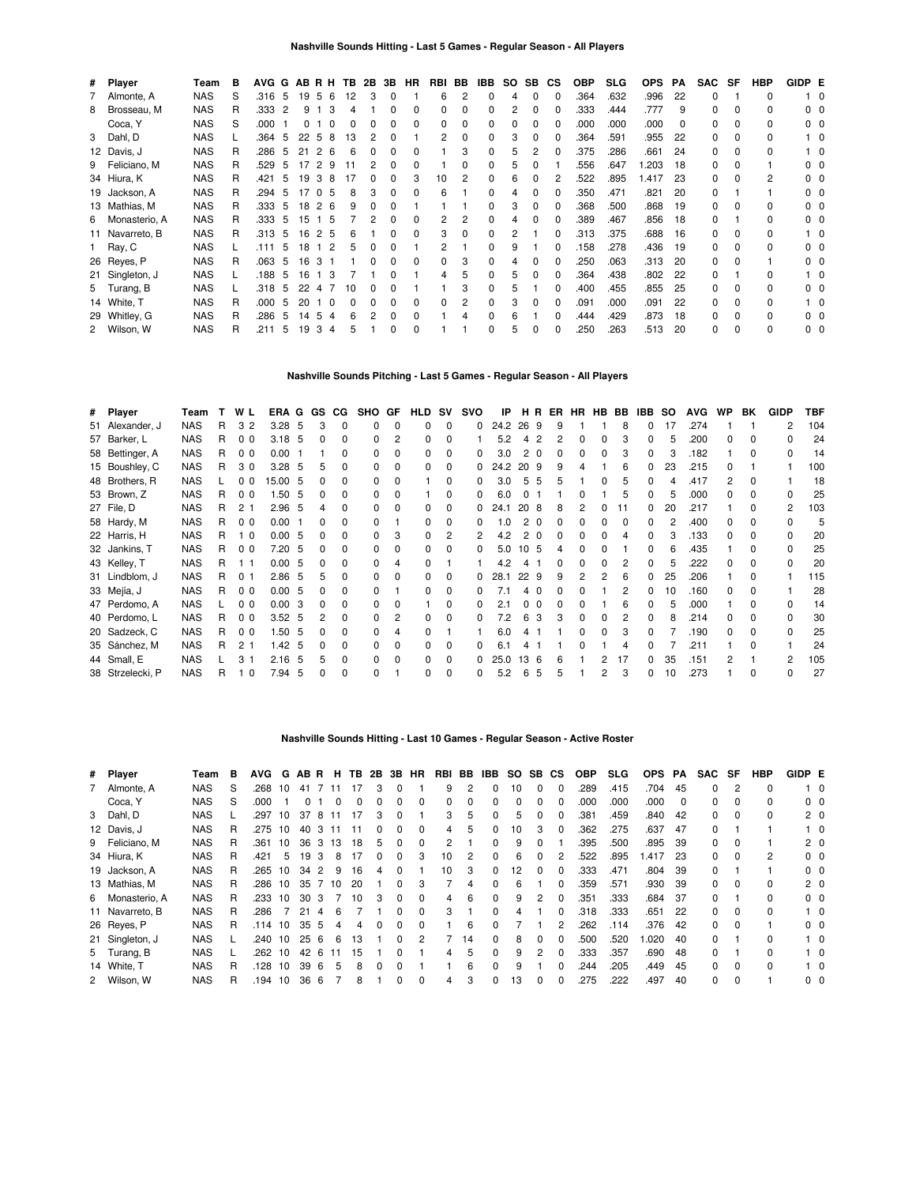### Nashville Sounds Hitting - Last 5 Games - Regular Season - All Players

| # | Player | Team | B | AVG | G | AB | R | H | TB | 2B | 3B | HR | RBI | BB | IBB | SO | SB | CS | OBP | SLG | OPS | PA | SAC | SF | HBP | GIDP | E |
|---|---|---|---|---|---|---|---|---|---|---|---|---|---|---|---|---|---|---|---|---|---|---|---|---|---|---|---|
| 7 | Almonte, A | NAS | S | .316 | 5 | 19 | 5 | 6 | 12 | 3 | 0 | 1 | 6 | 2 | 0 | 4 | 0 | 0 | .364 | .632 | .996 | 22 | 0 | 1 | 0 | 1 | 0 |
| 8 | Brosseau, M | NAS | R | .333 | 2 | 9 | 1 | 3 | 4 | 1 | 0 | 0 | 0 | 0 | 0 | 2 | 0 | 0 | .333 | .444 | .777 | 9 | 0 | 0 | 0 | 0 | 0 |
| | Coca, Y | NAS | S | .000 | 1 | 0 | 1 | 0 | 0 | 0 | 0 | 0 | 0 | 0 | 0 | 0 | 0 | 0 | .000 | .000 | .000 | 0 | 0 | 0 | 0 | 0 | 0 |
| 3 | Dahl, D | NAS | L | .364 | 5 | 22 | 5 | 8 | 13 | 2 | 0 | 1 | 2 | 0 | 0 | 3 | 0 | 0 | .364 | .591 | .955 | 22 | 0 | 0 | 0 | 1 | 0 |
| 12 | Davis, J | NAS | R | .286 | 5 | 21 | 2 | 6 | 6 | 0 | 0 | 0 | 1 | 3 | 0 | 5 | 2 | 0 | .375 | .286 | .661 | 24 | 0 | 0 | 0 | 1 | 0 |
| 9 | Feliciano, M | NAS | R | .529 | 5 | 17 | 2 | 9 | 11 | 2 | 0 | 0 | 1 | 0 | 0 | 5 | 0 | 1 | .556 | .647 | 1.203 | 18 | 0 | 0 | 1 | 0 | 0 |
| 34 | Hiura, K | NAS | R | .421 | 5 | 19 | 3 | 8 | 17 | 0 | 0 | 3 | 10 | 2 | 0 | 6 | 0 | 2 | .522 | .895 | 1.417 | 23 | 0 | 0 | 2 | 0 | 0 |
| 19 | Jackson, A | NAS | R | .294 | 5 | 17 | 0 | 5 | 8 | 3 | 0 | 0 | 6 | 1 | 0 | 4 | 0 | 0 | .350 | .471 | .821 | 20 | 0 | 1 | 1 | 0 | 0 |
| 13 | Mathias, M | NAS | R | .333 | 5 | 18 | 2 | 6 | 9 | 0 | 0 | 1 | 1 | 1 | 0 | 3 | 0 | 0 | .368 | .500 | .868 | 19 | 0 | 0 | 0 | 0 | 0 |
| 6 | Monasterio, A | NAS | R | .333 | 5 | 15 | 1 | 5 | 7 | 2 | 0 | 0 | 2 | 2 | 0 | 4 | 0 | 0 | .389 | .467 | .856 | 18 | 0 | 1 | 0 | 0 | 0 |
| 11 | Navarreto, B | NAS | R | .313 | 5 | 16 | 2 | 5 | 6 | 1 | 0 | 0 | 3 | 0 | 0 | 2 | 1 | 0 | .313 | .375 | .688 | 16 | 0 | 0 | 0 | 1 | 0 |
| 1 | Ray, C | NAS | L | .111 | 5 | 18 | 1 | 2 | 5 | 0 | 0 | 1 | 2 | 1 | 0 | 9 | 1 | 0 | .158 | .278 | .436 | 19 | 0 | 0 | 0 | 0 | 0 |
| 26 | Reyes, P | NAS | R | .063 | 5 | 16 | 3 | 1 | 1 | 0 | 0 | 0 | 0 | 3 | 0 | 4 | 0 | 0 | .250 | .063 | .313 | 20 | 0 | 0 | 1 | 0 | 0 |
| 21 | Singleton, J | NAS | L | .188 | 5 | 16 | 1 | 3 | 7 | 1 | 0 | 1 | 4 | 5 | 0 | 5 | 0 | 0 | .364 | .438 | .802 | 22 | 0 | 1 | 0 | 1 | 0 |
| 5 | Turang, B | NAS | L | .318 | 5 | 22 | 4 | 7 | 10 | 0 | 0 | 1 | 1 | 3 | 0 | 5 | 1 | 0 | .400 | .455 | .855 | 25 | 0 | 0 | 0 | 0 | 0 |
| 14 | White, T | NAS | R | .000 | 5 | 20 | 1 | 0 | 0 | 0 | 0 | 0 | 0 | 2 | 0 | 3 | 0 | 0 | .091 | .000 | .091 | 22 | 0 | 0 | 0 | 1 | 0 |
| 29 | Whitley, G | NAS | R | .286 | 5 | 14 | 5 | 4 | 6 | 2 | 0 | 0 | 1 | 4 | 0 | 6 | 1 | 0 | .444 | .429 | .873 | 18 | 0 | 0 | 0 | 0 | 0 |
| 2 | Wilson, W | NAS | R | .211 | 5 | 19 | 3 | 4 | 5 | 1 | 0 | 0 | 1 | 1 | 0 | 5 | 0 | 0 | .250 | .263 | .513 | 20 | 0 | 0 | 0 | 0 | 0 |

### Nashville Sounds Pitching - Last 5 Games - Regular Season - All Players

| # | Player | Team | T | W | L | ERA | G | GS | CG | SHO | GF | HLD | SV | SVO | IP | H | R | ER | HR | HB | BB | IBB | SO | AVG | WP | BK | GIDP | TBF |
|---|---|---|---|---|---|---|---|---|---|---|---|---|---|---|---|---|---|---|---|---|---|---|---|---|---|---|---|---|
| 51 | Alexander, J | NAS | R | 3 | 2 | 3.28 | 5 | 3 | 0 | 0 | 0 | 0 | 0 | 0 | 24.2 | 26 | 9 | 9 | 1 | 1 | 8 | 0 | 17 | .274 | 1 | 1 | 2 | 104 |
| 57 | Barker, L | NAS | R | 0 | 0 | 3.18 | 5 | 0 | 0 | 0 | 2 | 0 | 0 | 1 | 5.2 | 4 | 2 | 2 | 0 | 0 | 3 | 0 | 5 | .200 | 0 | 0 | 0 | 24 |
| 58 | Bettinger, A | NAS | R | 0 | 0 | 0.00 | 1 | 1 | 0 | 0 | 0 | 0 | 0 | 0 | 3.0 | 2 | 0 | 0 | 0 | 0 | 3 | 0 | 3 | .182 | 1 | 0 | 0 | 14 |
| 15 | Boushley, C | NAS | R | 3 | 0 | 3.28 | 5 | 5 | 0 | 0 | 0 | 0 | 0 | 0 | 24.2 | 20 | 9 | 9 | 4 | 1 | 6 | 0 | 23 | .215 | 0 | 1 | 1 | 100 |
| 48 | Brothers, R | NAS | L | 0 | 0 | 15.00 | 5 | 0 | 0 | 0 | 0 | 1 | 0 | 0 | 3.0 | 5 | 5 | 5 | 1 | 0 | 5 | 0 | 4 | .417 | 2 | 0 | 1 | 18 |
| 53 | Brown, Z | NAS | R | 0 | 0 | 1.50 | 5 | 0 | 0 | 0 | 0 | 1 | 0 | 0 | 6.0 | 0 | 1 | 1 | 0 | 1 | 5 | 0 | 5 | .000 | 0 | 0 | 0 | 25 |
| 27 | File, D | NAS | R | 2 | 1 | 2.96 | 5 | 4 | 0 | 0 | 0 | 0 | 0 | 0 | 24.1 | 20 | 8 | 8 | 2 | 0 | 11 | 0 | 20 | .217 | 1 | 0 | 2 | 103 |
| 58 | Hardy, M | NAS | R | 0 | 0 | 0.00 | 1 | 0 | 0 | 0 | 1 | 0 | 0 | 0 | 1.0 | 2 | 0 | 0 | 0 | 0 | 0 | 0 | 2 | .400 | 0 | 0 | 0 | 5 |
| 22 | Harris, H | NAS | R | 1 | 0 | 0.00 | 5 | 0 | 0 | 0 | 3 | 0 | 2 | 2 | 4.2 | 2 | 0 | 0 | 0 | 0 | 4 | 0 | 3 | .133 | 0 | 0 | 0 | 20 |
| 32 | Jankins, T | NAS | R | 0 | 0 | 7.20 | 5 | 0 | 0 | 0 | 0 | 0 | 0 | 0 | 5.0 | 10 | 5 | 4 | 0 | 0 | 1 | 0 | 6 | .435 | 1 | 0 | 0 | 25 |
| 43 | Kelley, T | NAS | R | 1 | 1 | 0.00 | 5 | 0 | 0 | 0 | 4 | 0 | 1 | 1 | 4.2 | 4 | 1 | 0 | 0 | 0 | 2 | 0 | 5 | .222 | 0 | 0 | 0 | 20 |
| 31 | Lindblom, J | NAS | R | 0 | 1 | 2.86 | 5 | 5 | 0 | 0 | 0 | 0 | 0 | 0 | 28.1 | 22 | 9 | 9 | 2 | 2 | 6 | 0 | 25 | .206 | 1 | 0 | 1 | 115 |
| 33 | Mejía, J | NAS | R | 0 | 0 | 0.00 | 5 | 0 | 0 | 0 | 1 | 0 | 0 | 0 | 7.1 | 4 | 0 | 0 | 0 | 1 | 2 | 0 | 10 | .160 | 0 | 0 | 1 | 28 |
| 47 | Perdomo, A | NAS | L | 0 | 0 | 0.00 | 3 | 0 | 0 | 0 | 0 | 1 | 0 | 0 | 2.1 | 0 | 0 | 0 | 0 | 1 | 6 | 0 | 5 | .000 | 1 | 0 | 0 | 14 |
| 40 | Perdomo, L | NAS | R | 0 | 0 | 3.52 | 5 | 2 | 0 | 0 | 2 | 0 | 0 | 0 | 7.2 | 6 | 3 | 3 | 0 | 0 | 2 | 0 | 8 | .214 | 0 | 0 | 0 | 30 |
| 20 | Sadzeck, C | NAS | R | 0 | 0 | 1.50 | 5 | 0 | 0 | 0 | 4 | 0 | 1 | 1 | 6.0 | 4 | 1 | 1 | 0 | 0 | 3 | 0 | 7 | .190 | 0 | 0 | 0 | 25 |
| 35 | Sánchez, M | NAS | R | 2 | 1 | 1.42 | 5 | 0 | 0 | 0 | 0 | 0 | 0 | 0 | 6.1 | 4 | 1 | 1 | 0 | 1 | 4 | 0 | 7 | .211 | 1 | 0 | 1 | 24 |
| 44 | Small, E | NAS | L | 3 | 1 | 2.16 | 5 | 5 | 0 | 0 | 0 | 0 | 0 | 0 | 25.0 | 13 | 6 | 6 | 1 | 2 | 17 | 0 | 35 | .151 | 2 | 1 | 2 | 105 |
| 38 | Strzelecki, P | NAS | R | 1 | 0 | 7.94 | 5 | 0 | 0 | 0 | 1 | 0 | 0 | 0 | 5.2 | 6 | 5 | 5 | 1 | 2 | 3 | 0 | 10 | .273 | 1 | 0 | 0 | 27 |

### Nashville Sounds Hitting - Last 10 Games - Regular Season - Active Roster

| # | Player | Team | B | AVG | G | AB | R | H | TB | 2B | 3B | HR | RBI | BB | IBB | SO | SB | CS | OBP | SLG | OPS | PA | SAC | SF | HBP | GIDP | E |
|---|---|---|---|---|---|---|---|---|---|---|---|---|---|---|---|---|---|---|---|---|---|---|---|---|---|---|---|
| 7 | Almonte, A | NAS | S | .268 | 10 | 41 | 7 | 11 | 17 | 3 | 0 | 1 | 9 | 2 | 0 | 10 | 0 | 0 | .289 | .415 | .704 | 45 | 0 | 2 | 0 | 1 | 0 |
| | Coca, Y | NAS | S | .000 | 1 | 0 | 1 | 0 | 0 | 0 | 0 | 0 | 0 | 0 | 0 | 0 | 0 | 0 | .000 | .000 | .000 | 0 | 0 | 0 | 0 | 0 | 0 |
| 3 | Dahl, D | NAS | L | .297 | 10 | 37 | 8 | 11 | 17 | 3 | 0 | 1 | 3 | 5 | 0 | 5 | 0 | 0 | .381 | .459 | .840 | 42 | 0 | 0 | 0 | 2 | 0 |
| 12 | Davis, J | NAS | R | .275 | 10 | 40 | 3 | 11 | 11 | 0 | 0 | 0 | 4 | 5 | 0 | 10 | 3 | 0 | .362 | .275 | .637 | 47 | 0 | 1 | 1 | 1 | 0 |
| 9 | Feliciano, M | NAS | R | .361 | 10 | 36 | 3 | 13 | 18 | 5 | 0 | 0 | 2 | 1 | 0 | 9 | 0 | 1 | .395 | .500 | .895 | 39 | 0 | 0 | 1 | 2 | 0 |
| 34 | Hiura, K | NAS | R | .421 | 5 | 19 | 3 | 8 | 17 | 0 | 0 | 3 | 10 | 2 | 0 | 6 | 0 | 2 | .522 | .895 | 1.417 | 23 | 0 | 0 | 2 | 0 | 0 |
| 19 | Jackson, A | NAS | R | .265 | 10 | 34 | 2 | 9 | 16 | 4 | 0 | 1 | 10 | 3 | 0 | 12 | 0 | 0 | .333 | .471 | .804 | 39 | 0 | 1 | 1 | 0 | 0 |
| 13 | Mathias, M | NAS | R | .286 | 10 | 35 | 7 | 10 | 20 | 1 | 0 | 3 | 7 | 4 | 0 | 6 | 1 | 0 | .359 | .571 | .930 | 39 | 0 | 0 | 0 | 2 | 0 |
| 6 | Monasterio, A | NAS | R | .233 | 10 | 30 | 3 | 7 | 10 | 3 | 0 | 0 | 4 | 6 | 0 | 9 | 2 | 0 | .351 | .333 | .684 | 37 | 0 | 1 | 0 | 0 | 0 |
| 11 | Navarreto, B | NAS | R | .286 | 7 | 21 | 4 | 6 | 7 | 1 | 0 | 0 | 3 | 1 | 0 | 4 | 1 | 0 | .318 | .333 | .651 | 22 | 0 | 0 | 0 | 1 | 0 |
| 26 | Reyes, P | NAS | R | .114 | 10 | 35 | 5 | 4 | 4 | 0 | 0 | 0 | 1 | 6 | 0 | 7 | 1 | 2 | .262 | .114 | .376 | 42 | 0 | 0 | 1 | 0 | 0 |
| 21 | Singleton, J | NAS | L | .240 | 10 | 25 | 6 | 6 | 13 | 1 | 0 | 2 | 7 | 14 | 0 | 8 | 0 | 0 | .500 | .520 | 1.020 | 40 | 0 | 1 | 0 | 1 | 0 |
| 5 | Turang, B | NAS | L | .262 | 10 | 42 | 6 | 11 | 15 | 1 | 0 | 1 | 4 | 5 | 0 | 9 | 2 | 0 | .333 | .357 | .690 | 48 | 0 | 1 | 0 | 1 | 0 |
| 14 | White, T | NAS | R | .128 | 10 | 39 | 6 | 5 | 8 | 0 | 0 | 1 | 1 | 6 | 0 | 9 | 1 | 0 | .244 | .205 | .449 | 45 | 0 | 0 | 0 | 1 | 0 |
| 2 | Wilson, W | NAS | R | .194 | 10 | 36 | 6 | 7 | 8 | 1 | 0 | 0 | 4 | 3 | 0 | 13 | 0 | 0 | .275 | .222 | .497 | 40 | 0 | 0 | 1 | 0 | 0 |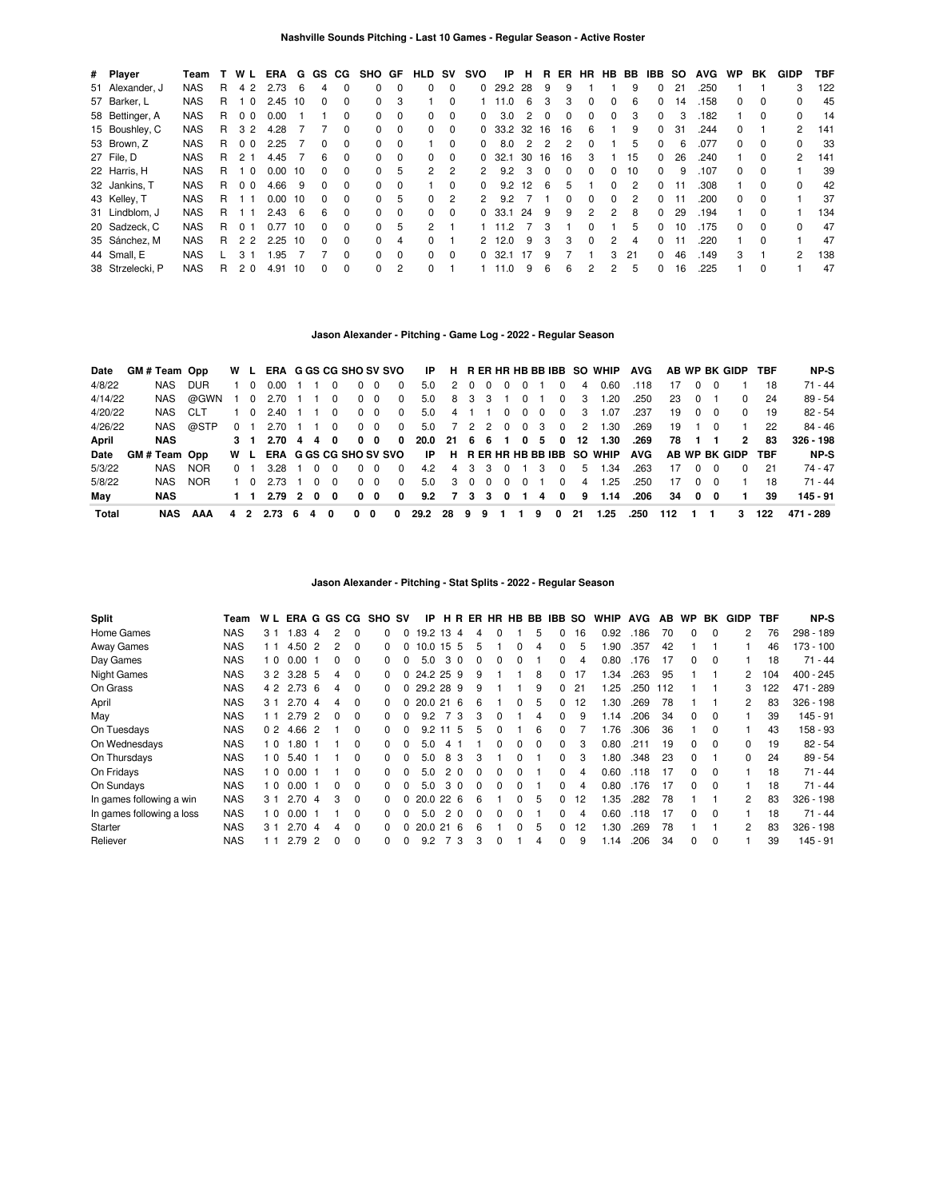## Nashville Sounds Pitching - Last 10 Games - Regular Season - Active Roster

| # | Player | Team | T | W | L | ERA | G | GS | CG | SHO | GF | HLD | SV | SVO | IP | H | R | ER | HR | HB | BB | IBB | SO | AVG | WP | BK | GIDP | TBF |
|---|---|---|---|---|---|---|---|---|---|---|---|---|---|---|---|---|---|---|---|---|---|---|---|---|---|---|---|---|
| 51 | Alexander, J | NAS | R | 4 | 2 | 2.73 | 6 | 4 | 0 | 0 | 0 | 0 | 0 | 0 | 29.2 | 28 | 9 | 9 | 1 | 1 | 9 | 0 | 21 | .250 | 1 | 1 | 3 | 122 |
| 57 | Barker, L | NAS | R | 1 | 0 | 2.45 | 10 | 0 | 0 | 0 | 3 | 1 | 0 | 1 | 11.0 | 6 | 3 | 3 | 0 | 0 | 6 | 0 | 14 | .158 | 0 | 0 | 0 | 45 |
| 58 | Bettinger, A | NAS | R | 0 | 0 | 0.00 | 1 | 1 | 0 | 0 | 0 | 0 | 0 | 0 | 3.0 | 2 | 0 | 0 | 0 | 0 | 0 | 0 | 3 | .182 | 1 | 0 | 0 | 14 |
| 15 | Boushley, C | NAS | R | 3 | 2 | 4.28 | 7 | 7 | 0 | 0 | 0 | 0 | 0 | 0 | 33.2 | 32 | 16 | 16 | 6 | 1 | 9 | 0 | 31 | .244 | 0 | 1 | 2 | 141 |
| 53 | Brown, Z | NAS | R | 0 | 0 | 2.25 | 7 | 0 | 0 | 0 | 0 | 1 | 0 | 0 | 8.0 | 2 | 2 | 2 | 0 | 1 | 5 | 0 | 6 | .077 | 0 | 0 | 0 | 33 |
| 27 | File, D | NAS | R | 2 | 1 | 4.45 | 7 | 6 | 0 | 0 | 0 | 0 | 0 | 0 | 32.1 | 30 | 16 | 16 | 3 | 1 | 15 | 0 | 26 | .240 | 1 | 0 | 2 | 141 |
| 22 | Harris, H | NAS | R | 1 | 0 | 0.00 | 10 | 0 | 0 | 0 | 5 | 2 | 2 | 2 | 9.2 | 3 | 0 | 0 | 0 | 0 | 10 | 0 | 9 | .107 | 0 | 0 | 1 | 39 |
| 32 | Jankins, T | NAS | R | 0 | 0 | 4.66 | 9 | 0 | 0 | 0 | 0 | 1 | 0 | 0 | 9.2 | 12 | 6 | 5 | 1 | 0 | 2 | 0 | 11 | .308 | 1 | 0 | 0 | 42 |
| 43 | Kelley, T | NAS | R | 1 | 1 | 0.00 | 10 | 0 | 0 | 0 | 5 | 0 | 2 | 2 | 9.2 | 7 | 1 | 0 | 0 | 0 | 2 | 0 | 11 | .200 | 0 | 0 | 1 | 37 |
| 31 | Lindblom, J | NAS | R | 1 | 1 | 2.43 | 6 | 6 | 0 | 0 | 0 | 0 | 0 | 0 | 33.1 | 24 | 9 | 9 | 2 | 2 | 8 | 0 | 29 | .194 | 1 | 0 | 1 | 134 |
| 20 | Sadzeck, C | NAS | R | 0 | 1 | 0.77 | 10 | 0 | 0 | 0 | 5 | 2 | 1 | 1 | 11.2 | 7 | 3 | 1 | 0 | 1 | 5 | 0 | 10 | .175 | 0 | 0 | 0 | 47 |
| 35 | Sánchez, M | NAS | R | 2 | 2 | 2.25 | 10 | 0 | 0 | 0 | 4 | 0 | 1 | 2 | 12.0 | 9 | 3 | 3 | 0 | 2 | 4 | 0 | 11 | .220 | 1 | 0 | 1 | 47 |
| 44 | Small, E | NAS | L | 3 | 1 | 1.95 | 7 | 7 | 0 | 0 | 0 | 0 | 0 | 0 | 32.1 | 17 | 9 | 7 | 1 | 3 | 21 | 0 | 46 | .149 | 3 | 1 | 2 | 138 |
| 38 | Strzelecki, P | NAS | R | 2 | 0 | 4.91 | 10 | 0 | 0 | 0 | 2 | 0 | 1 | 1 | 11.0 | 9 | 6 | 6 | 2 | 2 | 5 | 0 | 16 | .225 | 1 | 0 | 1 | 47 |

## Jason Alexander - Pitching - Game Log - 2022 - Regular Season

| Date | GM # | Team | Opp | W | L | ERA | G | GS | CG | SHO | SV | SVO | IP | H | R | ER | HR | HB | BB | IBB | SO | WHIP | AVG | AB | WP | BK | GIDP | TBF | NP-S |
|---|---|---|---|---|---|---|---|---|---|---|---|---|---|---|---|---|---|---|---|---|---|---|---|---|---|---|---|---|---|
| 4/8/22 | | NAS | DUR | 1 | 0 | 0.00 | 1 | 1 | 0 | 0 | 0 | 0 | 5.0 | 2 | 0 | 0 | 0 | 0 | 1 | 0 | 4 | 0.60 | .118 | 17 | 0 | 0 | 1 | 18 | 71 - 44 |
| 4/14/22 | | NAS | @GWN | 1 | 0 | 2.70 | 1 | 1 | 0 | 0 | 0 | 0 | 5.0 | 8 | 3 | 3 | 1 | 0 | 1 | 0 | 3 | 1.20 | .250 | 23 | 0 | 1 | 0 | 24 | 89 - 54 |
| 4/20/22 | | NAS | CLT | 1 | 0 | 2.40 | 1 | 1 | 0 | 0 | 0 | 0 | 5.0 | 4 | 1 | 1 | 0 | 0 | 0 | 0 | 3 | 1.07 | .237 | 19 | 0 | 0 | 0 | 19 | 82 - 54 |
| 4/26/22 | | NAS | @STP | 0 | 1 | 2.70 | 1 | 1 | 0 | 0 | 0 | 0 | 5.0 | 7 | 2 | 2 | 0 | 0 | 3 | 0 | 2 | 1.30 | .269 | 19 | 1 | 0 | 1 | 22 | 84 - 46 |
| **April** | | **NAS** | | **3** | **1** | **2.70** | **4** | **4** | **0** | **0** | **0** | **0** | **20.0** | **21** | **6** | **6** | **1** | **0** | **5** | **0** | **12** | **1.30** | **.269** | **78** | **1** | **1** | **2** | **83** | **326 - 198** |
| **Date** | **GM #** | **Team** | **Opp** | **W** | **L** | **ERA** | **G** | **GS** | **CG** | **SHO** | **SV** | **SVO** | **IP** | **H** | **R** | **ER** | **HR** | **HB** | **BB** | **IBB** | **SO** | **WHIP** | **AVG** | **AB** | **WP** | **BK** | **GIDP** | **TBF** | **NP-S** |
| 5/3/22 | | NAS | NOR | 0 | 1 | 3.28 | 1 | 0 | 0 | 0 | 0 | 0 | 4.2 | 4 | 3 | 3 | 0 | 1 | 3 | 0 | 5 | 1.34 | .263 | 17 | 0 | 0 | 0 | 21 | 74 - 47 |
| 5/8/22 | | NAS | NOR | 1 | 0 | 2.73 | 1 | 0 | 0 | 0 | 0 | 0 | 5.0 | 3 | 0 | 0 | 0 | 0 | 1 | 0 | 4 | 1.25 | .250 | 17 | 0 | 0 | 1 | 18 | 71 - 44 |
| **May** | | **NAS** | | **1** | **1** | **2.79** | **2** | **0** | **0** | **0** | **0** | **0** | **9.2** | **7** | **3** | **3** | **0** | **1** | **4** | **0** | **9** | **1.14** | **.206** | **34** | **0** | **0** | **1** | **39** | **145 - 91** |
| **Total** | | **NAS** | **AAA** | **4** | **2** | **2.73** | **6** | **4** | **0** | **0** | **0** | **0** | **29.2** | **28** | **9** | **9** | **1** | **1** | **9** | **0** | **21** | **1.25** | **.250** | **112** | **1** | **1** | **3** | **122** | **471 - 289** |

## Jason Alexander - Pitching - Stat Splits - 2022 - Regular Season

| Split | Team | W | L | ERA | G | GS | CG | SHO | SV | IP | H | R | ER | HR | HB | BB | IBB | SO | WHIP | AVG | AB | WP | BK | GIDP | TBF | NP-S |
|---|---|---|---|---|---|---|---|---|---|---|---|---|---|---|---|---|---|---|---|---|---|---|---|---|---|---|
| Home Games | NAS | 3 | 1 | 1.83 | 4 | 2 | 0 | 0 | 0 | 19.2 | 13 | 4 | 4 | 0 | 1 | 5 | 0 | 16 | 0.92 | .186 | 70 | 0 | 0 | 2 | 76 | 298 - 189 |
| Away Games | NAS | 1 | 1 | 4.50 | 2 | 2 | 0 | 0 | 0 | 10.0 | 15 | 5 | 5 | 1 | 0 | 4 | 0 | 5 | 1.90 | .357 | 42 | 1 | 1 | 1 | 46 | 173 - 100 |
| Day Games | NAS | 1 | 0 | 0.00 | 1 | 0 | 0 | 0 | 0 | 5.0 | 3 | 0 | 0 | 0 | 0 | 1 | 0 | 4 | 0.80 | .176 | 17 | 0 | 0 | 1 | 18 | 71 - 44 |
| Night Games | NAS | 3 | 2 | 3.28 | 5 | 4 | 0 | 0 | 0 | 24.2 | 25 | 9 | 9 | 1 | 1 | 8 | 0 | 17 | 1.34 | .263 | 95 | 1 | 1 | 2 | 104 | 400 - 245 |
| On Grass | NAS | 4 | 2 | 2.73 | 6 | 4 | 0 | 0 | 0 | 29.2 | 28 | 9 | 9 | 1 | 1 | 9 | 0 | 21 | 1.25 | .250 | 112 | 1 | 1 | 3 | 122 | 471 - 289 |
| April | NAS | 3 | 1 | 2.70 | 4 | 4 | 0 | 0 | 0 | 20.0 | 21 | 6 | 6 | 1 | 0 | 5 | 0 | 12 | 1.30 | .269 | 78 | 1 | 1 | 2 | 83 | 326 - 198 |
| May | NAS | 1 | 1 | 2.79 | 2 | 0 | 0 | 0 | 0 | 9.2 | 7 | 3 | 3 | 0 | 1 | 4 | 0 | 9 | 1.14 | .206 | 34 | 0 | 0 | 1 | 39 | 145 - 91 |
| On Tuesdays | NAS | 0 | 2 | 4.66 | 2 | 1 | 0 | 0 | 0 | 9.2 | 11 | 5 | 5 | 0 | 1 | 6 | 0 | 7 | 1.76 | .306 | 36 | 1 | 0 | 1 | 43 | 158 - 93 |
| On Wednesdays | NAS | 1 | 0 | 1.80 | 1 | 1 | 0 | 0 | 0 | 5.0 | 4 | 1 | 1 | 0 | 0 | 0 | 0 | 3 | 0.80 | .211 | 19 | 0 | 0 | 0 | 19 | 82 - 54 |
| On Thursdays | NAS | 1 | 0 | 5.40 | 1 | 1 | 0 | 0 | 0 | 5.0 | 8 | 3 | 3 | 1 | 0 | 1 | 0 | 3 | 1.80 | .348 | 23 | 0 | 1 | 0 | 24 | 89 - 54 |
| On Fridays | NAS | 1 | 0 | 0.00 | 1 | 1 | 0 | 0 | 0 | 5.0 | 2 | 0 | 0 | 0 | 0 | 1 | 0 | 4 | 0.60 | .118 | 17 | 0 | 0 | 1 | 18 | 71 - 44 |
| On Sundays | NAS | 1 | 0 | 0.00 | 1 | 0 | 0 | 0 | 0 | 5.0 | 3 | 0 | 0 | 0 | 0 | 1 | 0 | 4 | 0.80 | .176 | 17 | 0 | 0 | 1 | 18 | 71 - 44 |
| In games following a win | NAS | 3 | 1 | 2.70 | 4 | 3 | 0 | 0 | 0 | 20.0 | 22 | 6 | 6 | 1 | 0 | 5 | 0 | 12 | 1.35 | .282 | 78 | 1 | 1 | 2 | 83 | 326 - 198 |
| In games following a loss | NAS | 1 | 0 | 0.00 | 1 | 1 | 0 | 0 | 0 | 5.0 | 2 | 0 | 0 | 0 | 0 | 1 | 0 | 4 | 0.60 | .118 | 17 | 0 | 0 | 1 | 18 | 71 - 44 |
| Starter | NAS | 3 | 1 | 2.70 | 4 | 4 | 0 | 0 | 0 | 20.0 | 21 | 6 | 6 | 1 | 0 | 5 | 0 | 12 | 1.30 | .269 | 78 | 1 | 1 | 2 | 83 | 326 - 198 |
| Reliever | NAS | 1 | 1 | 2.79 | 2 | 0 | 0 | 0 | 0 | 9.2 | 7 | 3 | 3 | 0 | 1 | 4 | 0 | 9 | 1.14 | .206 | 34 | 0 | 0 | 1 | 39 | 145 - 91 |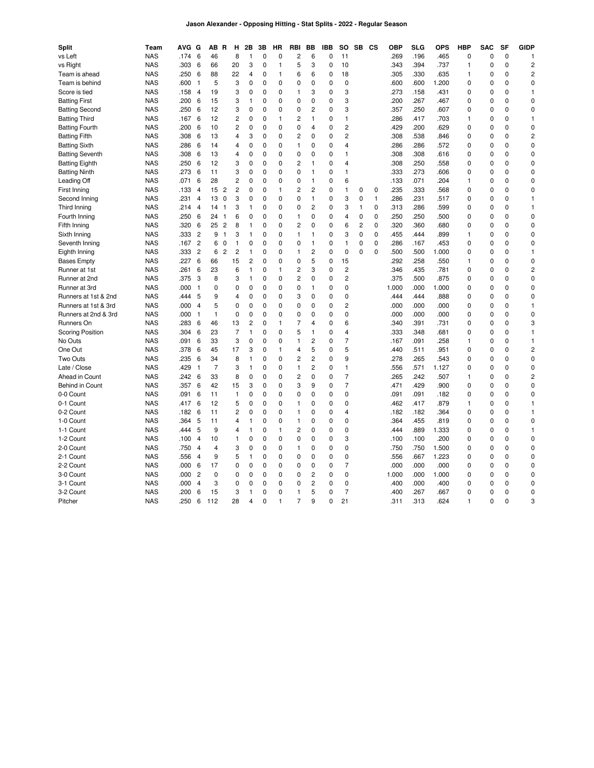# Jason Alexander - Opposing Hitting - Stat Splits - 2022 - Regular Season

| Split | Team | AVG | G | AB | R | H | 2B | 3B | HR | RBI | BB | IBB | SO | SB | CS | OBP | SLG | OPS | HBP | SAC | SF | GIDP |
|---|---|---|---|---|---|---|---|---|---|---|---|---|---|---|---|---|---|---|---|---|---|---|
| vs Left | NAS | .174 | 6 | 46 | | 8 | 1 | 0 | 0 | 2 | 6 | 0 | 11 | | | .269 | .196 | .465 | 0 | 0 | 0 | 1 |
| vs Right | NAS | .303 | 6 | 66 | | 20 | 3 | 0 | 1 | 5 | 3 | 0 | 10 | | | .343 | .394 | .737 | 1 | 0 | 0 | 2 |
| Team is ahead | NAS | .250 | 6 | 88 | | 22 | 4 | 0 | 1 | 6 | 6 | 0 | 18 | | | .305 | .330 | .635 | 1 | 0 | 0 | 2 |
| Team is behind | NAS | .600 | 1 | 5 | | 3 | 0 | 0 | 0 | 0 | 0 | 0 | 0 | | | .600 | .600 | 1.200 | 0 | 0 | 0 | 0 |
| Score is tied | NAS | .158 | 4 | 19 | | 3 | 0 | 0 | 0 | 1 | 3 | 0 | 3 | | | .273 | .158 | .431 | 0 | 0 | 0 | 1 |
| Batting First | NAS | .200 | 6 | 15 | | 3 | 1 | 0 | 0 | 0 | 0 | 0 | 3 | | | .200 | .267 | .467 | 0 | 0 | 0 | 0 |
| Batting Second | NAS | .250 | 6 | 12 | | 3 | 0 | 0 | 0 | 0 | 2 | 0 | 3 | | | .357 | .250 | .607 | 0 | 0 | 0 | 0 |
| Batting Third | NAS | .167 | 6 | 12 | | 2 | 0 | 0 | 1 | 2 | 1 | 0 | 1 | | | .286 | .417 | .703 | 1 | 0 | 0 | 1 |
| Batting Fourth | NAS | .200 | 6 | 10 | | 2 | 0 | 0 | 0 | 0 | 4 | 0 | 2 | | | .429 | .200 | .629 | 0 | 0 | 0 | 0 |
| Batting Fifth | NAS | .308 | 6 | 13 | | 4 | 3 | 0 | 0 | 2 | 0 | 0 | 2 | | | .308 | .538 | .846 | 0 | 0 | 0 | 2 |
| Batting Sixth | NAS | .286 | 6 | 14 | | 4 | 0 | 0 | 0 | 1 | 0 | 0 | 4 | | | .286 | .286 | .572 | 0 | 0 | 0 | 0 |
| Batting Seventh | NAS | .308 | 6 | 13 | | 4 | 0 | 0 | 0 | 0 | 0 | 0 | 1 | | | .308 | .308 | .616 | 0 | 0 | 0 | 0 |
| Batting Eighth | NAS | .250 | 6 | 12 | | 3 | 0 | 0 | 0 | 2 | 1 | 0 | 4 | | | .308 | .250 | .558 | 0 | 0 | 0 | 0 |
| Batting Ninth | NAS | .273 | 6 | 11 | | 3 | 0 | 0 | 0 | 0 | 1 | 0 | 1 | | | .333 | .273 | .606 | 0 | 0 | 0 | 0 |
| Leading Off | NAS | .071 | 6 | 28 | | 2 | 0 | 0 | 0 | 0 | 1 | 0 | 6 | | | .133 | .071 | .204 | 1 | 0 | 0 | 0 |
| First Inning | NAS | .133 | 4 | 15 | 2 | 2 | 0 | 0 | 1 | 2 | 2 | 0 | 1 | 0 | 0 | .235 | .333 | .568 | 0 | 0 | 0 | 0 |
| Second Inning | NAS | .231 | 4 | 13 | 0 | 3 | 0 | 0 | 0 | 0 | 1 | 0 | 3 | 0 | 1 | .286 | .231 | .517 | 0 | 0 | 0 | 1 |
| Third Inning | NAS | .214 | 4 | 14 | 1 | 3 | 1 | 0 | 0 | 0 | 2 | 0 | 3 | 1 | 0 | .313 | .286 | .599 | 0 | 0 | 0 | 1 |
| Fourth Inning | NAS | .250 | 6 | 24 | 1 | 6 | 0 | 0 | 0 | 1 | 0 | 0 | 4 | 0 | 0 | .250 | .250 | .500 | 0 | 0 | 0 | 0 |
| Fifth Inning | NAS | .320 | 6 | 25 | 2 | 8 | 1 | 0 | 0 | 2 | 0 | 0 | 6 | 2 | 0 | .320 | .360 | .680 | 0 | 0 | 0 | 0 |
| Sixth Inning | NAS | .333 | 2 | 9 | 1 | 3 | 1 | 0 | 0 | 1 | 1 | 0 | 3 | 0 | 0 | .455 | .444 | .899 | 1 | 0 | 0 | 0 |
| Seventh Inning | NAS | .167 | 2 | 6 | 0 | 1 | 0 | 0 | 0 | 0 | 1 | 0 | 1 | 0 | 0 | .286 | .167 | .453 | 0 | 0 | 0 | 0 |
| Eighth Inning | NAS | .333 | 2 | 6 | 2 | 2 | 1 | 0 | 0 | 1 | 2 | 0 | 0 | 0 | 0 | .500 | .500 | 1.000 | 0 | 0 | 0 | 1 |
| Bases Empty | NAS | .227 | 6 | 66 | | 15 | 2 | 0 | 0 | 0 | 5 | 0 | 15 | | | .292 | .258 | .550 | 1 | 0 | 0 | 0 |
| Runner at 1st | NAS | .261 | 6 | 23 | | 6 | 1 | 0 | 1 | 2 | 3 | 0 | 2 | | | .346 | .435 | .781 | 0 | 0 | 0 | 2 |
| Runner at 2nd | NAS | .375 | 3 | 8 | | 3 | 1 | 0 | 0 | 2 | 0 | 0 | 2 | | | .375 | .500 | .875 | 0 | 0 | 0 | 0 |
| Runner at 3rd | NAS | .000 | 1 | 0 | | 0 | 0 | 0 | 0 | 0 | 1 | 0 | 0 | | | 1.000 | .000 | 1.000 | 0 | 0 | 0 | 0 |
| Runners at 1st & 2nd | NAS | .444 | 5 | 9 | | 4 | 0 | 0 | 0 | 3 | 0 | 0 | 0 | | | .444 | .444 | .888 | 0 | 0 | 0 | 0 |
| Runners at 1st & 3rd | NAS | .000 | 4 | 5 | | 0 | 0 | 0 | 0 | 0 | 0 | 0 | 2 | | | .000 | .000 | .000 | 0 | 0 | 0 | 1 |
| Runners at 2nd & 3rd | NAS | .000 | 1 | 1 | | 0 | 0 | 0 | 0 | 0 | 0 | 0 | 0 | | | .000 | .000 | .000 | 0 | 0 | 0 | 0 |
| Runners On | NAS | .283 | 6 | 46 | | 13 | 2 | 0 | 1 | 7 | 4 | 0 | 6 | | | .340 | .391 | .731 | 0 | 0 | 0 | 3 |
| Scoring Position | NAS | .304 | 6 | 23 | | 7 | 1 | 0 | 0 | 5 | 1 | 0 | 4 | | | .333 | .348 | .681 | 0 | 0 | 0 | 1 |
| No Outs | NAS | .091 | 6 | 33 | | 3 | 0 | 0 | 0 | 1 | 2 | 0 | 7 | | | .167 | .091 | .258 | 1 | 0 | 0 | 1 |
| One Out | NAS | .378 | 6 | 45 | | 17 | 3 | 0 | 1 | 4 | 5 | 0 | 5 | | | .440 | .511 | .951 | 0 | 0 | 0 | 2 |
| Two Outs | NAS | .235 | 6 | 34 | | 8 | 1 | 0 | 0 | 2 | 2 | 0 | 9 | | | .278 | .265 | .543 | 0 | 0 | 0 | 0 |
| Late / Close | NAS | .429 | 1 | 7 | | 3 | 1 | 0 | 0 | 1 | 2 | 0 | 1 | | | .556 | .571 | 1.127 | 0 | 0 | 0 | 0 |
| Ahead in Count | NAS | .242 | 6 | 33 | | 8 | 0 | 0 | 0 | 2 | 0 | 0 | 7 | | | .265 | .242 | .507 | 1 | 0 | 0 | 2 |
| Behind in Count | NAS | .357 | 6 | 42 | | 15 | 3 | 0 | 0 | 3 | 9 | 0 | 7 | | | .471 | .429 | .900 | 0 | 0 | 0 | 0 |
| 0-0 Count | NAS | .091 | 6 | 11 | | 1 | 0 | 0 | 0 | 0 | 0 | 0 | 0 | | | .091 | .091 | .182 | 0 | 0 | 0 | 0 |
| 0-1 Count | NAS | .417 | 6 | 12 | | 5 | 0 | 0 | 0 | 1 | 0 | 0 | 0 | | | .462 | .417 | .879 | 1 | 0 | 0 | 1 |
| 0-2 Count | NAS | .182 | 6 | 11 | | 2 | 0 | 0 | 0 | 1 | 0 | 0 | 4 | | | .182 | .182 | .364 | 0 | 0 | 0 | 1 |
| 1-0 Count | NAS | .364 | 5 | 11 | | 4 | 1 | 0 | 0 | 1 | 0 | 0 | 0 | | | .364 | .455 | .819 | 0 | 0 | 0 | 0 |
| 1-1 Count | NAS | .444 | 5 | 9 | | 4 | 1 | 0 | 1 | 2 | 0 | 0 | 0 | | | .444 | .889 | 1.333 | 0 | 0 | 0 | 1 |
| 1-2 Count | NAS | .100 | 4 | 10 | | 1 | 0 | 0 | 0 | 0 | 0 | 0 | 3 | | | .100 | .100 | .200 | 0 | 0 | 0 | 0 |
| 2-0 Count | NAS | .750 | 4 | 4 | | 3 | 0 | 0 | 0 | 1 | 0 | 0 | 0 | | | .750 | .750 | 1.500 | 0 | 0 | 0 | 0 |
| 2-1 Count | NAS | .556 | 4 | 9 | | 5 | 1 | 0 | 0 | 0 | 0 | 0 | 0 | | | .556 | .667 | 1.223 | 0 | 0 | 0 | 0 |
| 2-2 Count | NAS | .000 | 6 | 17 | | 0 | 0 | 0 | 0 | 0 | 0 | 0 | 7 | | | .000 | .000 | .000 | 0 | 0 | 0 | 0 |
| 3-0 Count | NAS | .000 | 2 | 0 | | 0 | 0 | 0 | 0 | 0 | 2 | 0 | 0 | | | 1.000 | .000 | 1.000 | 0 | 0 | 0 | 0 |
| 3-1 Count | NAS | .000 | 4 | 3 | | 0 | 0 | 0 | 0 | 0 | 2 | 0 | 0 | | | .400 | .000 | .400 | 0 | 0 | 0 | 0 |
| 3-2 Count | NAS | .200 | 6 | 15 | | 3 | 1 | 0 | 0 | 1 | 5 | 0 | 7 | | | .400 | .267 | .667 | 0 | 0 | 0 | 0 |
| Pitcher | NAS | .250 | 6 | 112 | | 28 | 4 | 0 | 1 | 7 | 9 | 0 | 21 | | | .311 | .313 | .624 | 1 | 0 | 0 | 3 |